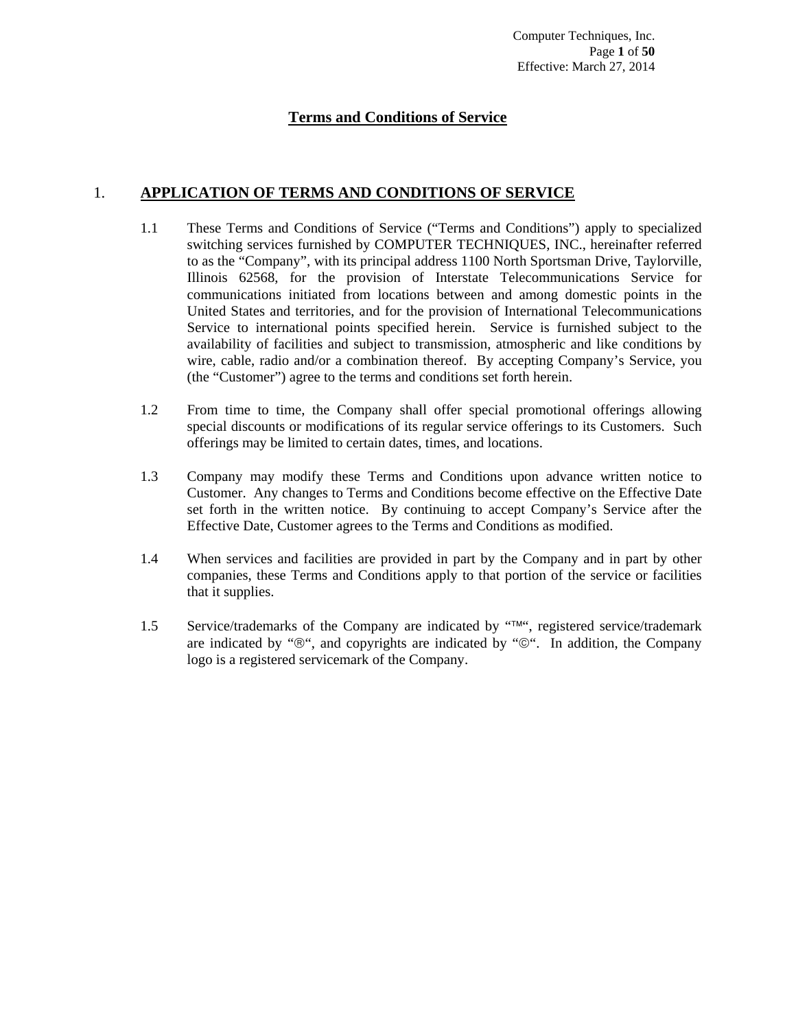# Terms and Conditions of Service

## 1. APPLICATION OF TERMS AND CONDITIONS OF SERVICE

1.1 These Terms and Conditions of Service ("Terms and Conditions") apply to specialized switching services furnished by COMPUTER TECHNIQUES, INC., hereinafter referred to as the "Company", with its principal address 1100 North Sportsman Drive, Taylorville, Illinois 62568, for the provision of Interstate Telecommunications Service for communications initiated from locations between and among domestic points in the United States and territories, and for the provision of International Telecommunications Service to international points specified herein. Service is furnished subject to the availability of facilities and subject to transmission, atmospheric and like conditions by wire, cable, radio and/or a combination thereof. By accepting Company's Service, you (the "Customer") agree to the terms and conditions set forth herein.

1.2 From time to time, the Company shall offer special promotional offerings allowing special discounts or modifications of its regular service offerings to its Customers. Such offerings may be limited to certain dates, times, and locations.

1.3 Company may modify these Terms and Conditions upon advance written notice to Customer. Any changes to Terms and Conditions become effective on the Effective Date set forth in the written notice. By continuing to accept Company's Service after the Effective Date, Customer agrees to the Terms and Conditions as modified.

1.4 When services and facilities are provided in part by the Company and in part by other companies, these Terms and Conditions apply to that portion of the service or facilities that it supplies.

1.5 Service/trademarks of the Company are indicated by "™", registered service/trademark are indicated by "®", and copyrights are indicated by "©". In addition, the Company logo is a registered servicemark of the Company.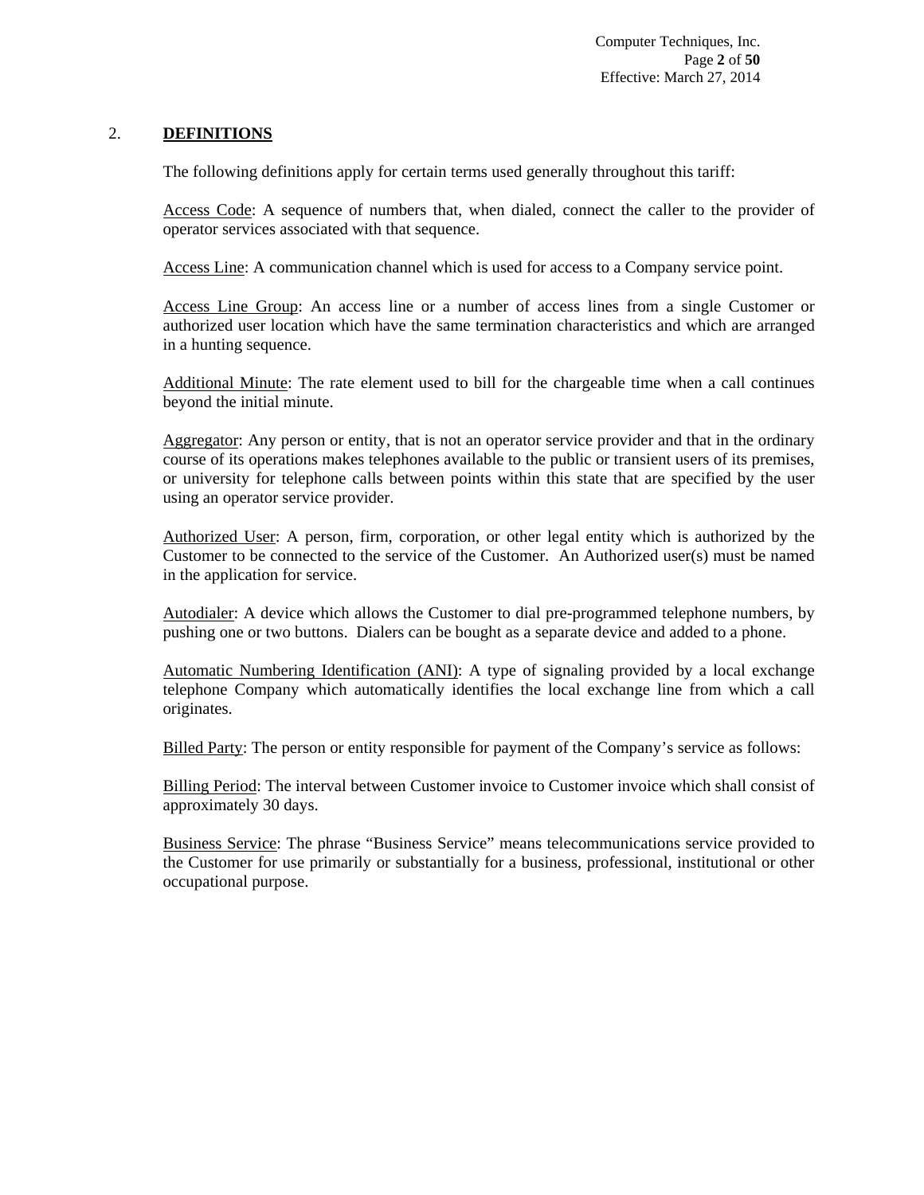## 2. **DEFINITIONS**

The following definitions apply for certain terms used generally throughout this tariff:

Access Code: A sequence of numbers that, when dialed, connect the caller to the provider of operator services associated with that sequence.

Access Line: A communication channel which is used for access to a Company service point.

Access Line Group: An access line or a number of access lines from a single Customer or authorized user location which have the same termination characteristics and which are arranged in a hunting sequence.

Additional Minute: The rate element used to bill for the chargeable time when a call continues beyond the initial minute.

Aggregator: Any person or entity, that is not an operator service provider and that in the ordinary course of its operations makes telephones available to the public or transient users of its premises, or university for telephone calls between points within this state that are specified by the user using an operator service provider.

Authorized User: A person, firm, corporation, or other legal entity which is authorized by the Customer to be connected to the service of the Customer. An Authorized user(s) must be named in the application for service.

Autodialer: A device which allows the Customer to dial pre-programmed telephone numbers, by pushing one or two buttons. Dialers can be bought as a separate device and added to a phone.

Automatic Numbering Identification (ANI): A type of signaling provided by a local exchange telephone Company which automatically identifies the local exchange line from which a call originates.

Billed Party: The person or entity responsible for payment of the Company's service as follows:

Billing Period: The interval between Customer invoice to Customer invoice which shall consist of approximately 30 days.

Business Service: The phrase "Business Service" means telecommunications service provided to the Customer for use primarily or substantially for a business, professional, institutional or other occupational purpose.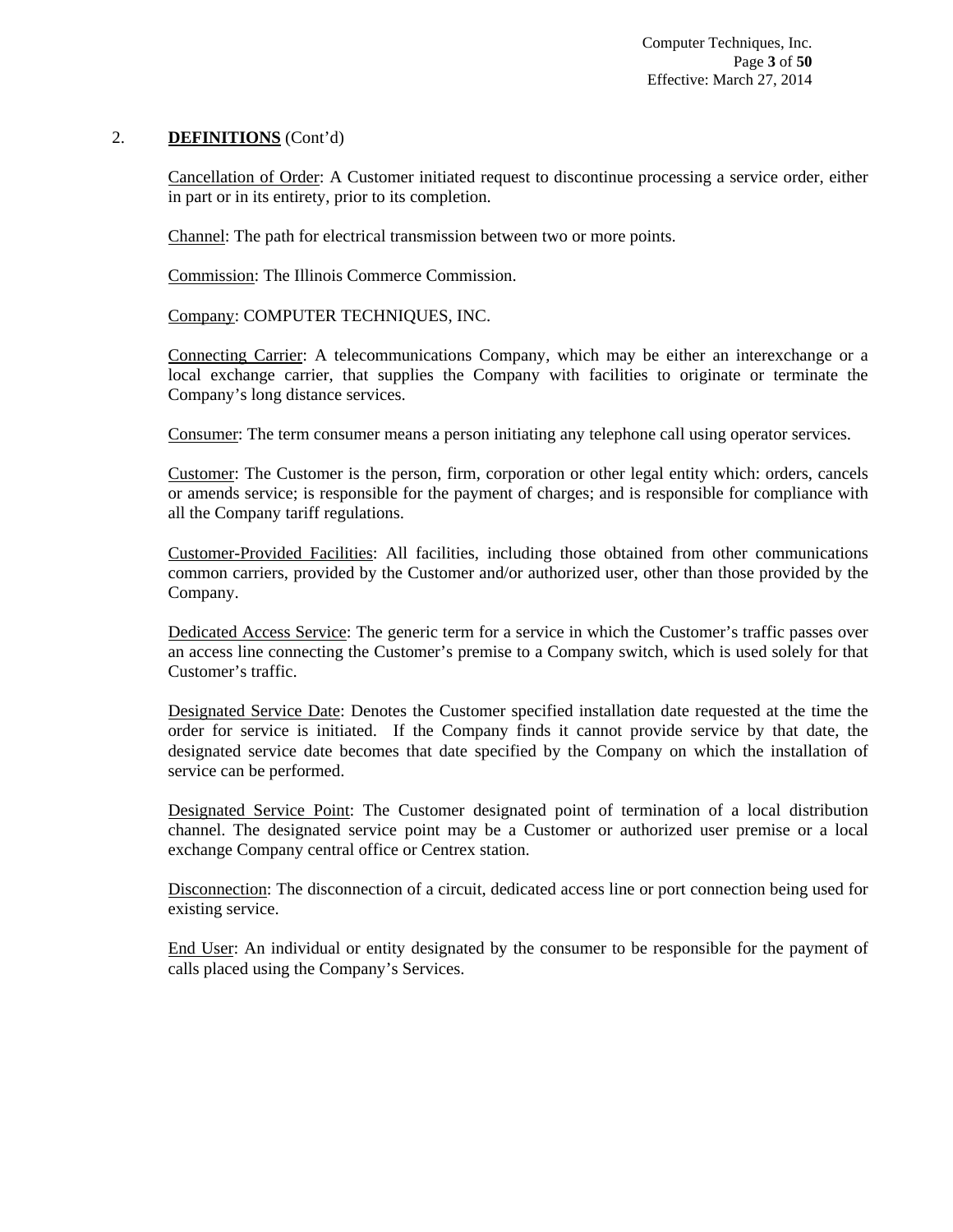## 2. **DEFINITIONS** (Cont'd)

Cancellation of Order: A Customer initiated request to discontinue processing a service order, either in part or in its entirety, prior to its completion.

Channel: The path for electrical transmission between two or more points.

Commission: The Illinois Commerce Commission.

Company: COMPUTER TECHNIQUES, INC.

Connecting Carrier: A telecommunications Company, which may be either an interexchange or a local exchange carrier, that supplies the Company with facilities to originate or terminate the Company's long distance services.

Consumer: The term consumer means a person initiating any telephone call using operator services.

Customer: The Customer is the person, firm, corporation or other legal entity which: orders, cancels or amends service; is responsible for the payment of charges; and is responsible for compliance with all the Company tariff regulations.

Customer-Provided Facilities: All facilities, including those obtained from other communications common carriers, provided by the Customer and/or authorized user, other than those provided by the Company.

Dedicated Access Service: The generic term for a service in which the Customer's traffic passes over an access line connecting the Customer's premise to a Company switch, which is used solely for that Customer's traffic.

Designated Service Date: Denotes the Customer specified installation date requested at the time the order for service is initiated. If the Company finds it cannot provide service by that date, the designated service date becomes that date specified by the Company on which the installation of service can be performed.

Designated Service Point: The Customer designated point of termination of a local distribution channel. The designated service point may be a Customer or authorized user premise or a local exchange Company central office or Centrex station.

Disconnection: The disconnection of a circuit, dedicated access line or port connection being used for existing service.

End User: An individual or entity designated by the consumer to be responsible for the payment of calls placed using the Company's Services.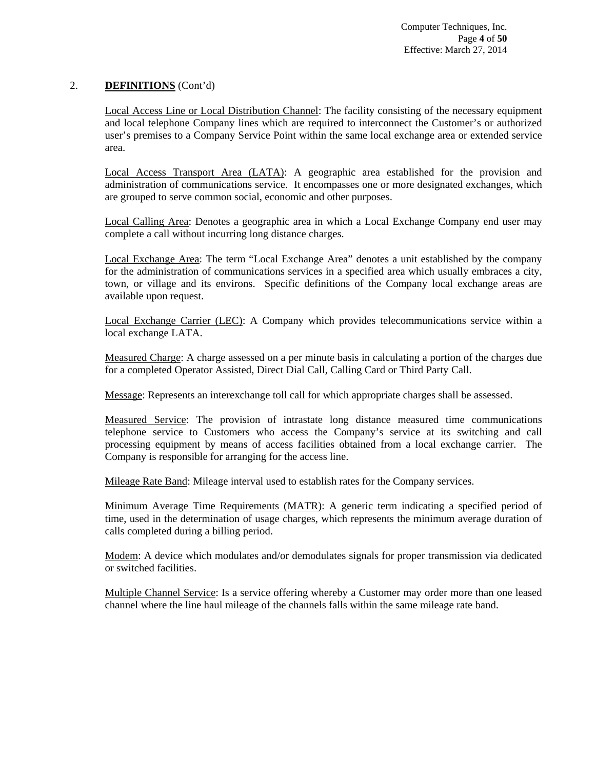## 2. **DEFINITIONS** (Cont'd)

Local Access Line or Local Distribution Channel: The facility consisting of the necessary equipment and local telephone Company lines which are required to interconnect the Customer's or authorized user's premises to a Company Service Point within the same local exchange area or extended service area.

Local Access Transport Area (LATA): A geographic area established for the provision and administration of communications service. It encompasses one or more designated exchanges, which are grouped to serve common social, economic and other purposes.

Local Calling Area: Denotes a geographic area in which a Local Exchange Company end user may complete a call without incurring long distance charges.

Local Exchange Area: The term "Local Exchange Area" denotes a unit established by the company for the administration of communications services in a specified area which usually embraces a city, town, or village and its environs. Specific definitions of the Company local exchange areas are available upon request.

Local Exchange Carrier (LEC): A Company which provides telecommunications service within a local exchange LATA.

Measured Charge: A charge assessed on a per minute basis in calculating a portion of the charges due for a completed Operator Assisted, Direct Dial Call, Calling Card or Third Party Call.

Message: Represents an interexchange toll call for which appropriate charges shall be assessed.

Measured Service: The provision of intrastate long distance measured time communications telephone service to Customers who access the Company's service at its switching and call processing equipment by means of access facilities obtained from a local exchange carrier. The Company is responsible for arranging for the access line.

Mileage Rate Band: Mileage interval used to establish rates for the Company services.

Minimum Average Time Requirements (MATR): A generic term indicating a specified period of time, used in the determination of usage charges, which represents the minimum average duration of calls completed during a billing period.

Modem: A device which modulates and/or demodulates signals for proper transmission via dedicated or switched facilities.

Multiple Channel Service: Is a service offering whereby a Customer may order more than one leased channel where the line haul mileage of the channels falls within the same mileage rate band.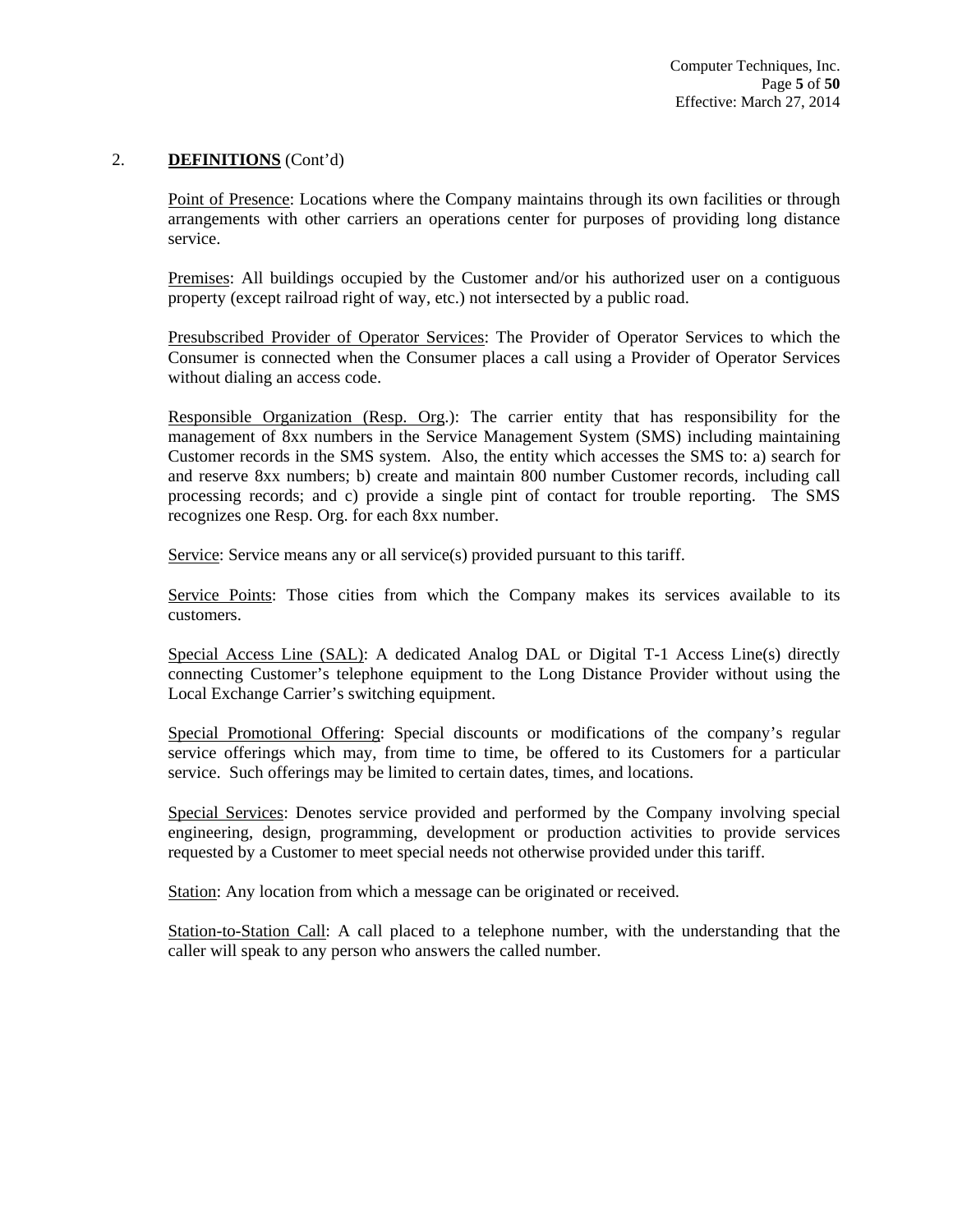## 2. **DEFINITIONS** (Cont'd)

Point of Presence: Locations where the Company maintains through its own facilities or through arrangements with other carriers an operations center for purposes of providing long distance service.

Premises: All buildings occupied by the Customer and/or his authorized user on a contiguous property (except railroad right of way, etc.) not intersected by a public road.

Presubscribed Provider of Operator Services: The Provider of Operator Services to which the Consumer is connected when the Consumer places a call using a Provider of Operator Services without dialing an access code.

Responsible Organization (Resp. Org.): The carrier entity that has responsibility for the management of 8xx numbers in the Service Management System (SMS) including maintaining Customer records in the SMS system. Also, the entity which accesses the SMS to: a) search for and reserve 8xx numbers; b) create and maintain 800 number Customer records, including call processing records; and c) provide a single pint of contact for trouble reporting. The SMS recognizes one Resp. Org. for each 8xx number.

Service: Service means any or all service(s) provided pursuant to this tariff.

Service Points: Those cities from which the Company makes its services available to its customers.

Special Access Line (SAL): A dedicated Analog DAL or Digital T-1 Access Line(s) directly connecting Customer's telephone equipment to the Long Distance Provider without using the Local Exchange Carrier's switching equipment.

Special Promotional Offering: Special discounts or modifications of the company's regular service offerings which may, from time to time, be offered to its Customers for a particular service. Such offerings may be limited to certain dates, times, and locations.

Special Services: Denotes service provided and performed by the Company involving special engineering, design, programming, development or production activities to provide services requested by a Customer to meet special needs not otherwise provided under this tariff.

Station: Any location from which a message can be originated or received.

Station-to-Station Call: A call placed to a telephone number, with the understanding that the caller will speak to any person who answers the called number.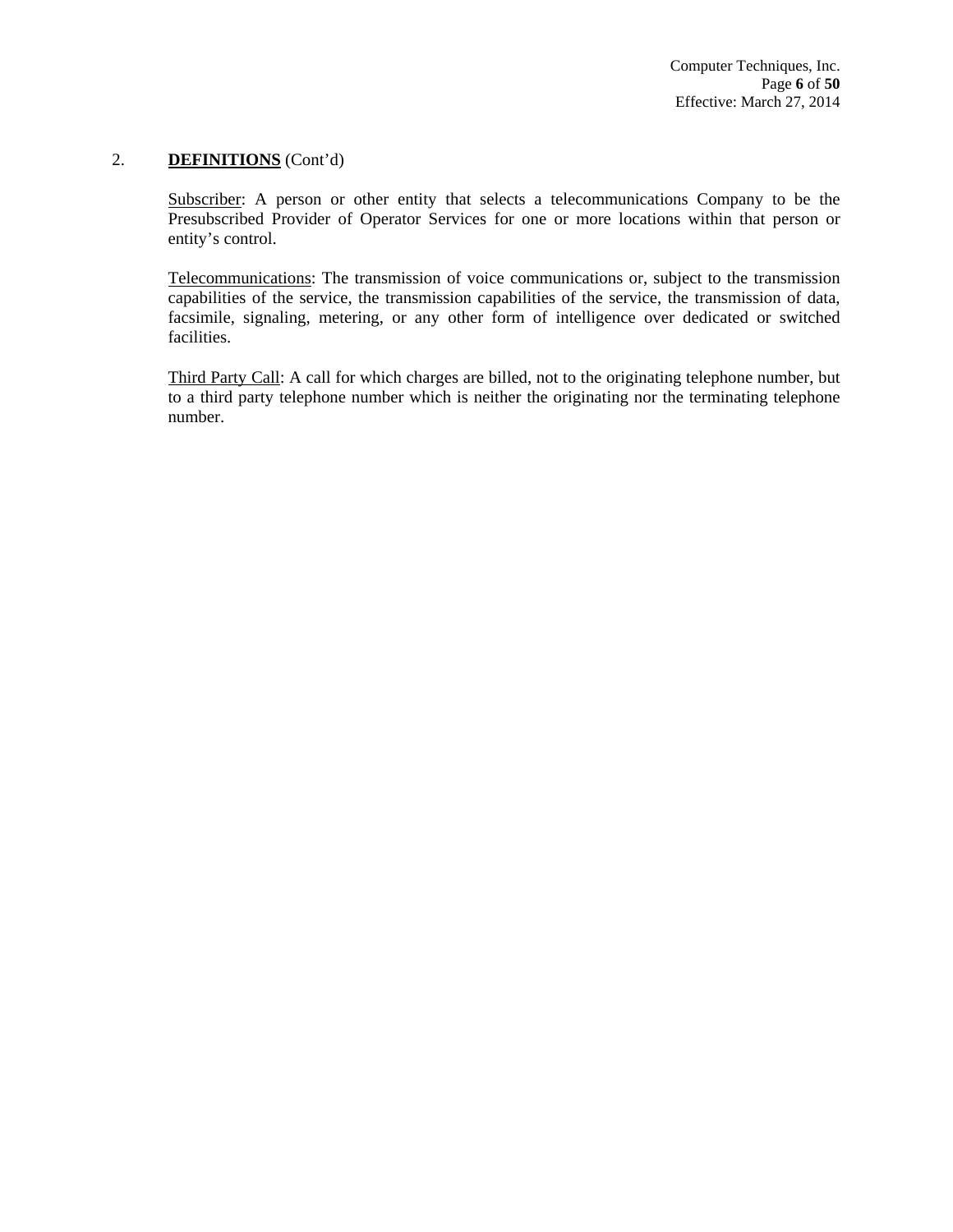## 2. **DEFINITIONS** (Cont'd)

Subscriber: A person or other entity that selects a telecommunications Company to be the Presubscribed Provider of Operator Services for one or more locations within that person or entity's control.

Telecommunications: The transmission of voice communications or, subject to the transmission capabilities of the service, the transmission capabilities of the service, the transmission of data, facsimile, signaling, metering, or any other form of intelligence over dedicated or switched facilities.

Third Party Call: A call for which charges are billed, not to the originating telephone number, but to a third party telephone number which is neither the originating nor the terminating telephone number.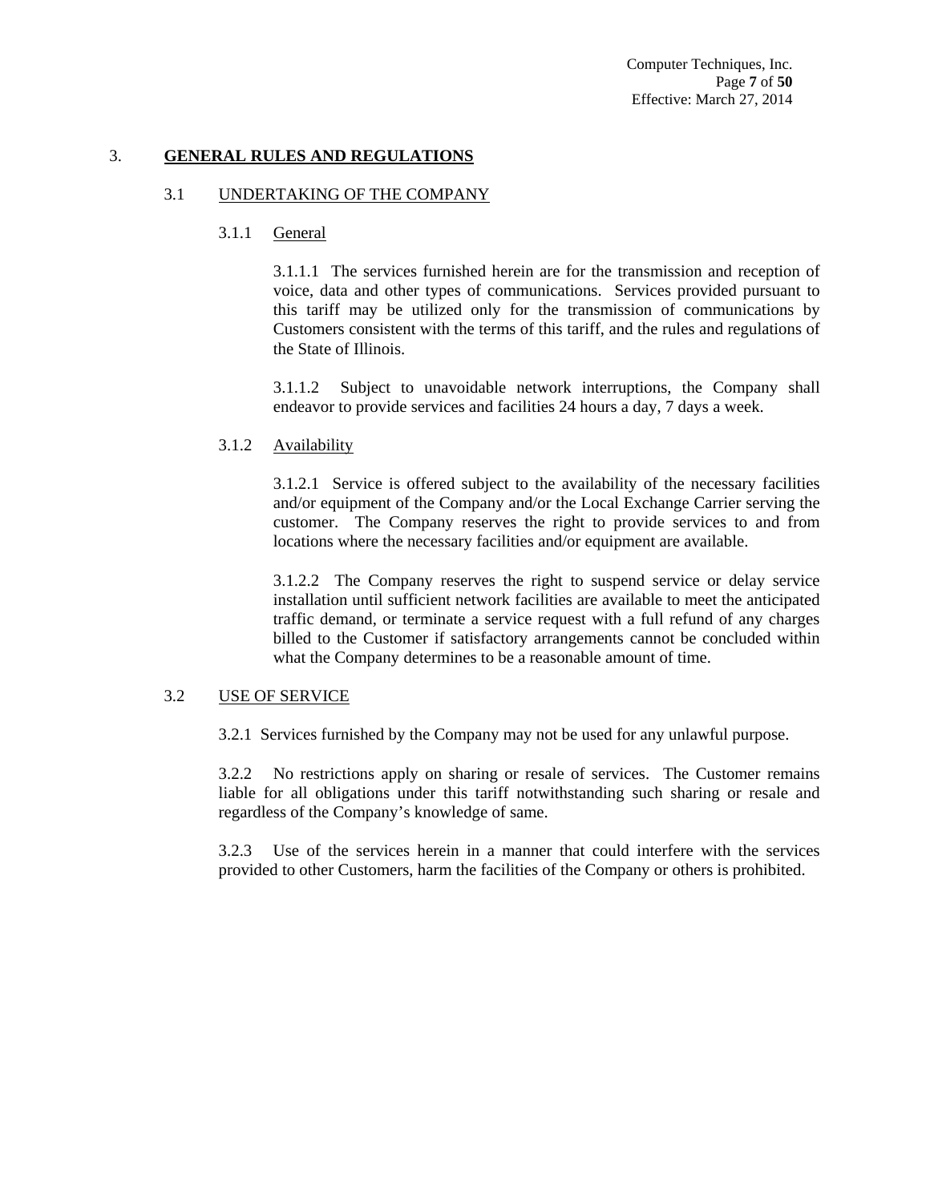# 3. GENERAL RULES AND REGULATIONS

## 3.1 UNDERTAKING OF THE COMPANY

### 3.1.1 General

3.1.1.1 The services furnished herein are for the transmission and reception of voice, data and other types of communications. Services provided pursuant to this tariff may be utilized only for the transmission of communications by Customers consistent with the terms of this tariff, and the rules and regulations of the State of Illinois.

3.1.1.2 Subject to unavoidable network interruptions, the Company shall endeavor to provide services and facilities 24 hours a day, 7 days a week.

### 3.1.2 Availability

3.1.2.1 Service is offered subject to the availability of the necessary facilities and/or equipment of the Company and/or the Local Exchange Carrier serving the customer. The Company reserves the right to provide services to and from locations where the necessary facilities and/or equipment are available.

3.1.2.2 The Company reserves the right to suspend service or delay service installation until sufficient network facilities are available to meet the anticipated traffic demand, or terminate a service request with a full refund of any charges billed to the Customer if satisfactory arrangements cannot be concluded within what the Company determines to be a reasonable amount of time.

## 3.2 USE OF SERVICE

3.2.1 Services furnished by the Company may not be used for any unlawful purpose.

3.2.2 No restrictions apply on sharing or resale of services. The Customer remains liable for all obligations under this tariff notwithstanding such sharing or resale and regardless of the Company's knowledge of same.

3.2.3 Use of the services herein in a manner that could interfere with the services provided to other Customers, harm the facilities of the Company or others is prohibited.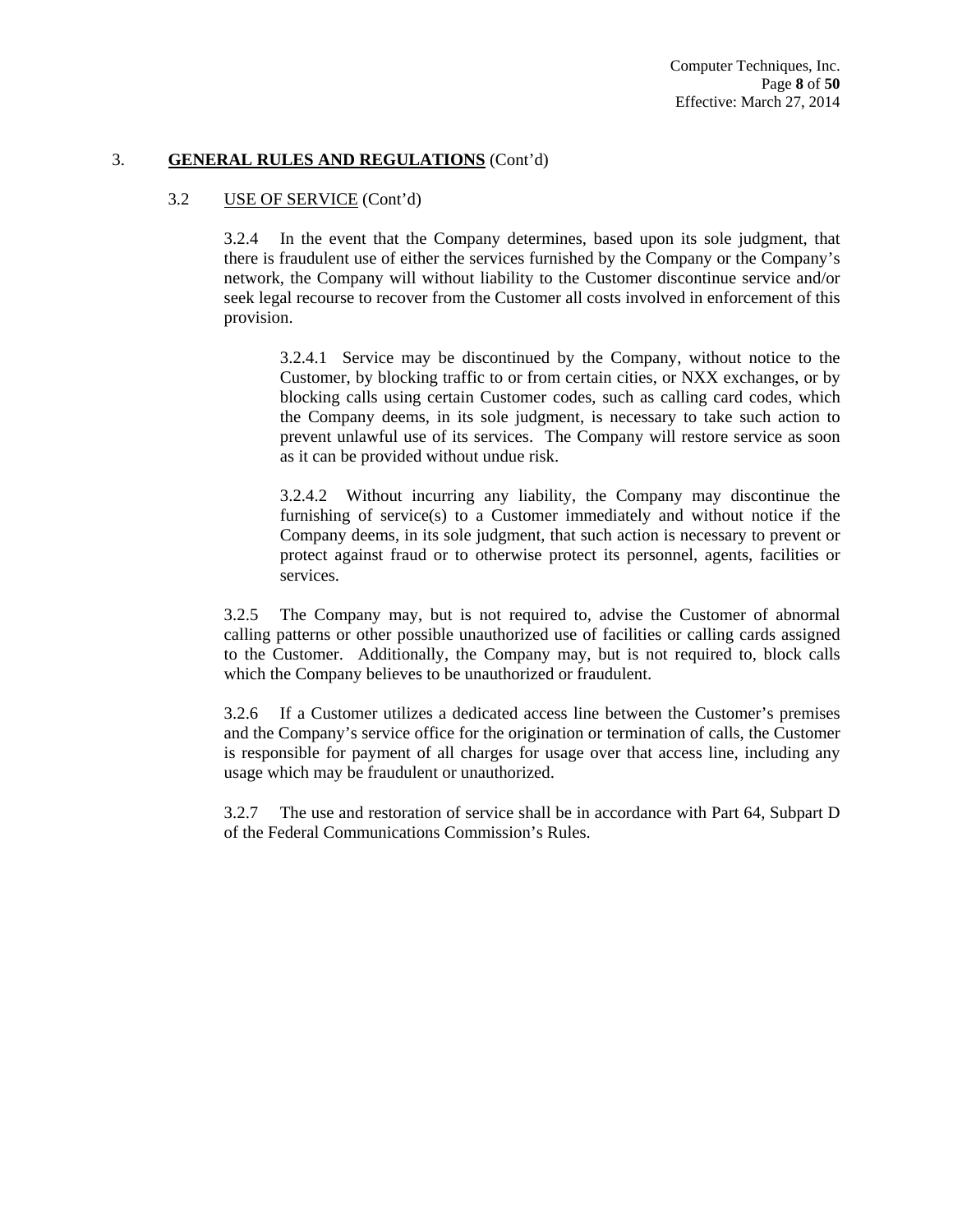## 3. **GENERAL RULES AND REGULATIONS** (Cont'd)

### 3.2 USE OF SERVICE (Cont'd)

3.2.4 In the event that the Company determines, based upon its sole judgment, that there is fraudulent use of either the services furnished by the Company or the Company's network, the Company will without liability to the Customer discontinue service and/or seek legal recourse to recover from the Customer all costs involved in enforcement of this provision.

3.2.4.1 Service may be discontinued by the Company, without notice to the Customer, by blocking traffic to or from certain cities, or NXX exchanges, or by blocking calls using certain Customer codes, such as calling card codes, which the Company deems, in its sole judgment, is necessary to take such action to prevent unlawful use of its services. The Company will restore service as soon as it can be provided without undue risk.

3.2.4.2 Without incurring any liability, the Company may discontinue the furnishing of service(s) to a Customer immediately and without notice if the Company deems, in its sole judgment, that such action is necessary to prevent or protect against fraud or to otherwise protect its personnel, agents, facilities or services.

3.2.5 The Company may, but is not required to, advise the Customer of abnormal calling patterns or other possible unauthorized use of facilities or calling cards assigned to the Customer. Additionally, the Company may, but is not required to, block calls which the Company believes to be unauthorized or fraudulent.

3.2.6 If a Customer utilizes a dedicated access line between the Customer's premises and the Company's service office for the origination or termination of calls, the Customer is responsible for payment of all charges for usage over that access line, including any usage which may be fraudulent or unauthorized.

3.2.7 The use and restoration of service shall be in accordance with Part 64, Subpart D of the Federal Communications Commission's Rules.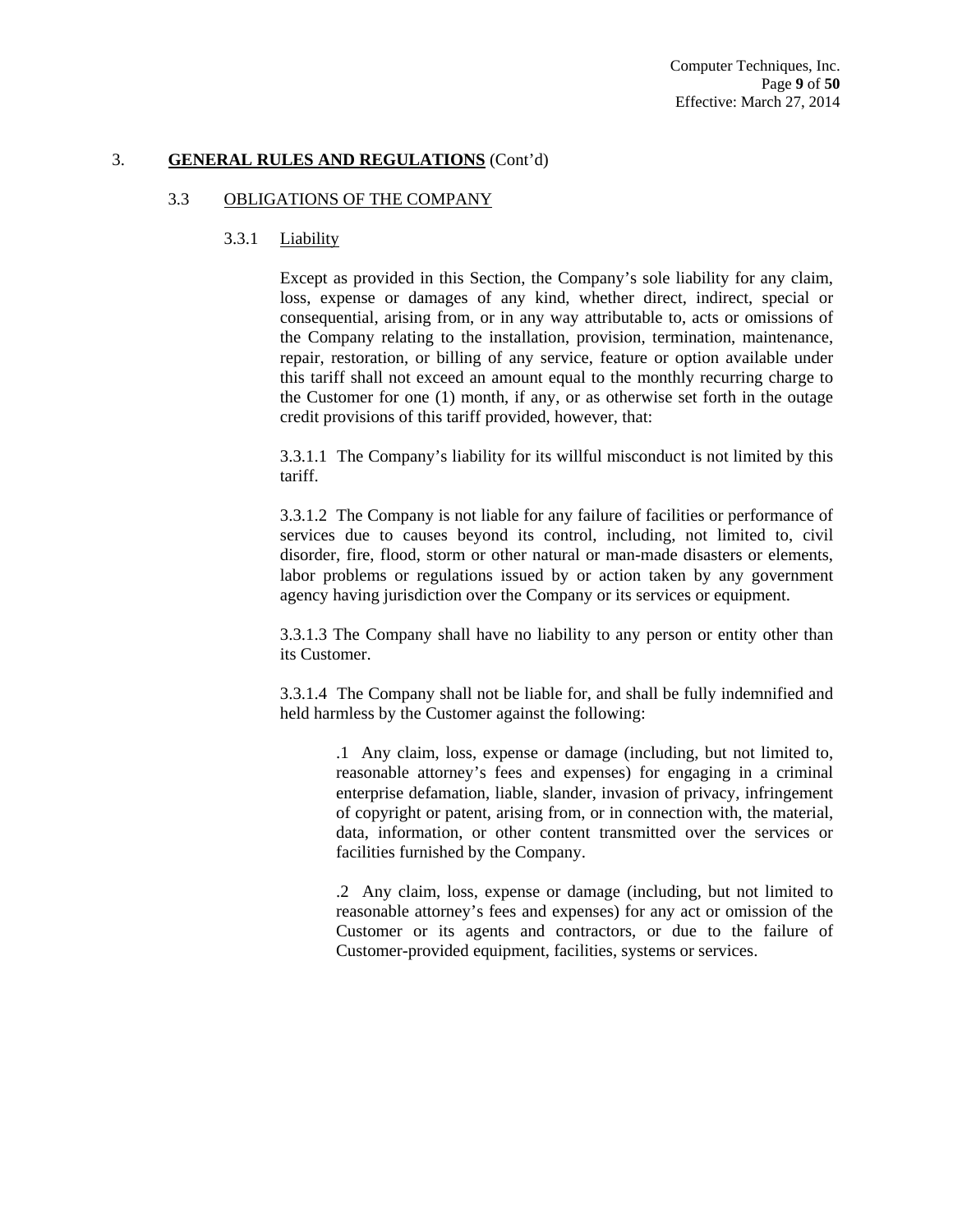## 3. **GENERAL RULES AND REGULATIONS** (Cont'd)

### 3.3 OBLIGATIONS OF THE COMPANY

#### 3.3.1 Liability

Except as provided in this Section, the Company's sole liability for any claim, loss, expense or damages of any kind, whether direct, indirect, special or consequential, arising from, or in any way attributable to, acts or omissions of the Company relating to the installation, provision, termination, maintenance, repair, restoration, or billing of any service, feature or option available under this tariff shall not exceed an amount equal to the monthly recurring charge to the Customer for one (1) month, if any, or as otherwise set forth in the outage credit provisions of this tariff provided, however, that:

3.3.1.1 The Company's liability for its willful misconduct is not limited by this tariff.

3.3.1.2 The Company is not liable for any failure of facilities or performance of services due to causes beyond its control, including, not limited to, civil disorder, fire, flood, storm or other natural or man-made disasters or elements, labor problems or regulations issued by or action taken by any government agency having jurisdiction over the Company or its services or equipment.

3.3.1.3 The Company shall have no liability to any person or entity other than its Customer.

3.3.1.4 The Company shall not be liable for, and shall be fully indemnified and held harmless by the Customer against the following:

> .1 Any claim, loss, expense or damage (including, but not limited to, reasonable attorney's fees and expenses) for engaging in a criminal enterprise defamation, liable, slander, invasion of privacy, infringement of copyright or patent, arising from, or in connection with, the material, data, information, or other content transmitted over the services or facilities furnished by the Company.
>
> .2 Any claim, loss, expense or damage (including, but not limited to reasonable attorney's fees and expenses) for any act or omission of the Customer or its agents and contractors, or due to the failure of Customer-provided equipment, facilities, systems or services.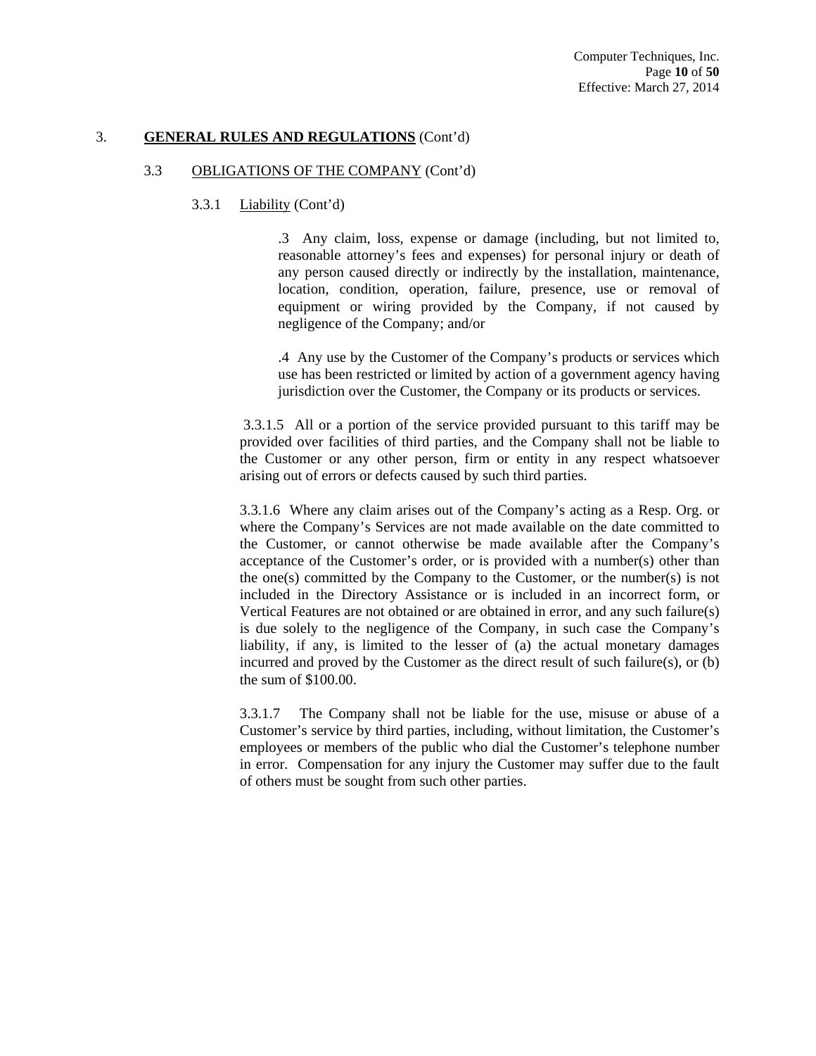## 3. **GENERAL RULES AND REGULATIONS** (Cont'd)

### 3.3 OBLIGATIONS OF THE COMPANY (Cont'd)

#### 3.3.1 Liability (Cont'd)

.3 Any claim, loss, expense or damage (including, but not limited to, reasonable attorney's fees and expenses) for personal injury or death of any person caused directly or indirectly by the installation, maintenance, location, condition, operation, failure, presence, use or removal of equipment or wiring provided by the Company, if not caused by negligence of the Company; and/or

.4 Any use by the Customer of the Company's products or services which use has been restricted or limited by action of a government agency having jurisdiction over the Customer, the Company or its products or services.

3.3.1.5 All or a portion of the service provided pursuant to this tariff may be provided over facilities of third parties, and the Company shall not be liable to the Customer or any other person, firm or entity in any respect whatsoever arising out of errors or defects caused by such third parties.

3.3.1.6 Where any claim arises out of the Company's acting as a Resp. Org. or where the Company's Services are not made available on the date committed to the Customer, or cannot otherwise be made available after the Company's acceptance of the Customer's order, or is provided with a number(s) other than the one(s) committed by the Company to the Customer, or the number(s) is not included in the Directory Assistance or is included in an incorrect form, or Vertical Features are not obtained or are obtained in error, and any such failure(s) is due solely to the negligence of the Company, in such case the Company's liability, if any, is limited to the lesser of (a) the actual monetary damages incurred and proved by the Customer as the direct result of such failure(s), or (b) the sum of $100.00.

3.3.1.7 The Company shall not be liable for the use, misuse or abuse of a Customer's service by third parties, including, without limitation, the Customer's employees or members of the public who dial the Customer's telephone number in error. Compensation for any injury the Customer may suffer due to the fault of others must be sought from such other parties.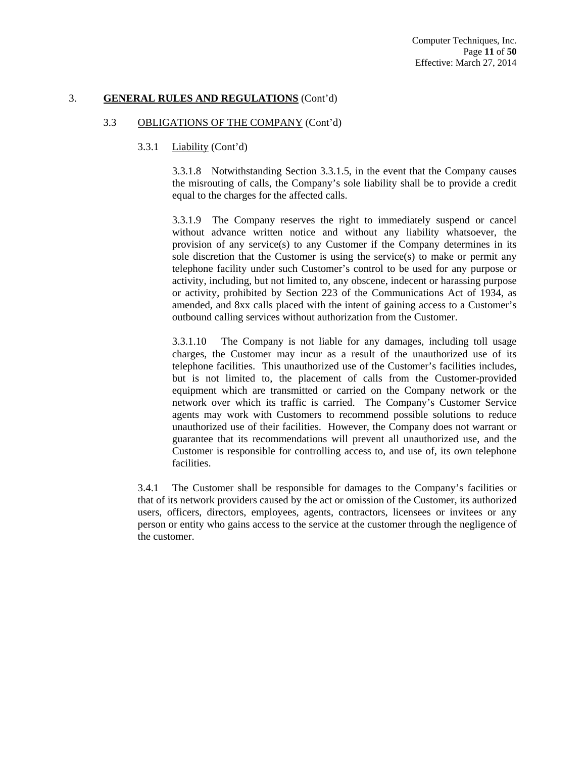## 3. **GENERAL RULES AND REGULATIONS** (Cont'd)

### 3.3 OBLIGATIONS OF THE COMPANY (Cont'd)

#### 3.3.1 Liability (Cont'd)

3.3.1.8 Notwithstanding Section 3.3.1.5, in the event that the Company causes the misrouting of calls, the Company's sole liability shall be to provide a credit equal to the charges for the affected calls.

3.3.1.9 The Company reserves the right to immediately suspend or cancel without advance written notice and without any liability whatsoever, the provision of any service(s) to any Customer if the Company determines in its sole discretion that the Customer is using the service(s) to make or permit any telephone facility under such Customer's control to be used for any purpose or activity, including, but not limited to, any obscene, indecent or harassing purpose or activity, prohibited by Section 223 of the Communications Act of 1934, as amended, and 8xx calls placed with the intent of gaining access to a Customer's outbound calling services without authorization from the Customer.

3.3.1.10 The Company is not liable for any damages, including toll usage charges, the Customer may incur as a result of the unauthorized use of its telephone facilities. This unauthorized use of the Customer's facilities includes, but is not limited to, the placement of calls from the Customer-provided equipment which are transmitted or carried on the Company network or the network over which its traffic is carried. The Company's Customer Service agents may work with Customers to recommend possible solutions to reduce unauthorized use of their facilities. However, the Company does not warrant or guarantee that its recommendations will prevent all unauthorized use, and the Customer is responsible for controlling access to, and use of, its own telephone facilities.

3.4.1 The Customer shall be responsible for damages to the Company's facilities or that of its network providers caused by the act or omission of the Customer, its authorized users, officers, directors, employees, agents, contractors, licensees or invitees or any person or entity who gains access to the service at the customer through the negligence of the customer.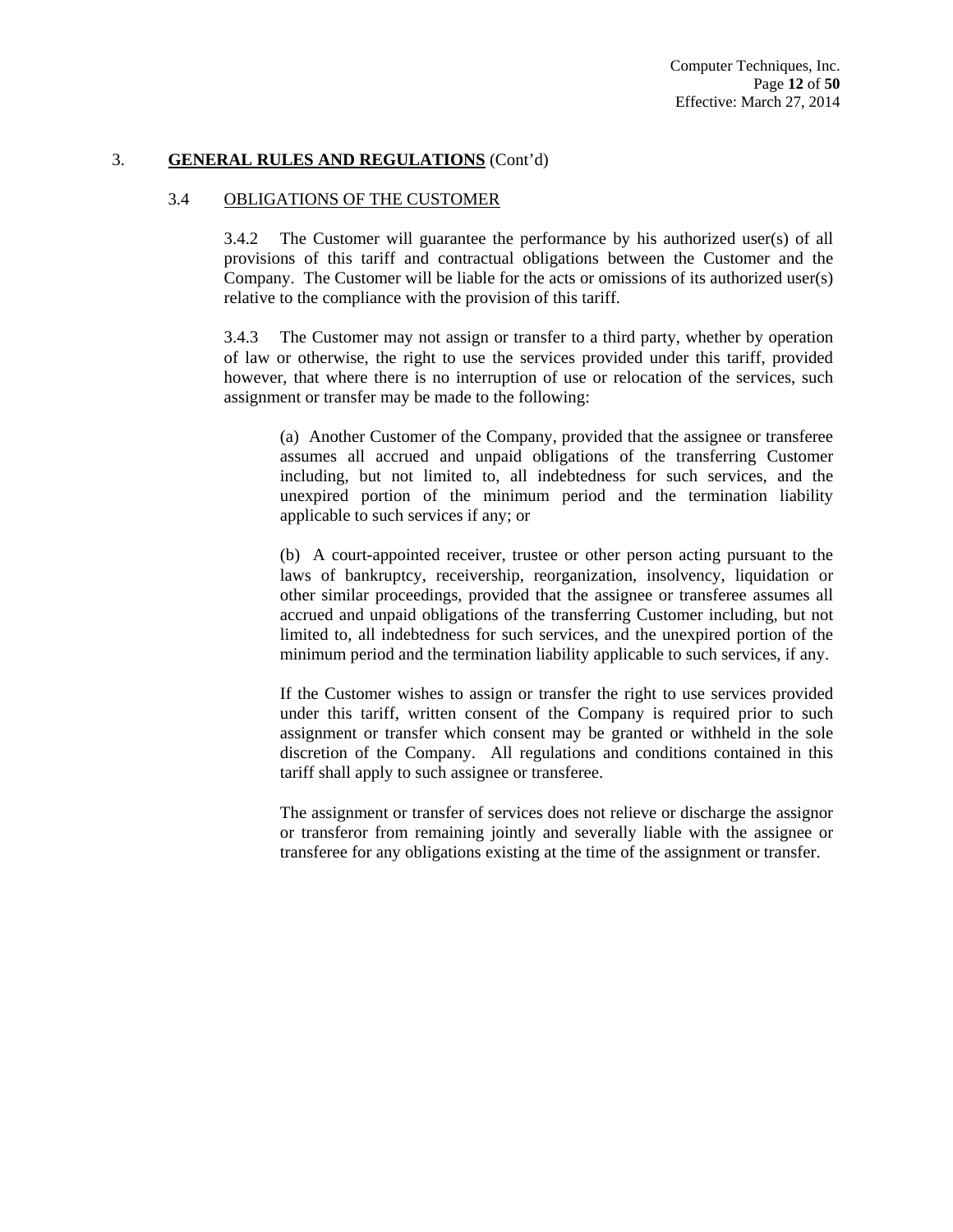## 3. **GENERAL RULES AND REGULATIONS** (Cont'd)

### 3.4 OBLIGATIONS OF THE CUSTOMER

3.4.2 The Customer will guarantee the performance by his authorized user(s) of all provisions of this tariff and contractual obligations between the Customer and the Company. The Customer will be liable for the acts or omissions of its authorized user(s) relative to the compliance with the provision of this tariff.

3.4.3 The Customer may not assign or transfer to a third party, whether by operation of law or otherwise, the right to use the services provided under this tariff, provided however, that where there is no interruption of use or relocation of the services, such assignment or transfer may be made to the following:

(a) Another Customer of the Company, provided that the assignee or transferee assumes all accrued and unpaid obligations of the transferring Customer including, but not limited to, all indebtedness for such services, and the unexpired portion of the minimum period and the termination liability applicable to such services if any; or

(b) A court-appointed receiver, trustee or other person acting pursuant to the laws of bankruptcy, receivership, reorganization, insolvency, liquidation or other similar proceedings, provided that the assignee or transferee assumes all accrued and unpaid obligations of the transferring Customer including, but not limited to, all indebtedness for such services, and the unexpired portion of the minimum period and the termination liability applicable to such services, if any.

If the Customer wishes to assign or transfer the right to use services provided under this tariff, written consent of the Company is required prior to such assignment or transfer which consent may be granted or withheld in the sole discretion of the Company. All regulations and conditions contained in this tariff shall apply to such assignee or transferee.

The assignment or transfer of services does not relieve or discharge the assignor or transferor from remaining jointly and severally liable with the assignee or transferee for any obligations existing at the time of the assignment or transfer.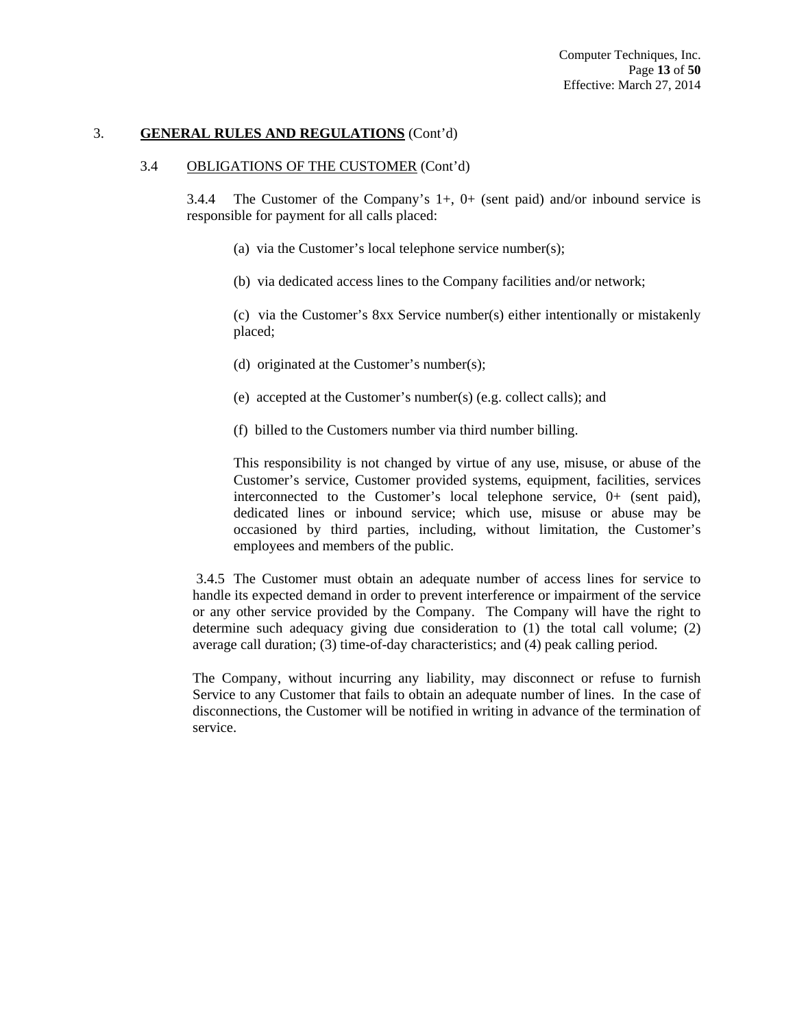## 3. **GENERAL RULES AND REGULATIONS** (Cont'd)

### 3.4 OBLIGATIONS OF THE CUSTOMER (Cont'd)

3.4.4 The Customer of the Company's 1+, 0+ (sent paid) and/or inbound service is responsible for payment for all calls placed:

(a) via the Customer's local telephone service number(s);

(b) via dedicated access lines to the Company facilities and/or network;

(c) via the Customer's 8xx Service number(s) either intentionally or mistakenly placed;

(d) originated at the Customer's number(s);

(e) accepted at the Customer's number(s) (e.g. collect calls); and

(f) billed to the Customers number via third number billing.

This responsibility is not changed by virtue of any use, misuse, or abuse of the Customer's service, Customer provided systems, equipment, facilities, services interconnected to the Customer's local telephone service, 0+ (sent paid), dedicated lines or inbound service; which use, misuse or abuse may be occasioned by third parties, including, without limitation, the Customer's employees and members of the public.

3.4.5 The Customer must obtain an adequate number of access lines for service to handle its expected demand in order to prevent interference or impairment of the service or any other service provided by the Company. The Company will have the right to determine such adequacy giving due consideration to (1) the total call volume; (2) average call duration; (3) time-of-day characteristics; and (4) peak calling period.

The Company, without incurring any liability, may disconnect or refuse to furnish Service to any Customer that fails to obtain an adequate number of lines. In the case of disconnections, the Customer will be notified in writing in advance of the termination of service.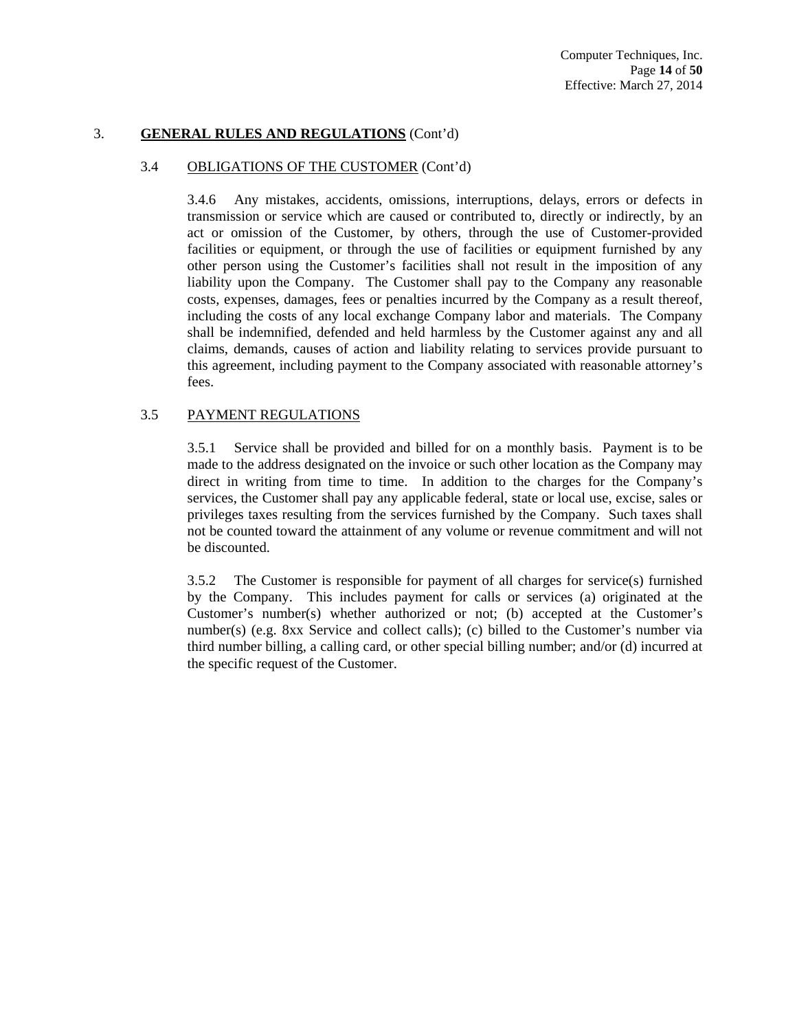## 3. **GENERAL RULES AND REGULATIONS** (Cont'd)

### 3.4 OBLIGATIONS OF THE CUSTOMER (Cont'd)

3.4.6 Any mistakes, accidents, omissions, interruptions, delays, errors or defects in transmission or service which are caused or contributed to, directly or indirectly, by an act or omission of the Customer, by others, through the use of Customer-provided facilities or equipment, or through the use of facilities or equipment furnished by any other person using the Customer's facilities shall not result in the imposition of any liability upon the Company. The Customer shall pay to the Company any reasonable costs, expenses, damages, fees or penalties incurred by the Company as a result thereof, including the costs of any local exchange Company labor and materials. The Company shall be indemnified, defended and held harmless by the Customer against any and all claims, demands, causes of action and liability relating to services provide pursuant to this agreement, including payment to the Company associated with reasonable attorney's fees.

### 3.5 PAYMENT REGULATIONS

3.5.1 Service shall be provided and billed for on a monthly basis. Payment is to be made to the address designated on the invoice or such other location as the Company may direct in writing from time to time. In addition to the charges for the Company's services, the Customer shall pay any applicable federal, state or local use, excise, sales or privileges taxes resulting from the services furnished by the Company. Such taxes shall not be counted toward the attainment of any volume or revenue commitment and will not be discounted.

3.5.2 The Customer is responsible for payment of all charges for service(s) furnished by the Company. This includes payment for calls or services (a) originated at the Customer's number(s) whether authorized or not; (b) accepted at the Customer's number(s) (e.g. 8xx Service and collect calls); (c) billed to the Customer's number via third number billing, a calling card, or other special billing number; and/or (d) incurred at the specific request of the Customer.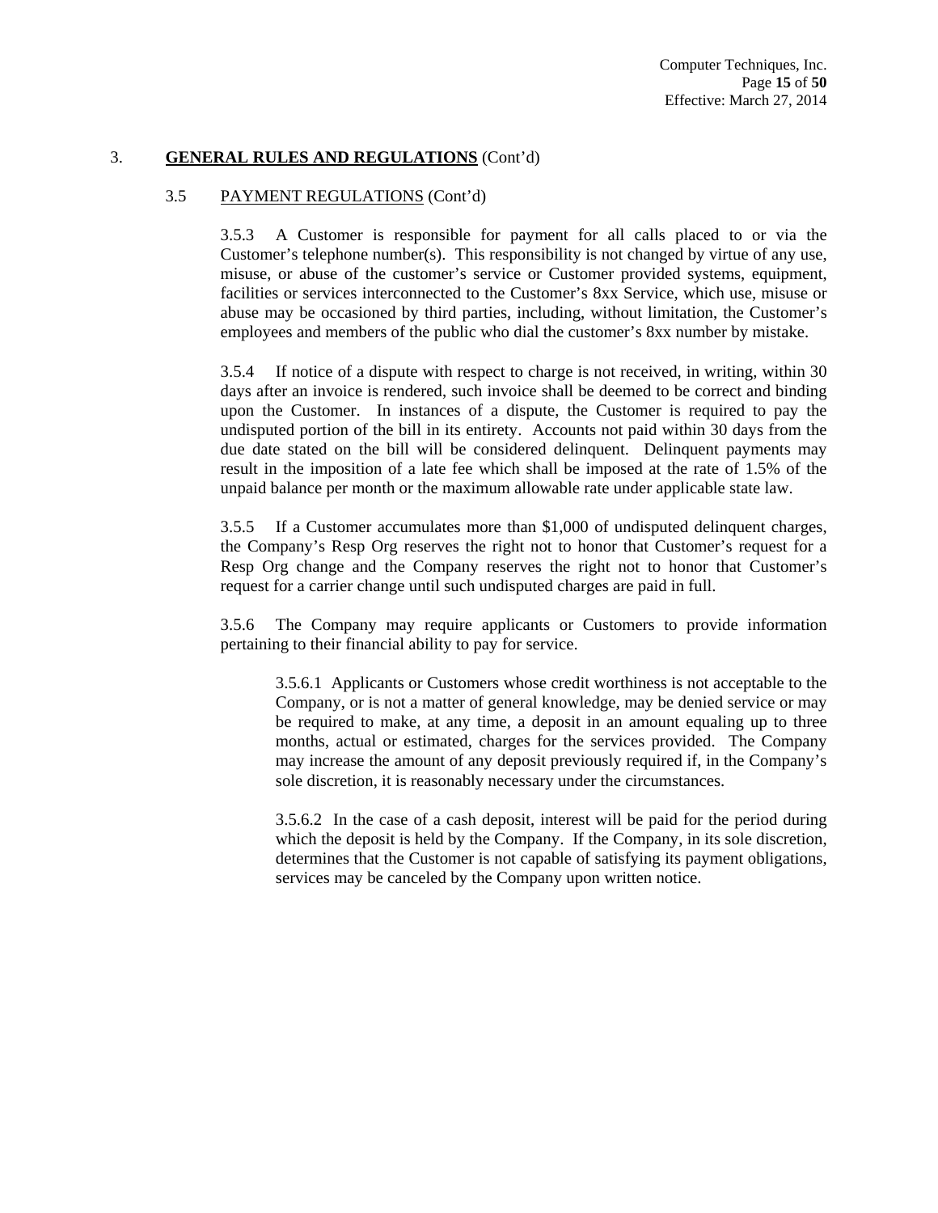## 3. **GENERAL RULES AND REGULATIONS** (Cont'd)

### 3.5 PAYMENT REGULATIONS (Cont'd)

3.5.3 A Customer is responsible for payment for all calls placed to or via the Customer's telephone number(s). This responsibility is not changed by virtue of any use, misuse, or abuse of the customer's service or Customer provided systems, equipment, facilities or services interconnected to the Customer's 8xx Service, which use, misuse or abuse may be occasioned by third parties, including, without limitation, the Customer's employees and members of the public who dial the customer's 8xx number by mistake.

3.5.4 If notice of a dispute with respect to charge is not received, in writing, within 30 days after an invoice is rendered, such invoice shall be deemed to be correct and binding upon the Customer. In instances of a dispute, the Customer is required to pay the undisputed portion of the bill in its entirety. Accounts not paid within 30 days from the due date stated on the bill will be considered delinquent. Delinquent payments may result in the imposition of a late fee which shall be imposed at the rate of 1.5% of the unpaid balance per month or the maximum allowable rate under applicable state law.

3.5.5 If a Customer accumulates more than $1,000 of undisputed delinquent charges, the Company's Resp Org reserves the right not to honor that Customer's request for a Resp Org change and the Company reserves the right not to honor that Customer's request for a carrier change until such undisputed charges are paid in full.

3.5.6 The Company may require applicants or Customers to provide information pertaining to their financial ability to pay for service.

3.5.6.1 Applicants or Customers whose credit worthiness is not acceptable to the Company, or is not a matter of general knowledge, may be denied service or may be required to make, at any time, a deposit in an amount equaling up to three months, actual or estimated, charges for the services provided. The Company may increase the amount of any deposit previously required if, in the Company's sole discretion, it is reasonably necessary under the circumstances.

3.5.6.2 In the case of a cash deposit, interest will be paid for the period during which the deposit is held by the Company. If the Company, in its sole discretion, determines that the Customer is not capable of satisfying its payment obligations, services may be canceled by the Company upon written notice.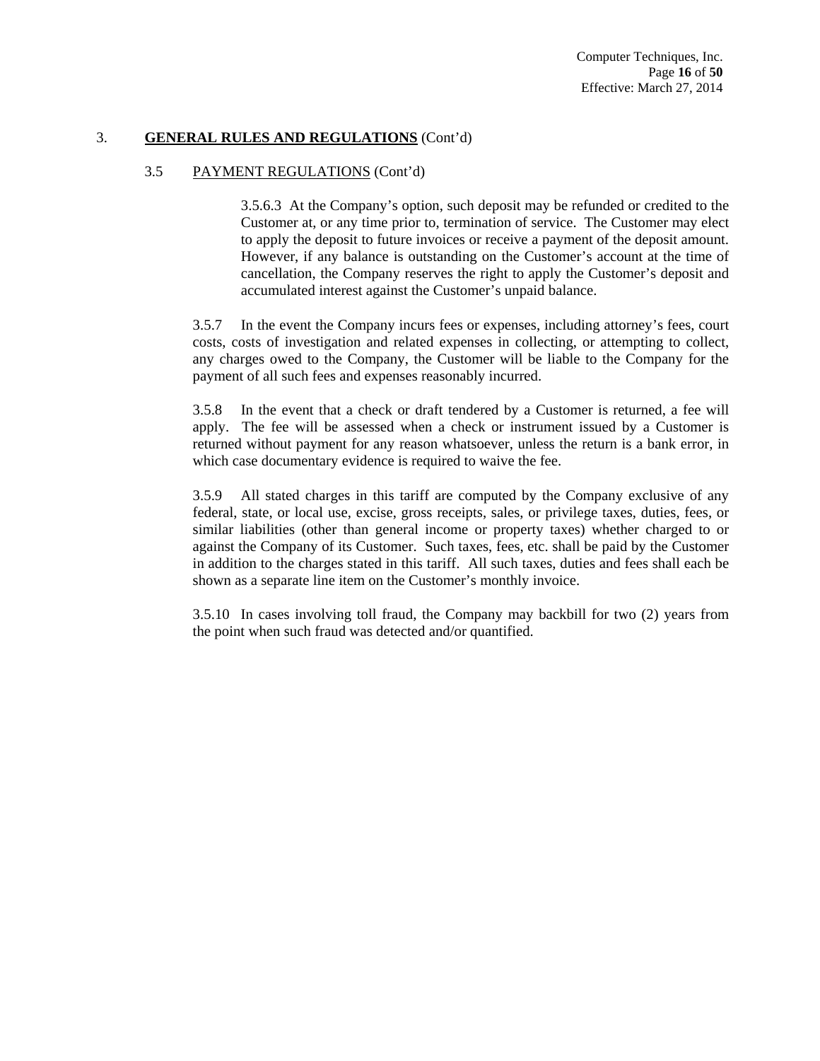## 3. **GENERAL RULES AND REGULATIONS** (Cont'd)

### 3.5 PAYMENT REGULATIONS (Cont'd)

3.5.6.3 At the Company's option, such deposit may be refunded or credited to the Customer at, or any time prior to, termination of service. The Customer may elect to apply the deposit to future invoices or receive a payment of the deposit amount. However, if any balance is outstanding on the Customer's account at the time of cancellation, the Company reserves the right to apply the Customer's deposit and accumulated interest against the Customer's unpaid balance.

3.5.7 In the event the Company incurs fees or expenses, including attorney's fees, court costs, costs of investigation and related expenses in collecting, or attempting to collect, any charges owed to the Company, the Customer will be liable to the Company for the payment of all such fees and expenses reasonably incurred.

3.5.8 In the event that a check or draft tendered by a Customer is returned, a fee will apply. The fee will be assessed when a check or instrument issued by a Customer is returned without payment for any reason whatsoever, unless the return is a bank error, in which case documentary evidence is required to waive the fee.

3.5.9 All stated charges in this tariff are computed by the Company exclusive of any federal, state, or local use, excise, gross receipts, sales, or privilege taxes, duties, fees, or similar liabilities (other than general income or property taxes) whether charged to or against the Company of its Customer. Such taxes, fees, etc. shall be paid by the Customer in addition to the charges stated in this tariff. All such taxes, duties and fees shall each be shown as a separate line item on the Customer's monthly invoice.

3.5.10 In cases involving toll fraud, the Company may backbill for two (2) years from the point when such fraud was detected and/or quantified.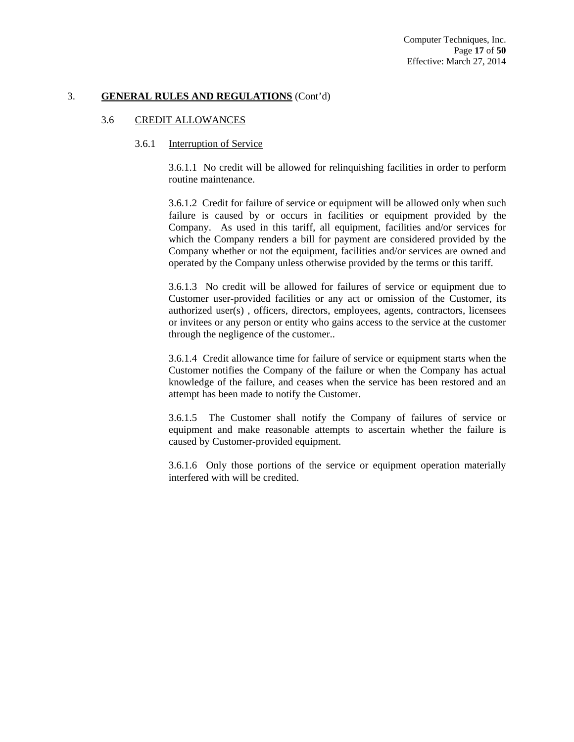## 3. **GENERAL RULES AND REGULATIONS** (Cont'd)

### 3.6 CREDIT ALLOWANCES

#### 3.6.1 Interruption of Service

3.6.1.1 No credit will be allowed for relinquishing facilities in order to perform routine maintenance.

3.6.1.2 Credit for failure of service or equipment will be allowed only when such failure is caused by or occurs in facilities or equipment provided by the Company. As used in this tariff, all equipment, facilities and/or services for which the Company renders a bill for payment are considered provided by the Company whether or not the equipment, facilities and/or services are owned and operated by the Company unless otherwise provided by the terms or this tariff.

3.6.1.3 No credit will be allowed for failures of service or equipment due to Customer user-provided facilities or any act or omission of the Customer, its authorized user(s) , officers, directors, employees, agents, contractors, licensees or invitees or any person or entity who gains access to the service at the customer through the negligence of the customer..

3.6.1.4 Credit allowance time for failure of service or equipment starts when the Customer notifies the Company of the failure or when the Company has actual knowledge of the failure, and ceases when the service has been restored and an attempt has been made to notify the Customer.

3.6.1.5 The Customer shall notify the Company of failures of service or equipment and make reasonable attempts to ascertain whether the failure is caused by Customer-provided equipment.

3.6.1.6 Only those portions of the service or equipment operation materially interfered with will be credited.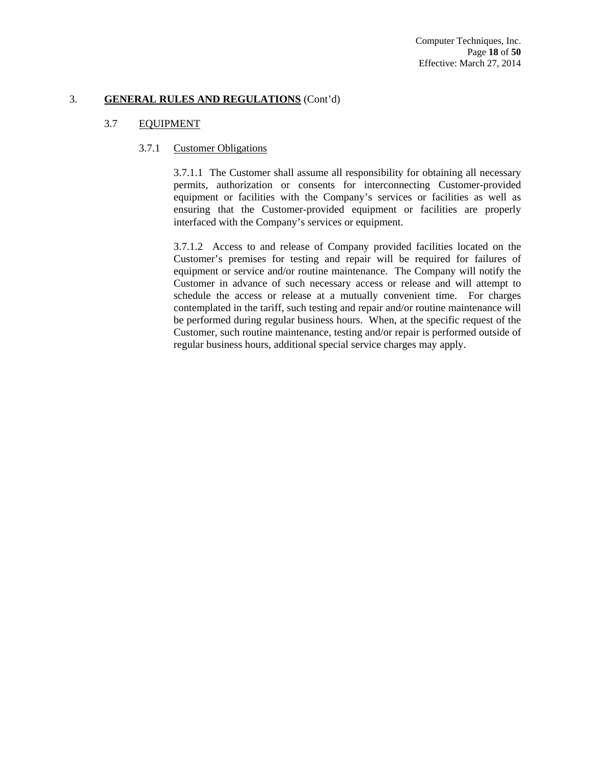## 3. **GENERAL RULES AND REGULATIONS** (Cont'd)

### 3.7 EQUIPMENT

#### 3.7.1 Customer Obligations

3.7.1.1 The Customer shall assume all responsibility for obtaining all necessary permits, authorization or consents for interconnecting Customer-provided equipment or facilities with the Company's services or facilities as well as ensuring that the Customer-provided equipment or facilities are properly interfaced with the Company's services or equipment.

3.7.1.2 Access to and release of Company provided facilities located on the Customer's premises for testing and repair will be required for failures of equipment or service and/or routine maintenance. The Company will notify the Customer in advance of such necessary access or release and will attempt to schedule the access or release at a mutually convenient time. For charges contemplated in the tariff, such testing and repair and/or routine maintenance will be performed during regular business hours. When, at the specific request of the Customer, such routine maintenance, testing and/or repair is performed outside of regular business hours, additional special service charges may apply.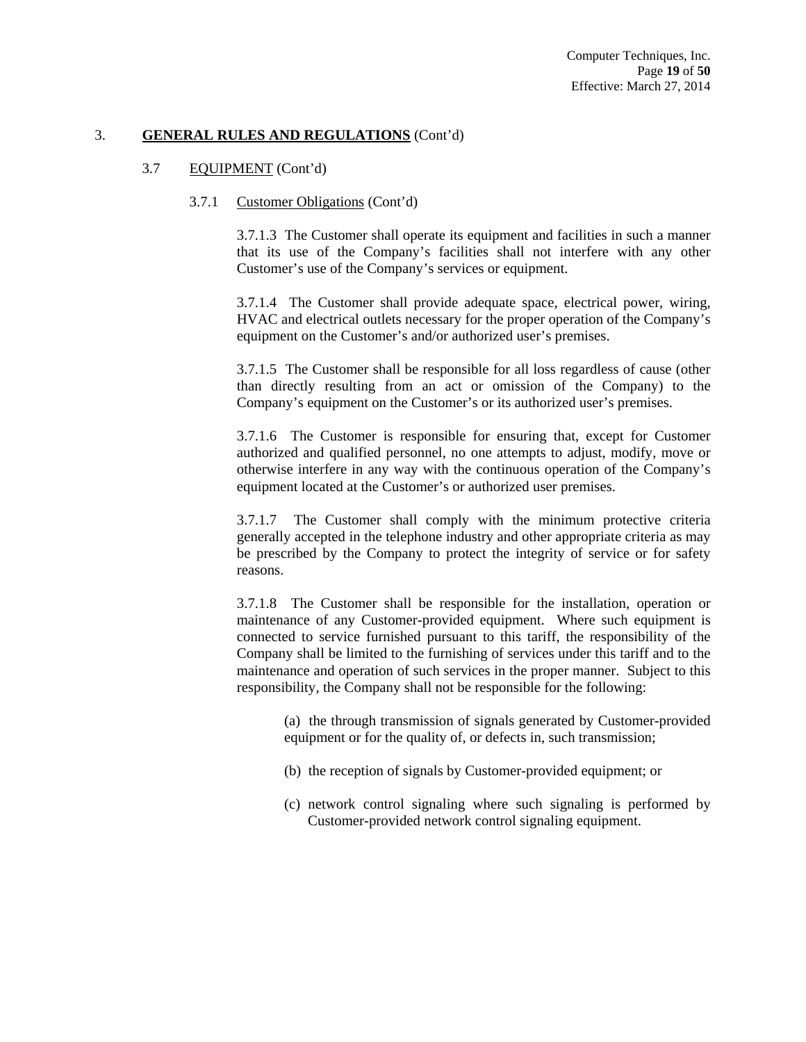## 3. **GENERAL RULES AND REGULATIONS** (Cont'd)

### 3.7 EQUIPMENT (Cont'd)

#### 3.7.1 Customer Obligations (Cont'd)

3.7.1.3 The Customer shall operate its equipment and facilities in such a manner that its use of the Company's facilities shall not interfere with any other Customer's use of the Company's services or equipment.

3.7.1.4 The Customer shall provide adequate space, electrical power, wiring, HVAC and electrical outlets necessary for the proper operation of the Company's equipment on the Customer's and/or authorized user's premises.

3.7.1.5 The Customer shall be responsible for all loss regardless of cause (other than directly resulting from an act or omission of the Company) to the Company's equipment on the Customer's or its authorized user's premises.

3.7.1.6 The Customer is responsible for ensuring that, except for Customer authorized and qualified personnel, no one attempts to adjust, modify, move or otherwise interfere in any way with the continuous operation of the Company's equipment located at the Customer's or authorized user premises.

3.7.1.7 The Customer shall comply with the minimum protective criteria generally accepted in the telephone industry and other appropriate criteria as may be prescribed by the Company to protect the integrity of service or for safety reasons.

3.7.1.8 The Customer shall be responsible for the installation, operation or maintenance of any Customer-provided equipment. Where such equipment is connected to service furnished pursuant to this tariff, the responsibility of the Company shall be limited to the furnishing of services under this tariff and to the maintenance and operation of such services in the proper manner. Subject to this responsibility, the Company shall not be responsible for the following:

(a) the through transmission of signals generated by Customer-provided equipment or for the quality of, or defects in, such transmission;

(b) the reception of signals by Customer-provided equipment; or

(c) network control signaling where such signaling is performed by Customer-provided network control signaling equipment.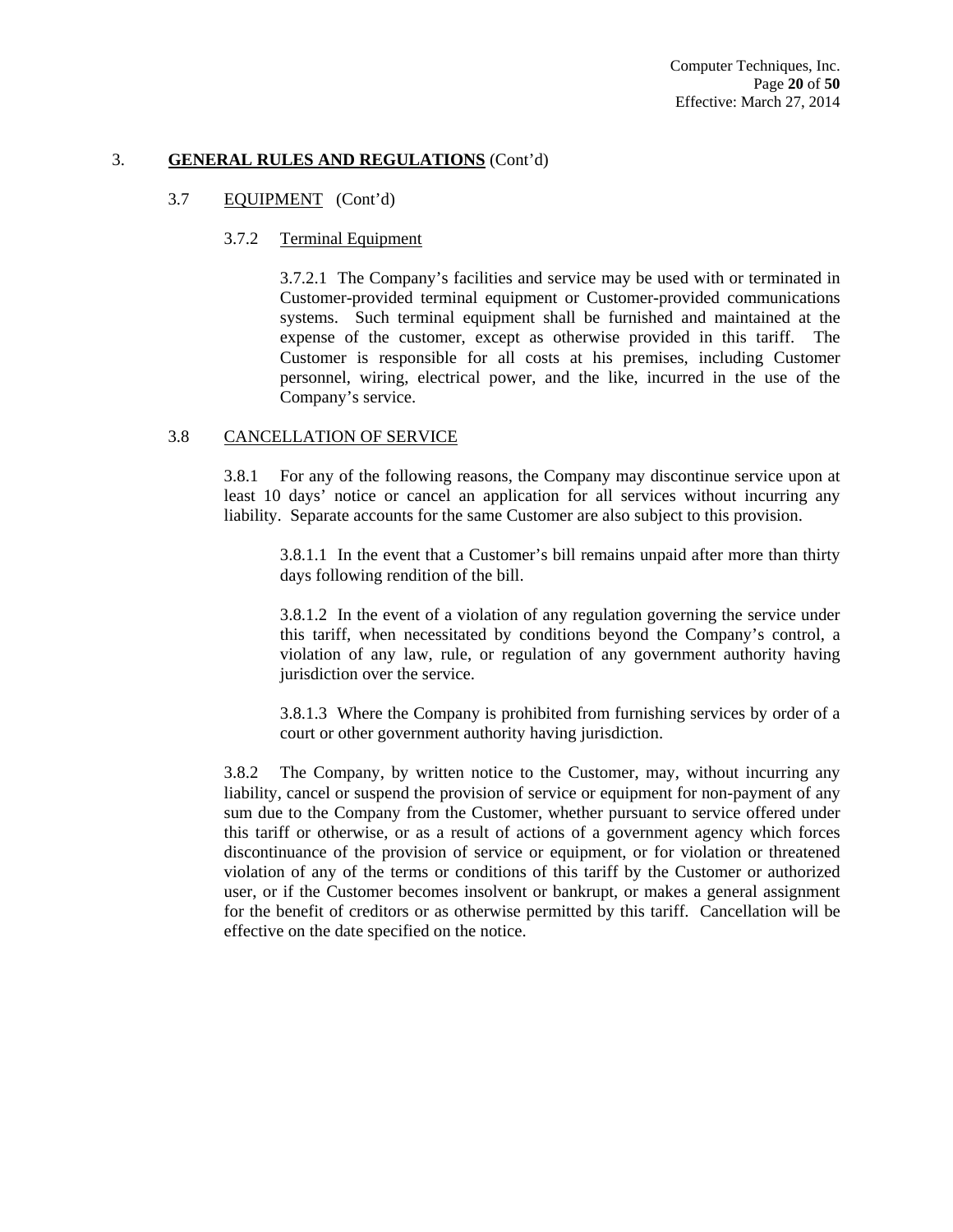## 3. **GENERAL RULES AND REGULATIONS** (Cont'd)

### 3.7 EQUIPMENT (Cont'd)

#### 3.7.2 Terminal Equipment

3.7.2.1 The Company's facilities and service may be used with or terminated in Customer-provided terminal equipment or Customer-provided communications systems. Such terminal equipment shall be furnished and maintained at the expense of the customer, except as otherwise provided in this tariff. The Customer is responsible for all costs at his premises, including Customer personnel, wiring, electrical power, and the like, incurred in the use of the Company's service.

### 3.8 CANCELLATION OF SERVICE

3.8.1 For any of the following reasons, the Company may discontinue service upon at least 10 days' notice or cancel an application for all services without incurring any liability. Separate accounts for the same Customer are also subject to this provision.

3.8.1.1 In the event that a Customer's bill remains unpaid after more than thirty days following rendition of the bill.

3.8.1.2 In the event of a violation of any regulation governing the service under this tariff, when necessitated by conditions beyond the Company's control, a violation of any law, rule, or regulation of any government authority having jurisdiction over the service.

3.8.1.3 Where the Company is prohibited from furnishing services by order of a court or other government authority having jurisdiction.

3.8.2 The Company, by written notice to the Customer, may, without incurring any liability, cancel or suspend the provision of service or equipment for non-payment of any sum due to the Company from the Customer, whether pursuant to service offered under this tariff or otherwise, or as a result of actions of a government agency which forces discontinuance of the provision of service or equipment, or for violation or threatened violation of any of the terms or conditions of this tariff by the Customer or authorized user, or if the Customer becomes insolvent or bankrupt, or makes a general assignment for the benefit of creditors or as otherwise permitted by this tariff. Cancellation will be effective on the date specified on the notice.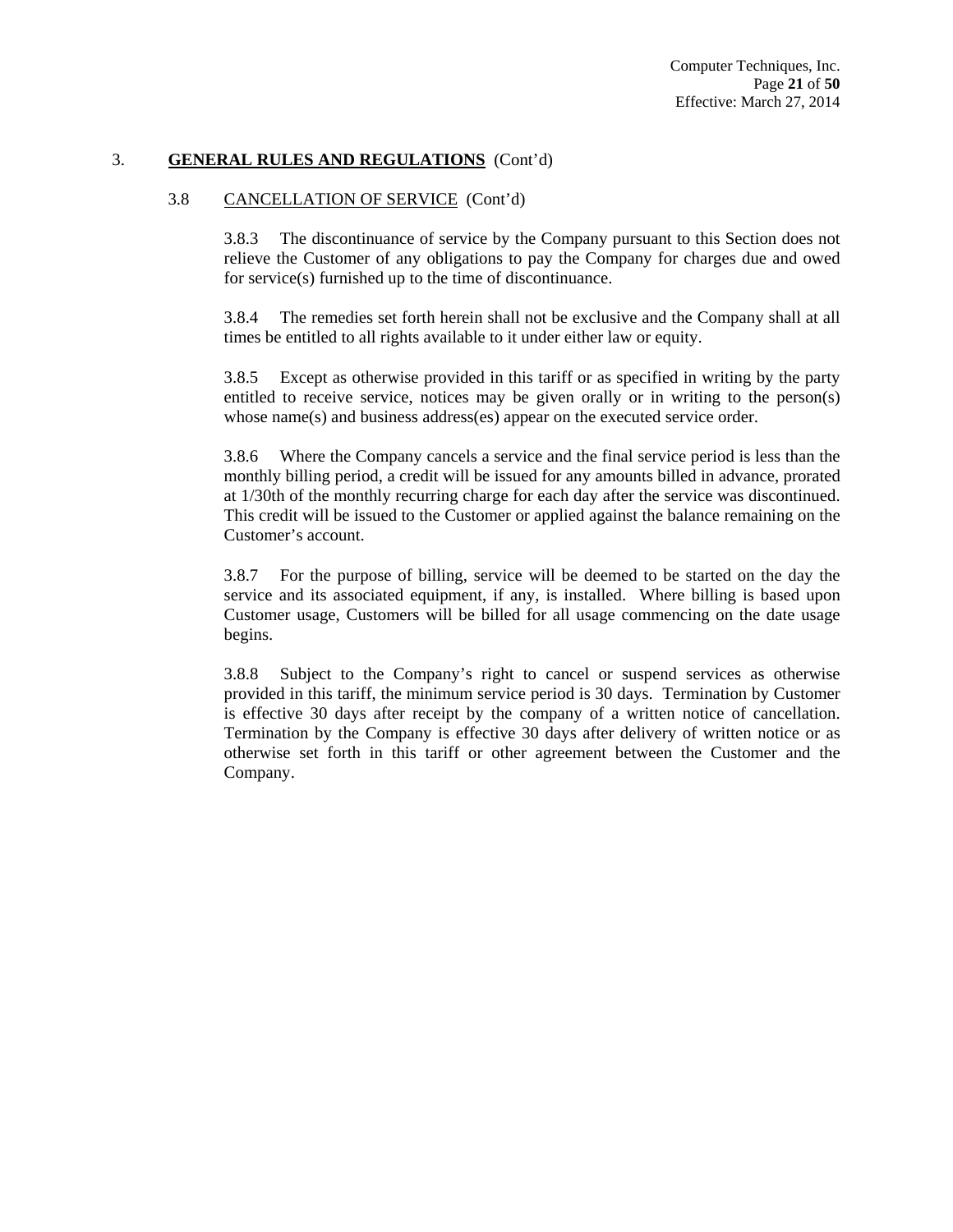## 3. **GENERAL RULES AND REGULATIONS** (Cont'd)

### 3.8 CANCELLATION OF SERVICE (Cont'd)

3.8.3 The discontinuance of service by the Company pursuant to this Section does not relieve the Customer of any obligations to pay the Company for charges due and owed for service(s) furnished up to the time of discontinuance.

3.8.4 The remedies set forth herein shall not be exclusive and the Company shall at all times be entitled to all rights available to it under either law or equity.

3.8.5 Except as otherwise provided in this tariff or as specified in writing by the party entitled to receive service, notices may be given orally or in writing to the person(s) whose name(s) and business address(es) appear on the executed service order.

3.8.6 Where the Company cancels a service and the final service period is less than the monthly billing period, a credit will be issued for any amounts billed in advance, prorated at 1/30th of the monthly recurring charge for each day after the service was discontinued. This credit will be issued to the Customer or applied against the balance remaining on the Customer's account.

3.8.7 For the purpose of billing, service will be deemed to be started on the day the service and its associated equipment, if any, is installed. Where billing is based upon Customer usage, Customers will be billed for all usage commencing on the date usage begins.

3.8.8 Subject to the Company's right to cancel or suspend services as otherwise provided in this tariff, the minimum service period is 30 days. Termination by Customer is effective 30 days after receipt by the company of a written notice of cancellation. Termination by the Company is effective 30 days after delivery of written notice or as otherwise set forth in this tariff or other agreement between the Customer and the Company.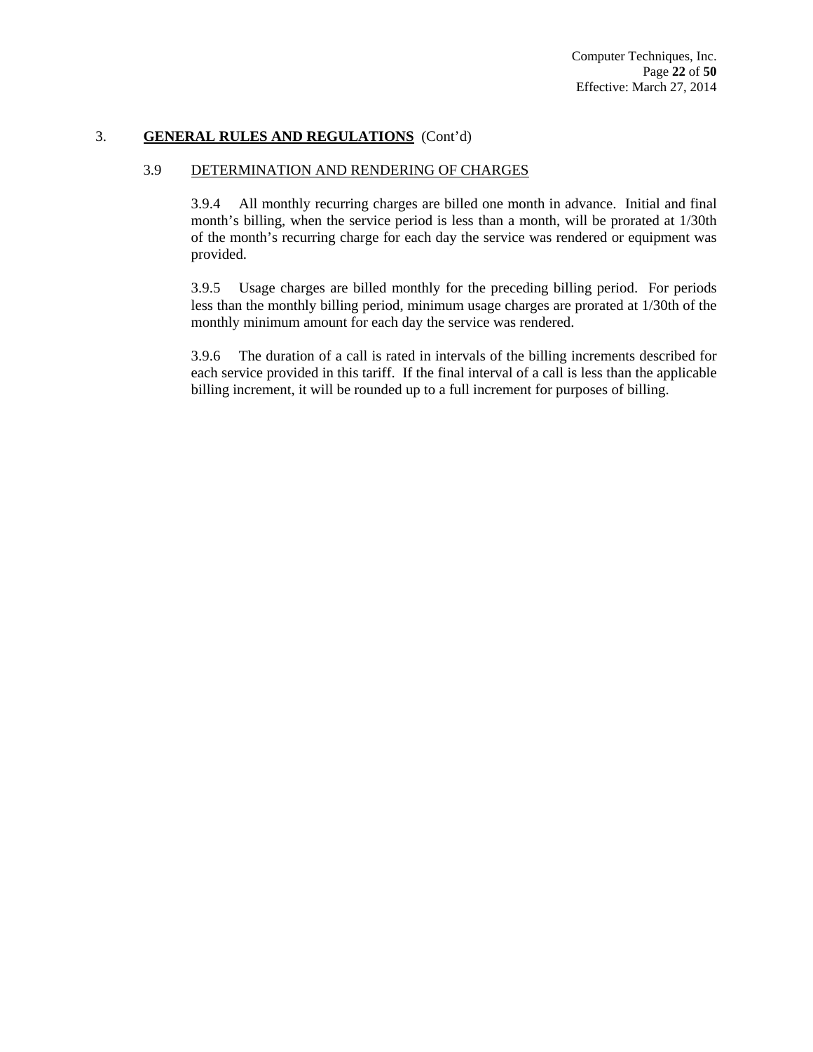## 3. **GENERAL RULES AND REGULATIONS** (Cont'd)

### 3.9 DETERMINATION AND RENDERING OF CHARGES

3.9.4 All monthly recurring charges are billed one month in advance. Initial and final month's billing, when the service period is less than a month, will be prorated at 1/30th of the month's recurring charge for each day the service was rendered or equipment was provided.

3.9.5 Usage charges are billed monthly for the preceding billing period. For periods less than the monthly billing period, minimum usage charges are prorated at 1/30th of the monthly minimum amount for each day the service was rendered.

3.9.6 The duration of a call is rated in intervals of the billing increments described for each service provided in this tariff. If the final interval of a call is less than the applicable billing increment, it will be rounded up to a full increment for purposes of billing.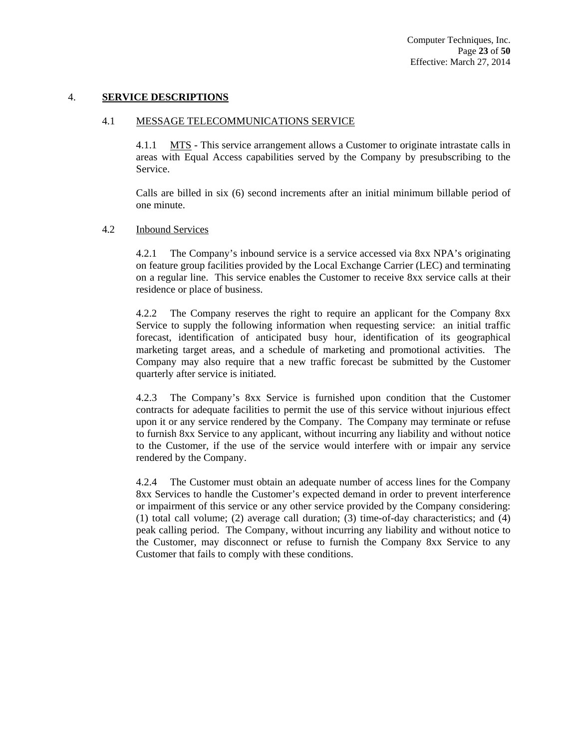# 4. SERVICE DESCRIPTIONS

## 4.1 MESSAGE TELECOMMUNICATIONS SERVICE

4.1.1 MTS - This service arrangement allows a Customer to originate intrastate calls in areas with Equal Access capabilities served by the Company by presubscribing to the Service.

Calls are billed in six (6) second increments after an initial minimum billable period of one minute.

## 4.2 Inbound Services

4.2.1 The Company's inbound service is a service accessed via 8xx NPA's originating on feature group facilities provided by the Local Exchange Carrier (LEC) and terminating on a regular line. This service enables the Customer to receive 8xx service calls at their residence or place of business.

4.2.2 The Company reserves the right to require an applicant for the Company 8xx Service to supply the following information when requesting service: an initial traffic forecast, identification of anticipated busy hour, identification of its geographical marketing target areas, and a schedule of marketing and promotional activities. The Company may also require that a new traffic forecast be submitted by the Customer quarterly after service is initiated.

4.2.3 The Company's 8xx Service is furnished upon condition that the Customer contracts for adequate facilities to permit the use of this service without injurious effect upon it or any service rendered by the Company. The Company may terminate or refuse to furnish 8xx Service to any applicant, without incurring any liability and without notice to the Customer, if the use of the service would interfere with or impair any service rendered by the Company.

4.2.4 The Customer must obtain an adequate number of access lines for the Company 8xx Services to handle the Customer's expected demand in order to prevent interference or impairment of this service or any other service provided by the Company considering: (1) total call volume; (2) average call duration; (3) time-of-day characteristics; and (4) peak calling period. The Company, without incurring any liability and without notice to the Customer, may disconnect or refuse to furnish the Company 8xx Service to any Customer that fails to comply with these conditions.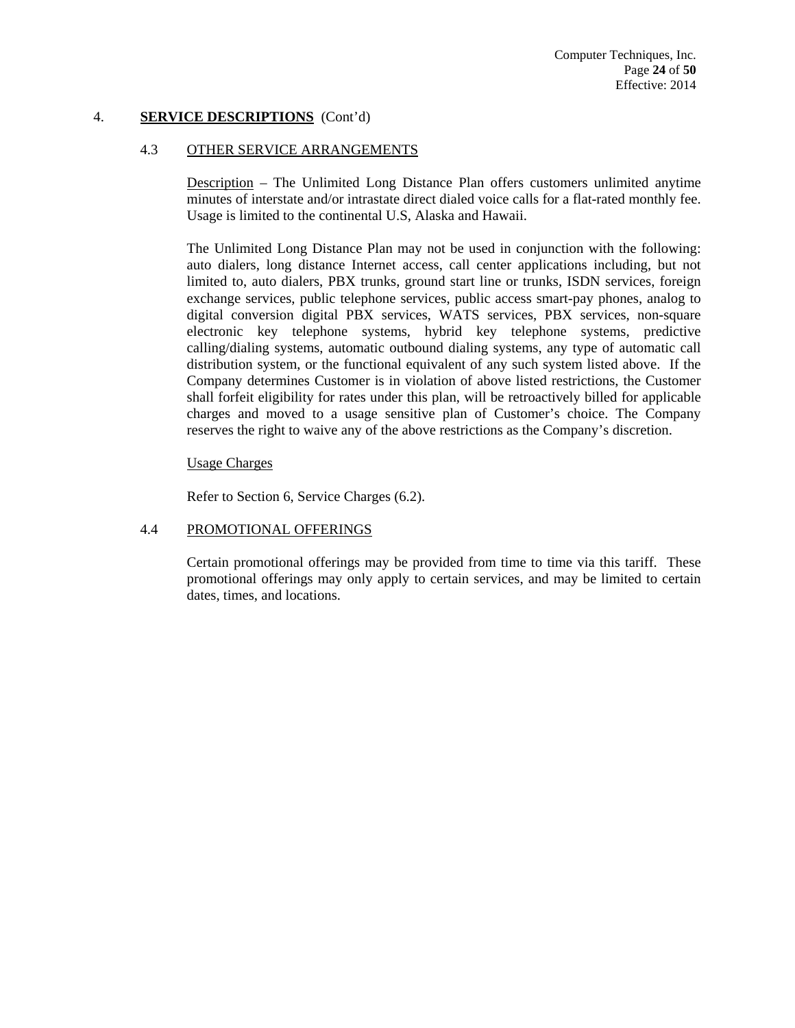## 4. **SERVICE DESCRIPTIONS** (Cont'd)

### 4.3 OTHER SERVICE ARRANGEMENTS

Description – The Unlimited Long Distance Plan offers customers unlimited anytime minutes of interstate and/or intrastate direct dialed voice calls for a flat-rated monthly fee. Usage is limited to the continental U.S, Alaska and Hawaii.

The Unlimited Long Distance Plan may not be used in conjunction with the following: auto dialers, long distance Internet access, call center applications including, but not limited to, auto dialers, PBX trunks, ground start line or trunks, ISDN services, foreign exchange services, public telephone services, public access smart-pay phones, analog to digital conversion digital PBX services, WATS services, PBX services, non-square electronic key telephone systems, hybrid key telephone systems, predictive calling/dialing systems, automatic outbound dialing systems, any type of automatic call distribution system, or the functional equivalent of any such system listed above. If the Company determines Customer is in violation of above listed restrictions, the Customer shall forfeit eligibility for rates under this plan, will be retroactively billed for applicable charges and moved to a usage sensitive plan of Customer's choice. The Company reserves the right to waive any of the above restrictions as the Company's discretion.

Usage Charges

Refer to Section 6, Service Charges (6.2).

### 4.4 PROMOTIONAL OFFERINGS

Certain promotional offerings may be provided from time to time via this tariff. These promotional offerings may only apply to certain services, and may be limited to certain dates, times, and locations.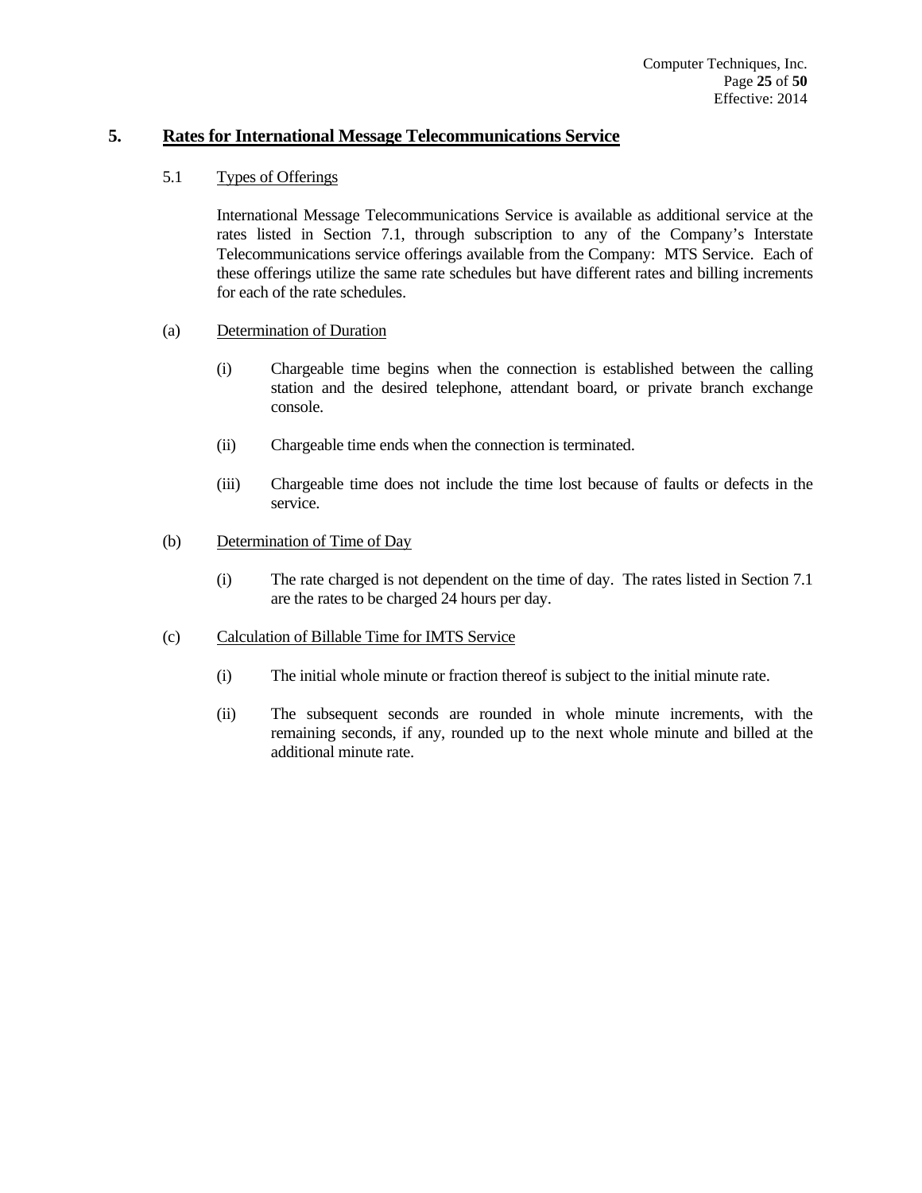## 5. Rates for International Message Telecommunications Service

### 5.1 Types of Offerings

International Message Telecommunications Service is available as additional service at the rates listed in Section 7.1, through subscription to any of the Company's Interstate Telecommunications service offerings available from the Company: MTS Service. Each of these offerings utilize the same rate schedules but have different rates and billing increments for each of the rate schedules.

(a) Determination of Duration

(i) Chargeable time begins when the connection is established between the calling station and the desired telephone, attendant board, or private branch exchange console.

(ii) Chargeable time ends when the connection is terminated.

(iii) Chargeable time does not include the time lost because of faults or defects in the service.

(b) Determination of Time of Day

(i) The rate charged is not dependent on the time of day. The rates listed in Section 7.1 are the rates to be charged 24 hours per day.

(c) Calculation of Billable Time for IMTS Service

(i) The initial whole minute or fraction thereof is subject to the initial minute rate.

(ii) The subsequent seconds are rounded in whole minute increments, with the remaining seconds, if any, rounded up to the next whole minute and billed at the additional minute rate.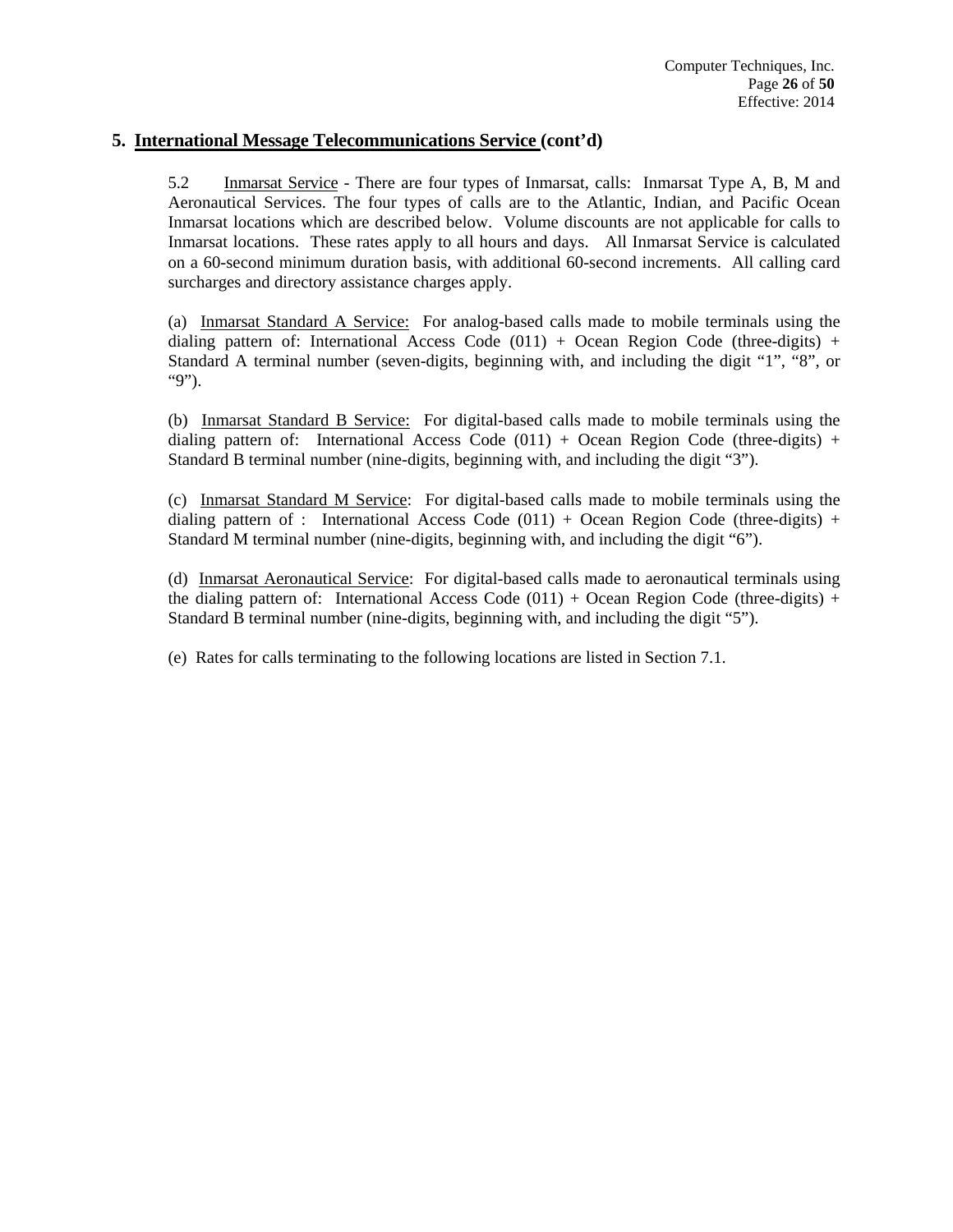## 5. International Message Telecommunications Service (cont'd)

5.2 Inmarsat Service - There are four types of Inmarsat, calls: Inmarsat Type A, B, M and Aeronautical Services. The four types of calls are to the Atlantic, Indian, and Pacific Ocean Inmarsat locations which are described below. Volume discounts are not applicable for calls to Inmarsat locations. These rates apply to all hours and days. All Inmarsat Service is calculated on a 60-second minimum duration basis, with additional 60-second increments. All calling card surcharges and directory assistance charges apply.

(a) Inmarsat Standard A Service: For analog-based calls made to mobile terminals using the dialing pattern of: International Access Code (011) + Ocean Region Code (three-digits) + Standard A terminal number (seven-digits, beginning with, and including the digit "1", "8", or "9").

(b) Inmarsat Standard B Service: For digital-based calls made to mobile terminals using the dialing pattern of: International Access Code (011) + Ocean Region Code (three-digits) + Standard B terminal number (nine-digits, beginning with, and including the digit "3").

(c) Inmarsat Standard M Service: For digital-based calls made to mobile terminals using the dialing pattern of : International Access Code (011) + Ocean Region Code (three-digits) + Standard M terminal number (nine-digits, beginning with, and including the digit "6").

(d) Inmarsat Aeronautical Service: For digital-based calls made to aeronautical terminals using the dialing pattern of: International Access Code (011) + Ocean Region Code (three-digits) + Standard B terminal number (nine-digits, beginning with, and including the digit "5").

(e) Rates for calls terminating to the following locations are listed in Section 7.1.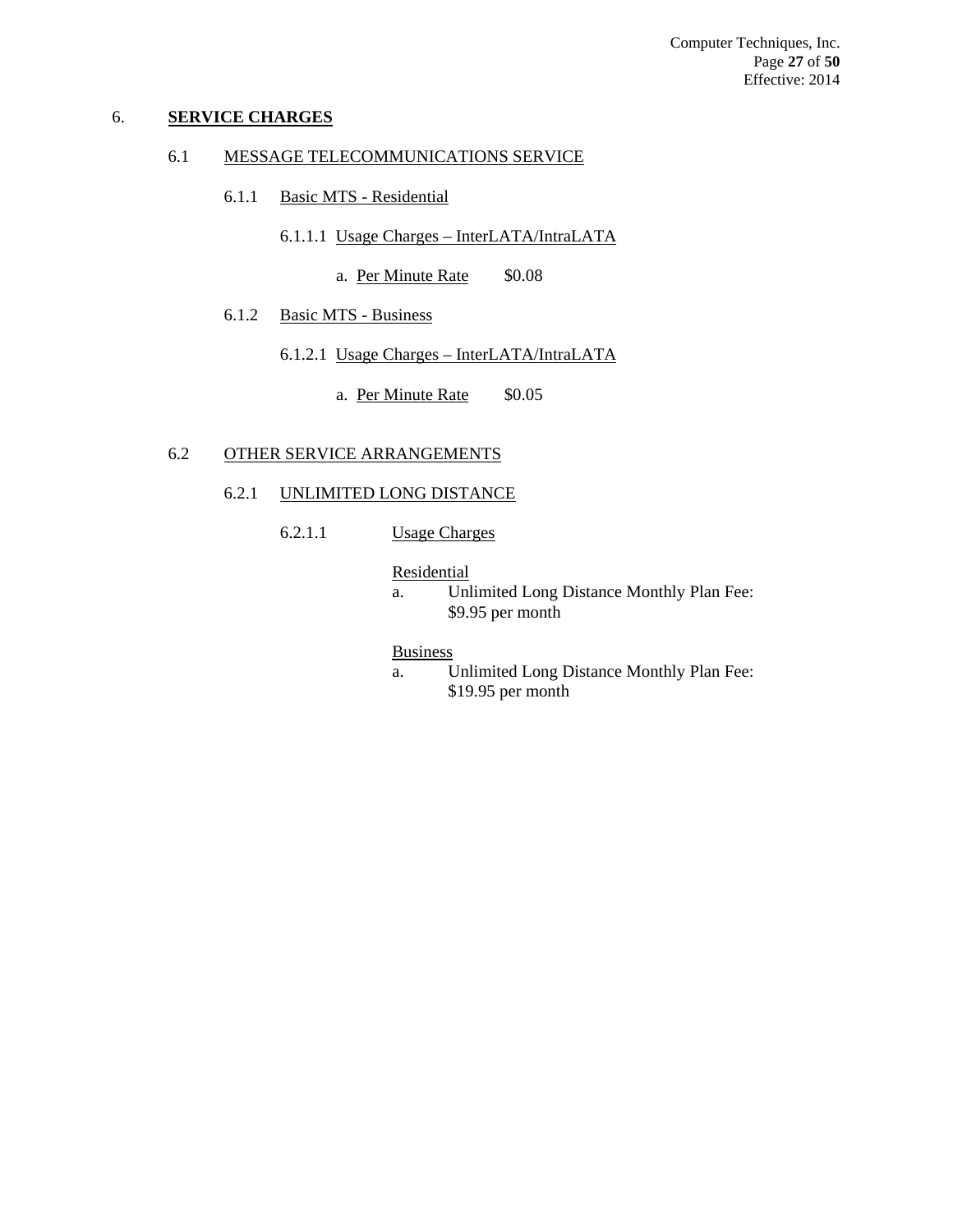## 6. **SERVICE CHARGES**

### 6.1 MESSAGE TELECOMMUNICATIONS SERVICE

#### 6.1.1 Basic MTS - Residential

6.1.1.1 Usage Charges – InterLATA/IntraLATA

a. Per Minute Rate $0.08

#### 6.1.2 Basic MTS - Business

6.1.2.1 Usage Charges – InterLATA/IntraLATA

a. Per Minute Rate $0.05

### 6.2 OTHER SERVICE ARRANGEMENTS

#### 6.2.1 UNLIMITED LONG DISTANCE

6.2.1.1 Usage Charges

Residential

a. Unlimited Long Distance Monthly Plan Fee: $9.95 per month

Business

a. Unlimited Long Distance Monthly Plan Fee: $19.95 per month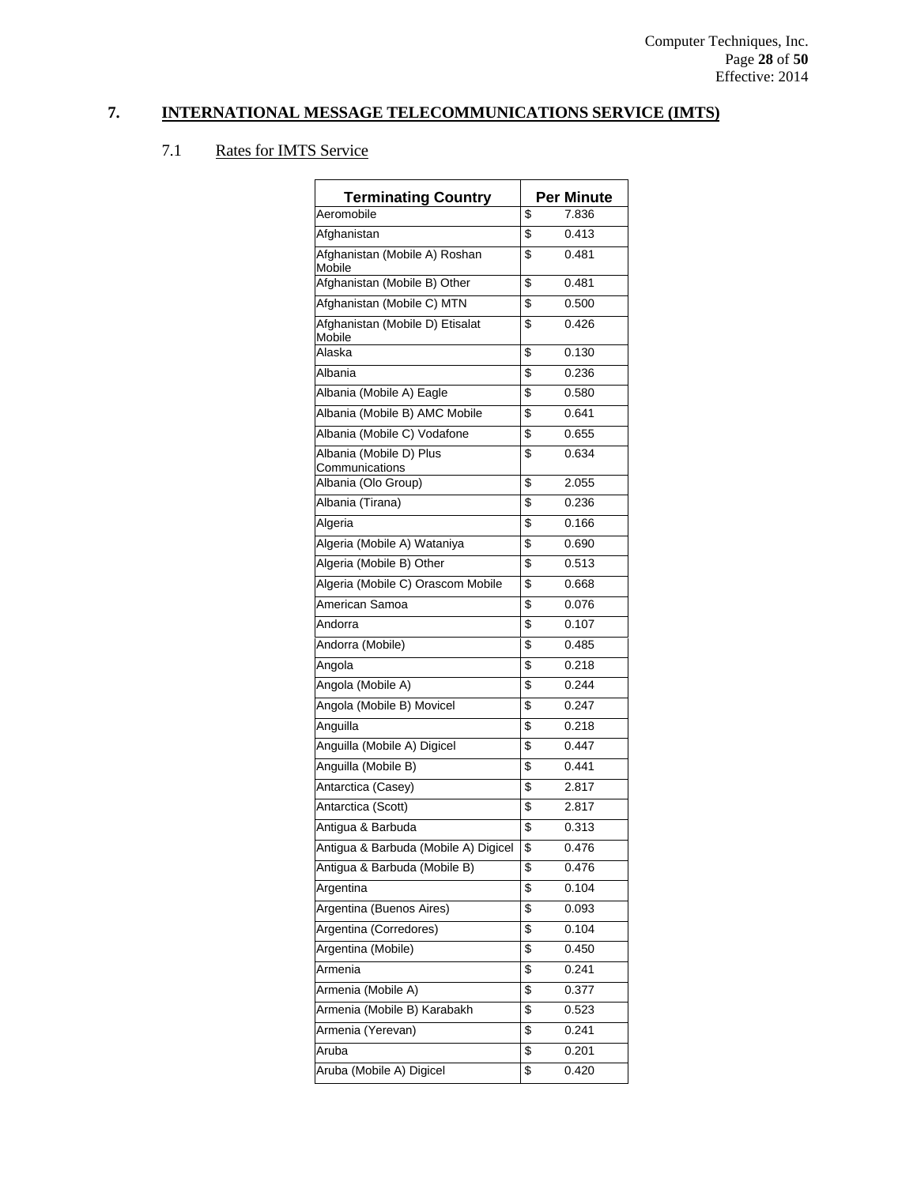## 7. INTERNATIONAL MESSAGE TELECOMMUNICATIONS SERVICE (IMTS)

### 7.1 Rates for IMTS Service

| Terminating Country | Per Minute |
|---|---|
| Aeromobile | $ 7.836 |
| Afghanistan | $ 0.413 |
| Afghanistan (Mobile A) Roshan Mobile | $ 0.481 |
| Afghanistan (Mobile B) Other | $ 0.481 |
| Afghanistan (Mobile C) MTN | $ 0.500 |
| Afghanistan (Mobile D) Etisalat Mobile | $ 0.426 |
| Alaska | $ 0.130 |
| Albania | $ 0.236 |
| Albania (Mobile A) Eagle | $ 0.580 |
| Albania (Mobile B) AMC Mobile | $ 0.641 |
| Albania (Mobile C) Vodafone | $ 0.655 |
| Albania (Mobile D) Plus Communications | $ 0.634 |
| Albania (Olo Group) | $ 2.055 |
| Albania (Tirana) | $ 0.236 |
| Algeria | $ 0.166 |
| Algeria (Mobile A) Wataniya | $ 0.690 |
| Algeria (Mobile B) Other | $ 0.513 |
| Algeria (Mobile C) Orascom Mobile | $ 0.668 |
| American Samoa | $ 0.076 |
| Andorra | $ 0.107 |
| Andorra (Mobile) | $ 0.485 |
| Angola | $ 0.218 |
| Angola (Mobile A) | $ 0.244 |
| Angola (Mobile B) Movicel | $ 0.247 |
| Anguilla | $ 0.218 |
| Anguilla (Mobile A) Digicel | $ 0.447 |
| Anguilla (Mobile B) | $ 0.441 |
| Antarctica (Casey) | $ 2.817 |
| Antarctica (Scott) | $ 2.817 |
| Antigua & Barbuda | $ 0.313 |
| Antigua & Barbuda (Mobile A) Digicel | $ 0.476 |
| Antigua & Barbuda (Mobile B) | $ 0.476 |
| Argentina | $ 0.104 |
| Argentina (Buenos Aires) | $ 0.093 |
| Argentina (Corredores) | $ 0.104 |
| Argentina (Mobile) | $ 0.450 |
| Armenia | $ 0.241 |
| Armenia (Mobile A) | $ 0.377 |
| Armenia (Mobile B) Karabakh | $ 0.523 |
| Armenia (Yerevan) | $ 0.241 |
| Aruba | $ 0.201 |
| Aruba (Mobile A) Digicel | $ 0.420 |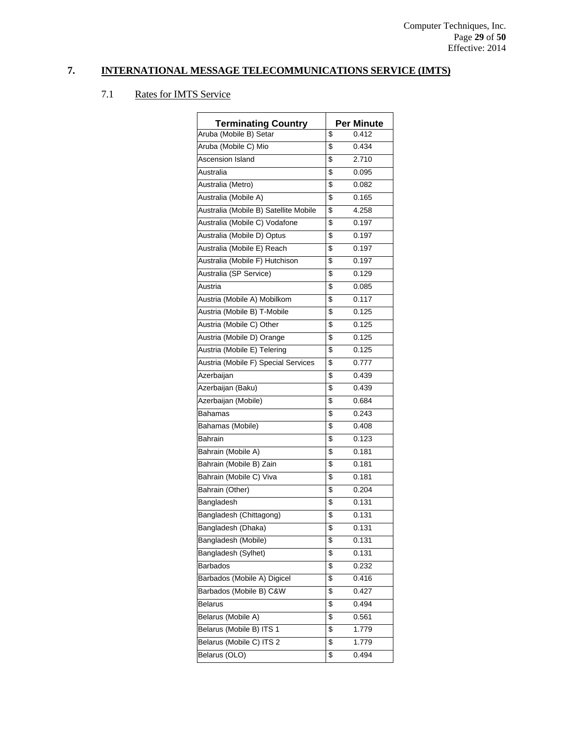## 7. INTERNATIONAL MESSAGE TELECOMMUNICATIONS SERVICE (IMTS)

### 7.1 Rates for IMTS Service

| Terminating Country | Per Minute |
|---|---|
| Aruba (Mobile B) Setar | $ 0.412 |
| Aruba (Mobile C) Mio | $ 0.434 |
| Ascension Island | $ 2.710 |
| Australia | $ 0.095 |
| Australia (Metro) | $ 0.082 |
| Australia (Mobile A) | $ 0.165 |
| Australia (Mobile B) Satellite Mobile | $ 4.258 |
| Australia (Mobile C) Vodafone | $ 0.197 |
| Australia (Mobile D) Optus | $ 0.197 |
| Australia (Mobile E) Reach | $ 0.197 |
| Australia (Mobile F) Hutchison | $ 0.197 |
| Australia (SP Service) | $ 0.129 |
| Austria | $ 0.085 |
| Austria (Mobile A) Mobilkom | $ 0.117 |
| Austria (Mobile B) T-Mobile | $ 0.125 |
| Austria (Mobile C) Other | $ 0.125 |
| Austria (Mobile D) Orange | $ 0.125 |
| Austria (Mobile E) Telering | $ 0.125 |
| Austria (Mobile F) Special Services | $ 0.777 |
| Azerbaijan | $ 0.439 |
| Azerbaijan (Baku) | $ 0.439 |
| Azerbaijan (Mobile) | $ 0.684 |
| Bahamas | $ 0.243 |
| Bahamas (Mobile) | $ 0.408 |
| Bahrain | $ 0.123 |
| Bahrain (Mobile A) | $ 0.181 |
| Bahrain (Mobile B) Zain | $ 0.181 |
| Bahrain (Mobile C) Viva | $ 0.181 |
| Bahrain (Other) | $ 0.204 |
| Bangladesh | $ 0.131 |
| Bangladesh (Chittagong) | $ 0.131 |
| Bangladesh (Dhaka) | $ 0.131 |
| Bangladesh (Mobile) | $ 0.131 |
| Bangladesh (Sylhet) | $ 0.131 |
| Barbados | $ 0.232 |
| Barbados (Mobile A) Digicel | $ 0.416 |
| Barbados (Mobile B) C&W | $ 0.427 |
| Belarus | $ 0.494 |
| Belarus (Mobile A) | $ 0.561 |
| Belarus (Mobile B) ITS 1 | $ 1.779 |
| Belarus (Mobile C) ITS 2 | $ 1.779 |
| Belarus (OLO) | $ 0.494 |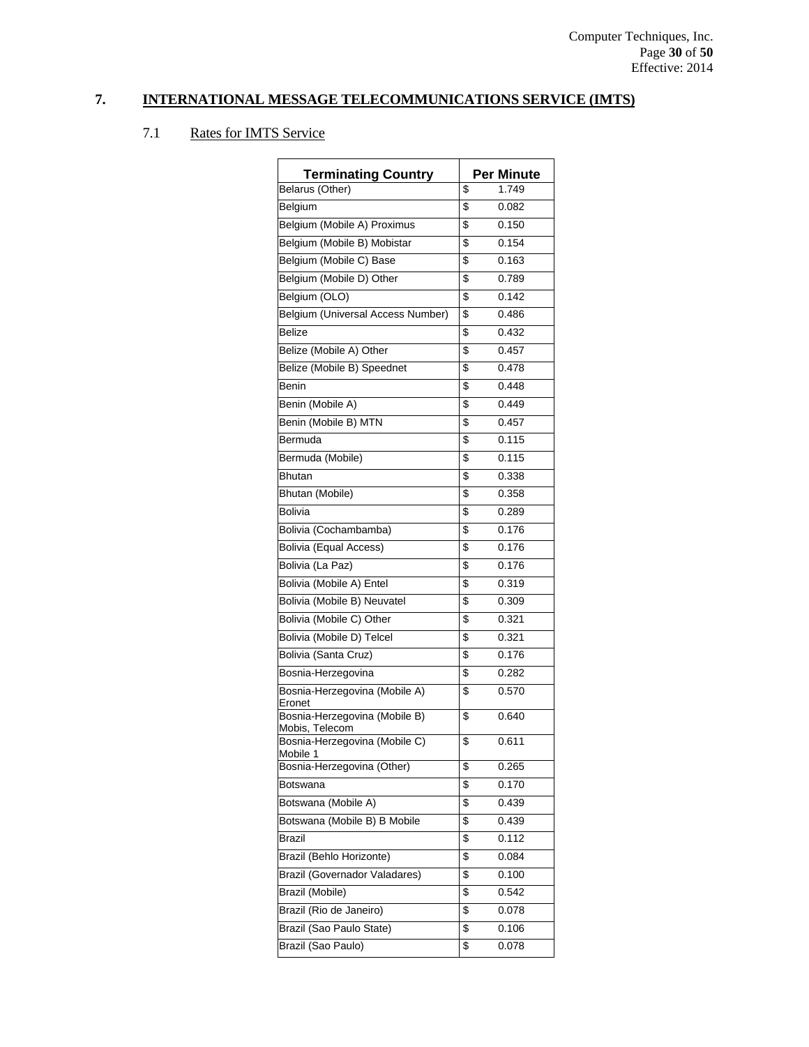## 7. INTERNATIONAL MESSAGE TELECOMMUNICATIONS SERVICE (IMTS)

### 7.1 Rates for IMTS Service

| Terminating Country | Per Minute |
|---|---|
| Belarus (Other) | $ 1.749 |
| Belgium | $ 0.082 |
| Belgium (Mobile A) Proximus | $ 0.150 |
| Belgium (Mobile B) Mobistar | $ 0.154 |
| Belgium (Mobile C) Base | $ 0.163 |
| Belgium (Mobile D) Other | $ 0.789 |
| Belgium (OLO) | $ 0.142 |
| Belgium (Universal Access Number) | $ 0.486 |
| Belize | $ 0.432 |
| Belize (Mobile A) Other | $ 0.457 |
| Belize (Mobile B) Speednet | $ 0.478 |
| Benin | $ 0.448 |
| Benin (Mobile A) | $ 0.449 |
| Benin (Mobile B) MTN | $ 0.457 |
| Bermuda | $ 0.115 |
| Bermuda (Mobile) | $ 0.115 |
| Bhutan | $ 0.338 |
| Bhutan (Mobile) | $ 0.358 |
| Bolivia | $ 0.289 |
| Bolivia (Cochambamba) | $ 0.176 |
| Bolivia (Equal Access) | $ 0.176 |
| Bolivia (La Paz) | $ 0.176 |
| Bolivia (Mobile A) Entel | $ 0.319 |
| Bolivia (Mobile B) Neuvatel | $ 0.309 |
| Bolivia (Mobile C) Other | $ 0.321 |
| Bolivia (Mobile D) Telcel | $ 0.321 |
| Bolivia (Santa Cruz) | $ 0.176 |
| Bosnia-Herzegovina | $ 0.282 |
| Bosnia-Herzegovina (Mobile A) Eronet | $ 0.570 |
| Bosnia-Herzegovina (Mobile B) Mobis, Telecom | $ 0.640 |
| Bosnia-Herzegovina (Mobile C) Mobile 1 | $ 0.611 |
| Bosnia-Herzegovina (Other) | $ 0.265 |
| Botswana | $ 0.170 |
| Botswana (Mobile A) | $ 0.439 |
| Botswana (Mobile B) B Mobile | $ 0.439 |
| Brazil | $ 0.112 |
| Brazil (Behlo Horizonte) | $ 0.084 |
| Brazil (Governador Valadares) | $ 0.100 |
| Brazil (Mobile) | $ 0.542 |
| Brazil (Rio de Janeiro) | $ 0.078 |
| Brazil (Sao Paulo State) | $ 0.106 |
| Brazil (Sao Paulo) | $ 0.078 |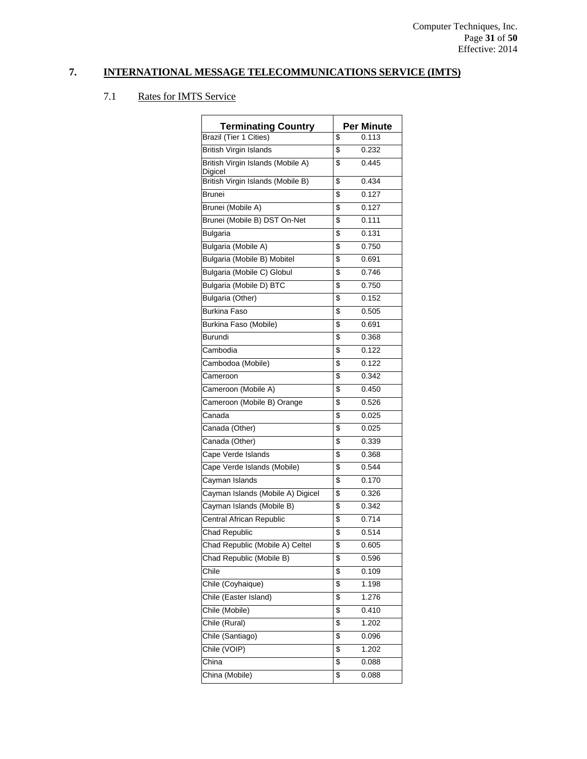## 7. INTERNATIONAL MESSAGE TELECOMMUNICATIONS SERVICE (IMTS)

### 7.1 Rates for IMTS Service

| Terminating Country | Per Minute |
|---|---|
| Brazil (Tier 1 Cities) | $ 0.113 |
| British Virgin Islands | $ 0.232 |
| British Virgin Islands (Mobile A) Digicel | $ 0.445 |
| British Virgin Islands (Mobile B) | $ 0.434 |
| Brunei | $ 0.127 |
| Brunei (Mobile A) | $ 0.127 |
| Brunei (Mobile B) DST On-Net | $ 0.111 |
| Bulgaria | $ 0.131 |
| Bulgaria (Mobile A) | $ 0.750 |
| Bulgaria (Mobile B) Mobitel | $ 0.691 |
| Bulgaria (Mobile C) Globul | $ 0.746 |
| Bulgaria (Mobile D) BTC | $ 0.750 |
| Bulgaria (Other) | $ 0.152 |
| Burkina Faso | $ 0.505 |
| Burkina Faso (Mobile) | $ 0.691 |
| Burundi | $ 0.368 |
| Cambodia | $ 0.122 |
| Cambodoa (Mobile) | $ 0.122 |
| Cameroon | $ 0.342 |
| Cameroon (Mobile A) | $ 0.450 |
| Cameroon (Mobile B) Orange | $ 0.526 |
| Canada | $ 0.025 |
| Canada (Other) | $ 0.025 |
| Canada (Other) | $ 0.339 |
| Cape Verde Islands | $ 0.368 |
| Cape Verde Islands (Mobile) | $ 0.544 |
| Cayman Islands | $ 0.170 |
| Cayman Islands (Mobile A) Digicel | $ 0.326 |
| Cayman Islands (Mobile B) | $ 0.342 |
| Central African Republic | $ 0.714 |
| Chad Republic | $ 0.514 |
| Chad Republic (Mobile A) Celtel | $ 0.605 |
| Chad Republic (Mobile B) | $ 0.596 |
| Chile | $ 0.109 |
| Chile (Coyhaique) | $ 1.198 |
| Chile (Easter Island) | $ 1.276 |
| Chile (Mobile) | $ 0.410 |
| Chile (Rural) | $ 1.202 |
| Chile (Santiago) | $ 0.096 |
| Chile (VOIP) | $ 1.202 |
| China | $ 0.088 |
| China (Mobile) | $ 0.088 |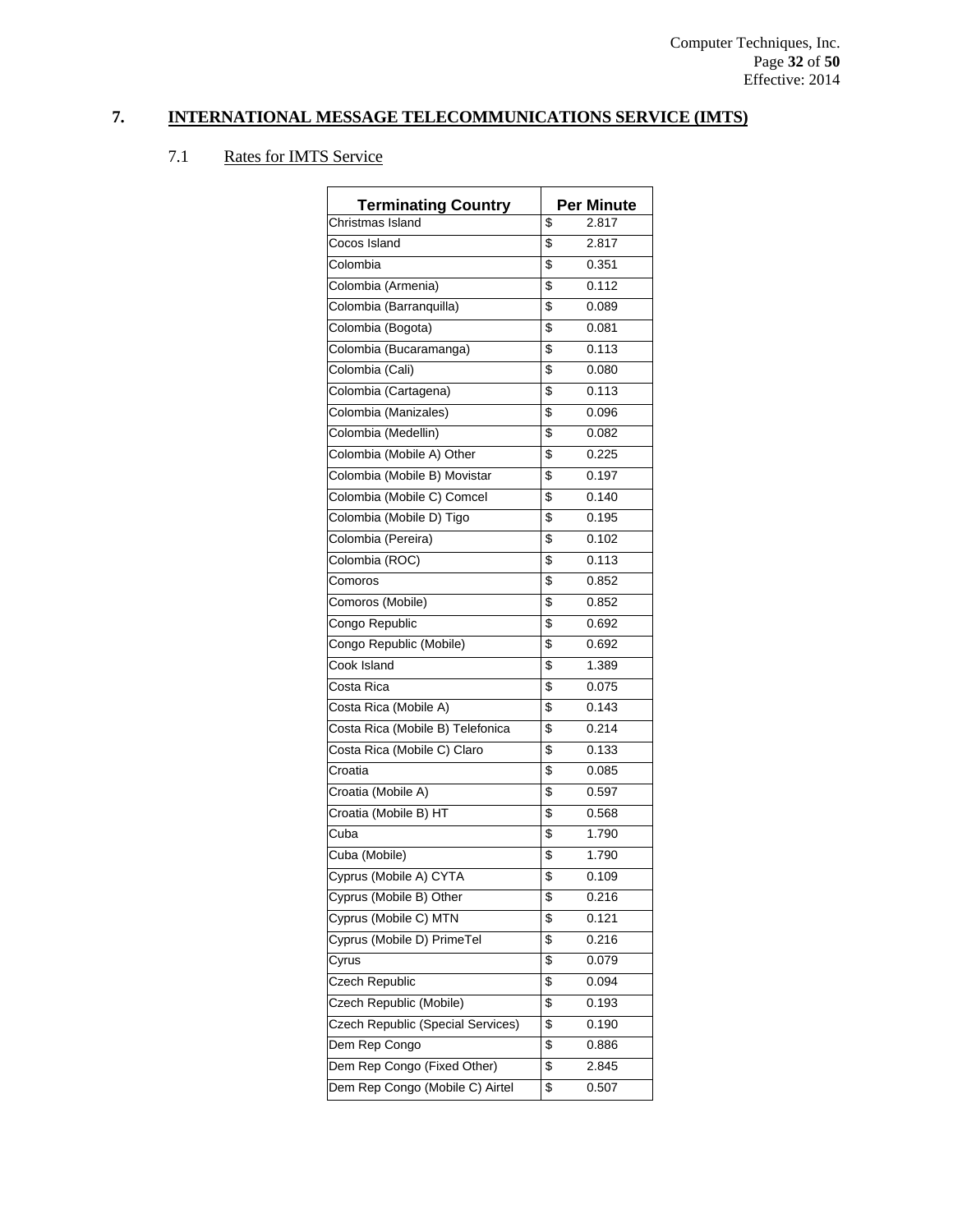## 7. INTERNATIONAL MESSAGE TELECOMMUNICATIONS SERVICE (IMTS)

### 7.1 Rates for IMTS Service

| Terminating Country | Per Minute |
|---|---|
| Christmas Island | $ 2.817 |
| Cocos Island | $ 2.817 |
| Colombia | $ 0.351 |
| Colombia (Armenia) | $ 0.112 |
| Colombia (Barranquilla) | $ 0.089 |
| Colombia (Bogota) | $ 0.081 |
| Colombia (Bucaramanga) | $ 0.113 |
| Colombia (Cali) | $ 0.080 |
| Colombia (Cartagena) | $ 0.113 |
| Colombia (Manizales) | $ 0.096 |
| Colombia (Medellin) | $ 0.082 |
| Colombia (Mobile A) Other | $ 0.225 |
| Colombia (Mobile B) Movistar | $ 0.197 |
| Colombia (Mobile C) Comcel | $ 0.140 |
| Colombia (Mobile D) Tigo | $ 0.195 |
| Colombia (Pereira) | $ 0.102 |
| Colombia (ROC) | $ 0.113 |
| Comoros | $ 0.852 |
| Comoros (Mobile) | $ 0.852 |
| Congo Republic | $ 0.692 |
| Congo Republic (Mobile) | $ 0.692 |
| Cook Island | $ 1.389 |
| Costa Rica | $ 0.075 |
| Costa Rica (Mobile A) | $ 0.143 |
| Costa Rica (Mobile B) Telefonica | $ 0.214 |
| Costa Rica (Mobile C) Claro | $ 0.133 |
| Croatia | $ 0.085 |
| Croatia (Mobile A) | $ 0.597 |
| Croatia (Mobile B) HT | $ 0.568 |
| Cuba | $ 1.790 |
| Cuba (Mobile) | $ 1.790 |
| Cyprus (Mobile A) CYTA | $ 0.109 |
| Cyprus (Mobile B) Other | $ 0.216 |
| Cyprus (Mobile C) MTN | $ 0.121 |
| Cyprus (Mobile D) PrimeTel | $ 0.216 |
| Cyrus | $ 0.079 |
| Czech Republic | $ 0.094 |
| Czech Republic (Mobile) | $ 0.193 |
| Czech Republic (Special Services) | $ 0.190 |
| Dem Rep Congo | $ 0.886 |
| Dem Rep Congo (Fixed Other) | $ 2.845 |
| Dem Rep Congo (Mobile C) Airtel | $ 0.507 |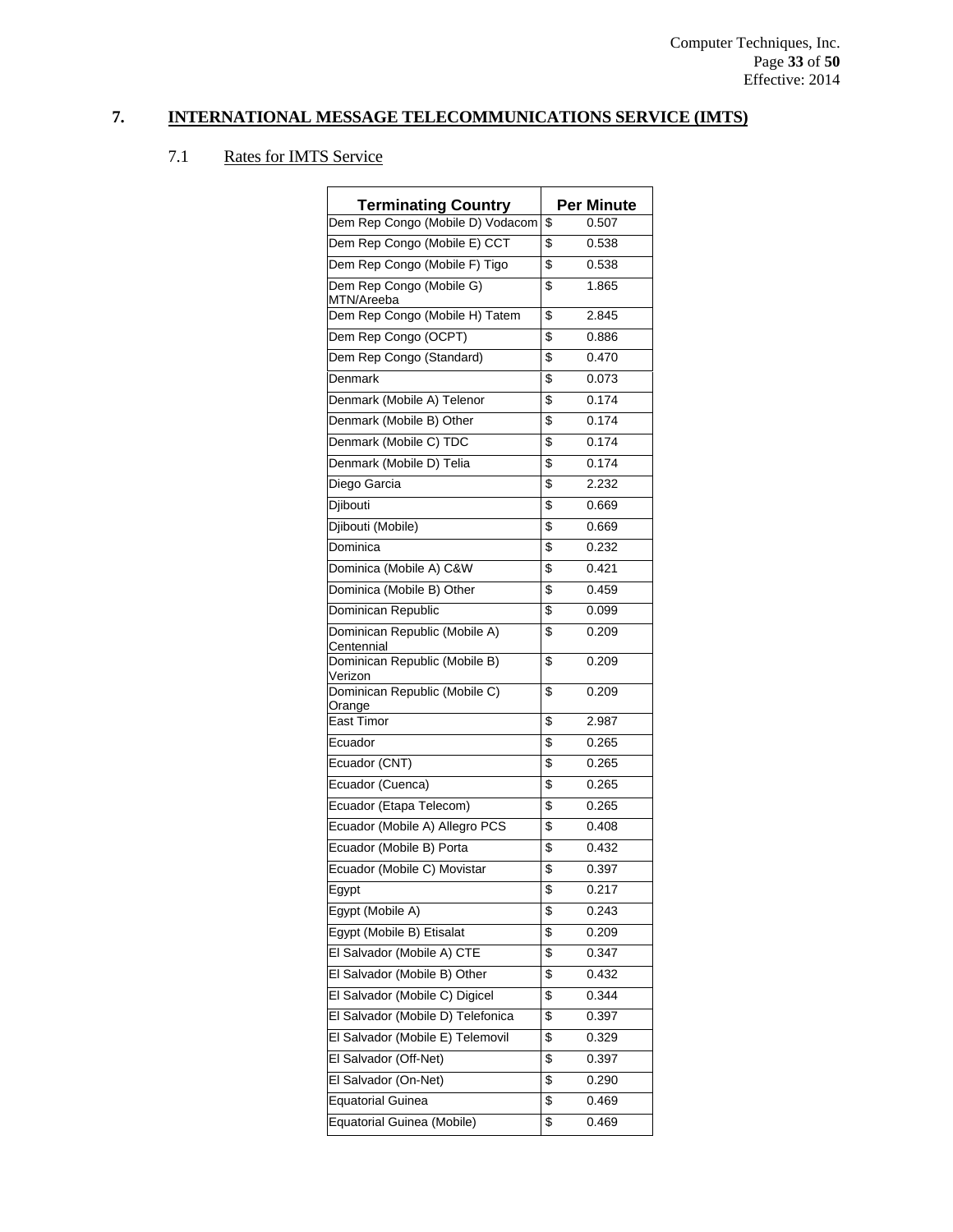## 7. INTERNATIONAL MESSAGE TELECOMMUNICATIONS SERVICE (IMTS)

### 7.1 Rates for IMTS Service

| Terminating Country | Per Minute |
|---|---|
| Dem Rep Congo (Mobile D) Vodacom | $ 0.507 |
| Dem Rep Congo (Mobile E) CCT | $ 0.538 |
| Dem Rep Congo (Mobile F) Tigo | $ 0.538 |
| Dem Rep Congo (Mobile G) MTN/Areeba | $ 1.865 |
| Dem Rep Congo (Mobile H) Tatem | $ 2.845 |
| Dem Rep Congo (OCPT) | $ 0.886 |
| Dem Rep Congo (Standard) | $ 0.470 |
| Denmark | $ 0.073 |
| Denmark (Mobile A) Telenor | $ 0.174 |
| Denmark (Mobile B) Other | $ 0.174 |
| Denmark (Mobile C) TDC | $ 0.174 |
| Denmark (Mobile D) Telia | $ 0.174 |
| Diego Garcia | $ 2.232 |
| Djibouti | $ 0.669 |
| Djibouti (Mobile) | $ 0.669 |
| Dominica | $ 0.232 |
| Dominica (Mobile A) C&W | $ 0.421 |
| Dominica (Mobile B) Other | $ 0.459 |
| Dominican Republic | $ 0.099 |
| Dominican Republic (Mobile A) Centennial | $ 0.209 |
| Dominican Republic (Mobile B) Verizon | $ 0.209 |
| Dominican Republic (Mobile C) Orange | $ 0.209 |
| East Timor | $ 2.987 |
| Ecuador | $ 0.265 |
| Ecuador (CNT) | $ 0.265 |
| Ecuador (Cuenca) | $ 0.265 |
| Ecuador (Etapa Telecom) | $ 0.265 |
| Ecuador (Mobile A) Allegro PCS | $ 0.408 |
| Ecuador (Mobile B) Porta | $ 0.432 |
| Ecuador (Mobile C) Movistar | $ 0.397 |
| Egypt | $ 0.217 |
| Egypt (Mobile A) | $ 0.243 |
| Egypt (Mobile B) Etisalat | $ 0.209 |
| El Salvador (Mobile A) CTE | $ 0.347 |
| El Salvador (Mobile B) Other | $ 0.432 |
| El Salvador (Mobile C) Digicel | $ 0.344 |
| El Salvador (Mobile D) Telefonica | $ 0.397 |
| El Salvador (Mobile E) Telemovil | $ 0.329 |
| El Salvador (Off-Net) | $ 0.397 |
| El Salvador (On-Net) | $ 0.290 |
| Equatorial Guinea | $ 0.469 |
| Equatorial Guinea (Mobile) | $ 0.469 |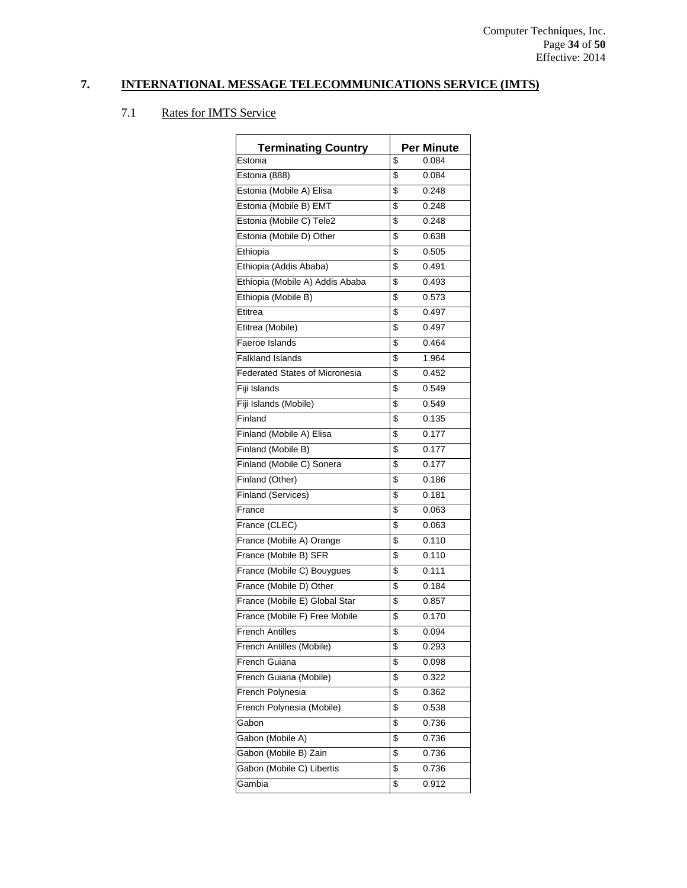## 7. INTERNATIONAL MESSAGE TELECOMMUNICATIONS SERVICE (IMTS)

### 7.1 Rates for IMTS Service

| Terminating Country | Per Minute |
|---|---|
| Estonia | $ 0.084 |
| Estonia (888) | $ 0.084 |
| Estonia (Mobile A) Elisa | $ 0.248 |
| Estonia (Mobile B) EMT | $ 0.248 |
| Estonia (Mobile C) Tele2 | $ 0.248 |
| Estonia (Mobile D) Other | $ 0.638 |
| Ethiopia | $ 0.505 |
| Ethiopia (Addis Ababa) | $ 0.491 |
| Ethiopia (Mobile A) Addis Ababa | $ 0.493 |
| Ethiopia (Mobile B) | $ 0.573 |
| Etitrea | $ 0.497 |
| Etitrea (Mobile) | $ 0.497 |
| Faeroe Islands | $ 0.464 |
| Falkland Islands | $ 1.964 |
| Federated States of Micronesia | $ 0.452 |
| Fiji Islands | $ 0.549 |
| Fiji Islands (Mobile) | $ 0.549 |
| Finland | $ 0.135 |
| Finland (Mobile A) Elisa | $ 0.177 |
| Finland (Mobile B) | $ 0.177 |
| Finland (Mobile C) Sonera | $ 0.177 |
| Finland (Other) | $ 0.186 |
| Finland (Services) | $ 0.181 |
| France | $ 0.063 |
| France (CLEC) | $ 0.063 |
| France (Mobile A) Orange | $ 0.110 |
| France (Mobile B) SFR | $ 0.110 |
| France (Mobile C) Bouygues | $ 0.111 |
| France (Mobile D) Other | $ 0.184 |
| France (Mobile E) Global Star | $ 0.857 |
| France (Mobile F) Free Mobile | $ 0.170 |
| French Antilles | $ 0.094 |
| French Antilles (Mobile) | $ 0.293 |
| French Guiana | $ 0.098 |
| French Guiana (Mobile) | $ 0.322 |
| French Polynesia | $ 0.362 |
| French Polynesia (Mobile) | $ 0.538 |
| Gabon | $ 0.736 |
| Gabon (Mobile A) | $ 0.736 |
| Gabon (Mobile B) Zain | $ 0.736 |
| Gabon (Mobile C) Libertis | $ 0.736 |
| Gambia | $ 0.912 |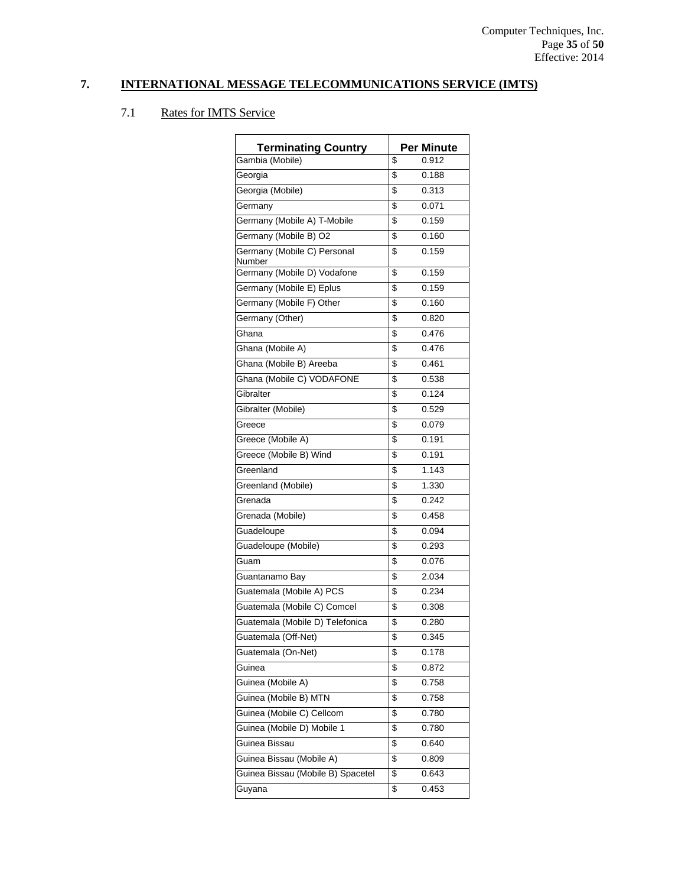## 7. INTERNATIONAL MESSAGE TELECOMMUNICATIONS SERVICE (IMTS)

### 7.1 Rates for IMTS Service

| Terminating Country | Per Minute |
|---|---|
| Gambia (Mobile) | $ 0.912 |
| Georgia | $ 0.188 |
| Georgia (Mobile) | $ 0.313 |
| Germany | $ 0.071 |
| Germany (Mobile A) T-Mobile | $ 0.159 |
| Germany (Mobile B) O2 | $ 0.160 |
| Germany (Mobile C) Personal Number | $ 0.159 |
| Germany (Mobile D) Vodafone | $ 0.159 |
| Germany (Mobile E) Eplus | $ 0.159 |
| Germany (Mobile F) Other | $ 0.160 |
| Germany (Other) | $ 0.820 |
| Ghana | $ 0.476 |
| Ghana (Mobile A) | $ 0.476 |
| Ghana (Mobile B) Areeba | $ 0.461 |
| Ghana (Mobile C) VODAFONE | $ 0.538 |
| Gibralter | $ 0.124 |
| Gibralter (Mobile) | $ 0.529 |
| Greece | $ 0.079 |
| Greece (Mobile A) | $ 0.191 |
| Greece (Mobile B) Wind | $ 0.191 |
| Greenland | $ 1.143 |
| Greenland (Mobile) | $ 1.330 |
| Grenada | $ 0.242 |
| Grenada (Mobile) | $ 0.458 |
| Guadeloupe | $ 0.094 |
| Guadeloupe (Mobile) | $ 0.293 |
| Guam | $ 0.076 |
| Guantanamo Bay | $ 2.034 |
| Guatemala (Mobile A) PCS | $ 0.234 |
| Guatemala (Mobile C) Comcel | $ 0.308 |
| Guatemala (Mobile D) Telefonica | $ 0.280 |
| Guatemala (Off-Net) | $ 0.345 |
| Guatemala (On-Net) | $ 0.178 |
| Guinea | $ 0.872 |
| Guinea (Mobile A) | $ 0.758 |
| Guinea (Mobile B) MTN | $ 0.758 |
| Guinea (Mobile C) Cellcom | $ 0.780 |
| Guinea (Mobile D) Mobile 1 | $ 0.780 |
| Guinea Bissau | $ 0.640 |
| Guinea Bissau (Mobile A) | $ 0.809 |
| Guinea Bissau (Mobile B) Spacetel | $ 0.643 |
| Guyana | $ 0.453 |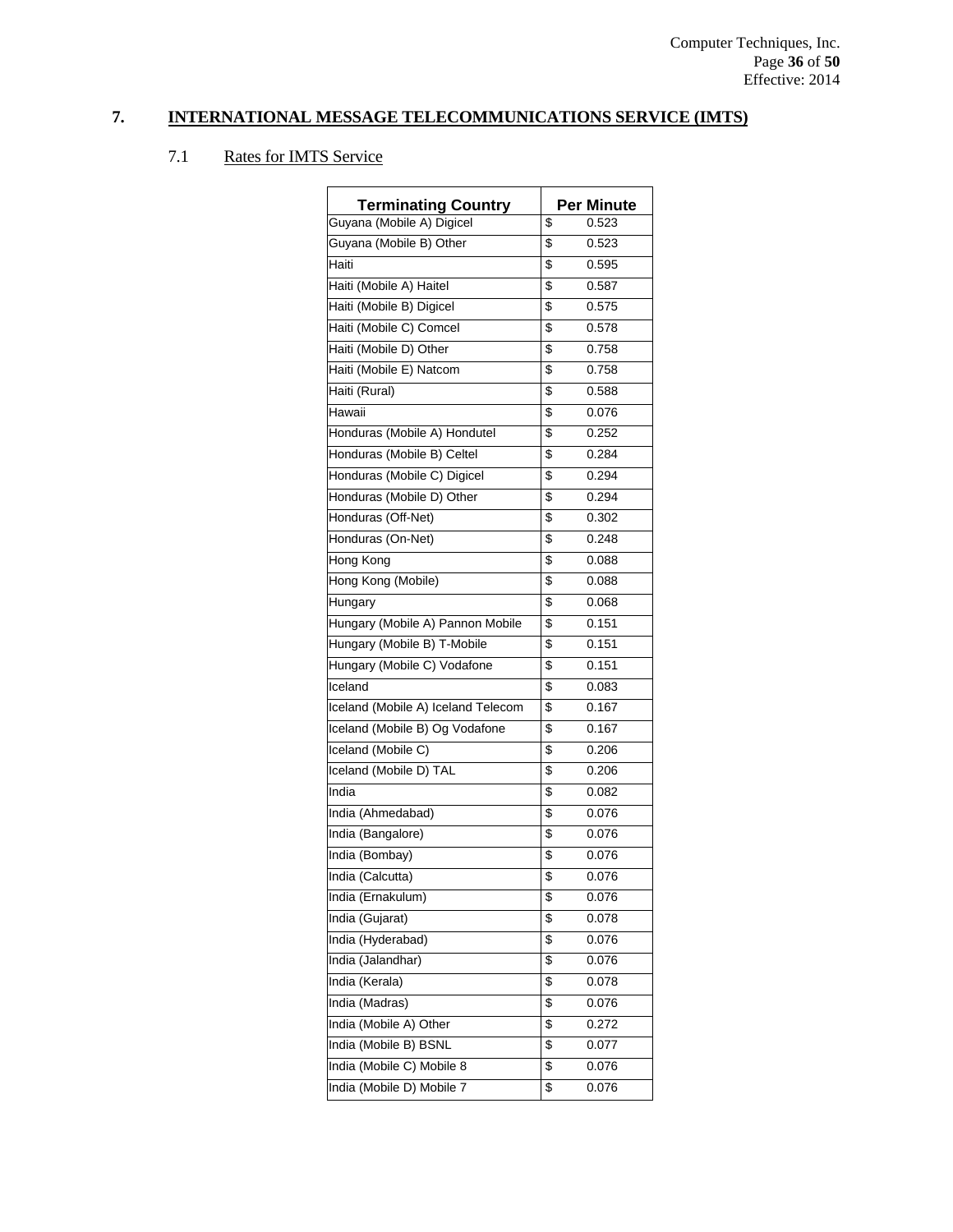## 7. INTERNATIONAL MESSAGE TELECOMMUNICATIONS SERVICE (IMTS)

### 7.1 Rates for IMTS Service

| Terminating Country | Per Minute |
|---|---|
| Guyana (Mobile A) Digicel | $ 0.523 |
| Guyana (Mobile B) Other | $ 0.523 |
| Haiti | $ 0.595 |
| Haiti (Mobile A) Haitel | $ 0.587 |
| Haiti (Mobile B) Digicel | $ 0.575 |
| Haiti (Mobile C) Comcel | $ 0.578 |
| Haiti (Mobile D) Other | $ 0.758 |
| Haiti (Mobile E) Natcom | $ 0.758 |
| Haiti (Rural) | $ 0.588 |
| Hawaii | $ 0.076 |
| Honduras (Mobile A) Hondutel | $ 0.252 |
| Honduras (Mobile B) Celtel | $ 0.284 |
| Honduras (Mobile C) Digicel | $ 0.294 |
| Honduras (Mobile D) Other | $ 0.294 |
| Honduras (Off-Net) | $ 0.302 |
| Honduras (On-Net) | $ 0.248 |
| Hong Kong | $ 0.088 |
| Hong Kong (Mobile) | $ 0.088 |
| Hungary | $ 0.068 |
| Hungary (Mobile A) Pannon Mobile | $ 0.151 |
| Hungary (Mobile B) T-Mobile | $ 0.151 |
| Hungary (Mobile C) Vodafone | $ 0.151 |
| Iceland | $ 0.083 |
| Iceland (Mobile A) Iceland Telecom | $ 0.167 |
| Iceland (Mobile B) Og Vodafone | $ 0.167 |
| Iceland (Mobile C) | $ 0.206 |
| Iceland (Mobile D) TAL | $ 0.206 |
| India | $ 0.082 |
| India (Ahmedabad) | $ 0.076 |
| India (Bangalore) | $ 0.076 |
| India (Bombay) | $ 0.076 |
| India (Calcutta) | $ 0.076 |
| India (Ernakulum) | $ 0.076 |
| India (Gujarat) | $ 0.078 |
| India (Hyderabad) | $ 0.076 |
| India (Jalandhar) | $ 0.076 |
| India (Kerala) | $ 0.078 |
| India (Madras) | $ 0.076 |
| India (Mobile A) Other | $ 0.272 |
| India (Mobile B) BSNL | $ 0.077 |
| India (Mobile C) Mobile 8 | $ 0.076 |
| India (Mobile D) Mobile 7 | $ 0.076 |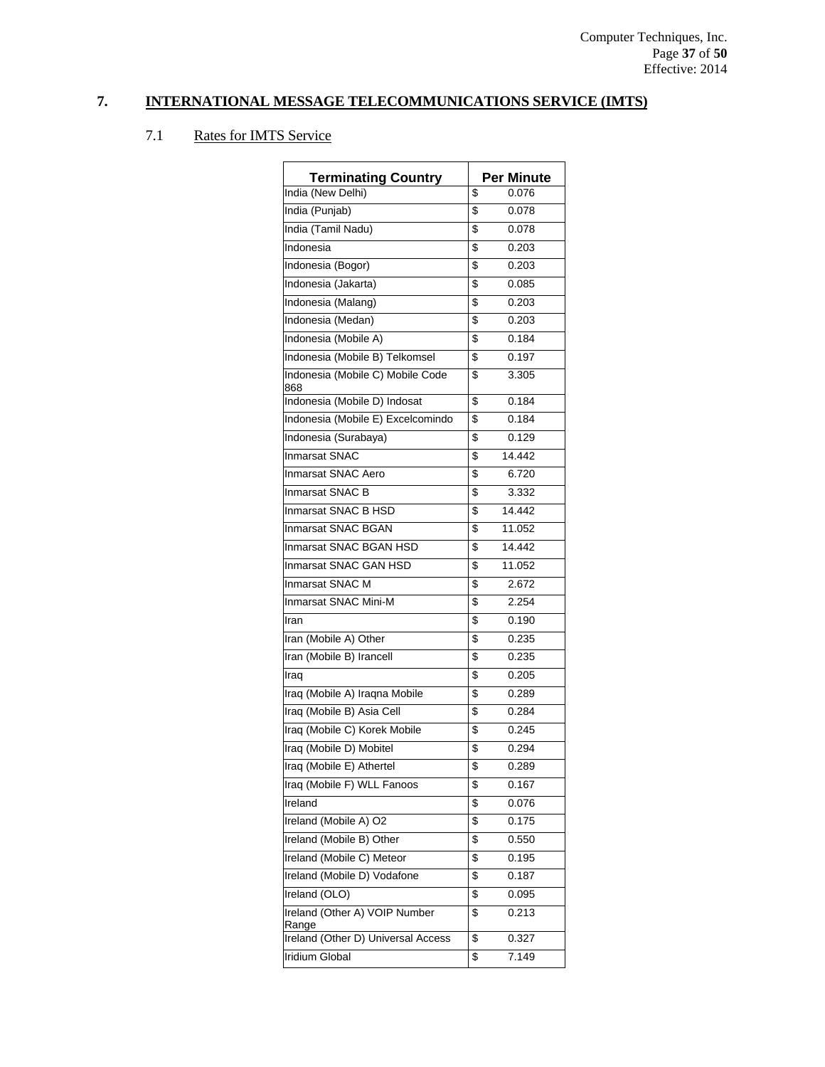## 7. INTERNATIONAL MESSAGE TELECOMMUNICATIONS SERVICE (IMTS)

### 7.1 Rates for IMTS Service

| Terminating Country | Per Minute |
|---|---|
| India (New Delhi) | $ 0.076 |
| India (Punjab) | $ 0.078 |
| India (Tamil Nadu) | $ 0.078 |
| Indonesia | $ 0.203 |
| Indonesia (Bogor) | $ 0.203 |
| Indonesia (Jakarta) | $ 0.085 |
| Indonesia (Malang) | $ 0.203 |
| Indonesia (Medan) | $ 0.203 |
| Indonesia (Mobile A) | $ 0.184 |
| Indonesia (Mobile B) Telkomsel | $ 0.197 |
| Indonesia (Mobile C) Mobile Code 868 | $ 3.305 |
| Indonesia (Mobile D) Indosat | $ 0.184 |
| Indonesia (Mobile E) Excelcomindo | $ 0.184 |
| Indonesia (Surabaya) | $ 0.129 |
| Inmarsat SNAC | $ 14.442 |
| Inmarsat SNAC Aero | $ 6.720 |
| Inmarsat SNAC B | $ 3.332 |
| Inmarsat SNAC B HSD | $ 14.442 |
| Inmarsat SNAC BGAN | $ 11.052 |
| Inmarsat SNAC BGAN HSD | $ 14.442 |
| Inmarsat SNAC GAN HSD | $ 11.052 |
| Inmarsat SNAC M | $ 2.672 |
| Inmarsat SNAC Mini-M | $ 2.254 |
| Iran | $ 0.190 |
| Iran (Mobile A) Other | $ 0.235 |
| Iran (Mobile B) Irancell | $ 0.235 |
| Iraq | $ 0.205 |
| Iraq (Mobile A) Iraqna Mobile | $ 0.289 |
| Iraq (Mobile B) Asia Cell | $ 0.284 |
| Iraq (Mobile C) Korek Mobile | $ 0.245 |
| Iraq (Mobile D) Mobitel | $ 0.294 |
| Iraq (Mobile E) Athertel | $ 0.289 |
| Iraq (Mobile F) WLL Fanoos | $ 0.167 |
| Ireland | $ 0.076 |
| Ireland (Mobile A) O2 | $ 0.175 |
| Ireland (Mobile B) Other | $ 0.550 |
| Ireland (Mobile C) Meteor | $ 0.195 |
| Ireland (Mobile D) Vodafone | $ 0.187 |
| Ireland (OLO) | $ 0.095 |
| Ireland (Other A) VOIP Number Range | $ 0.213 |
| Ireland (Other D) Universal Access | $ 0.327 |
| Iridium Global | $ 7.149 |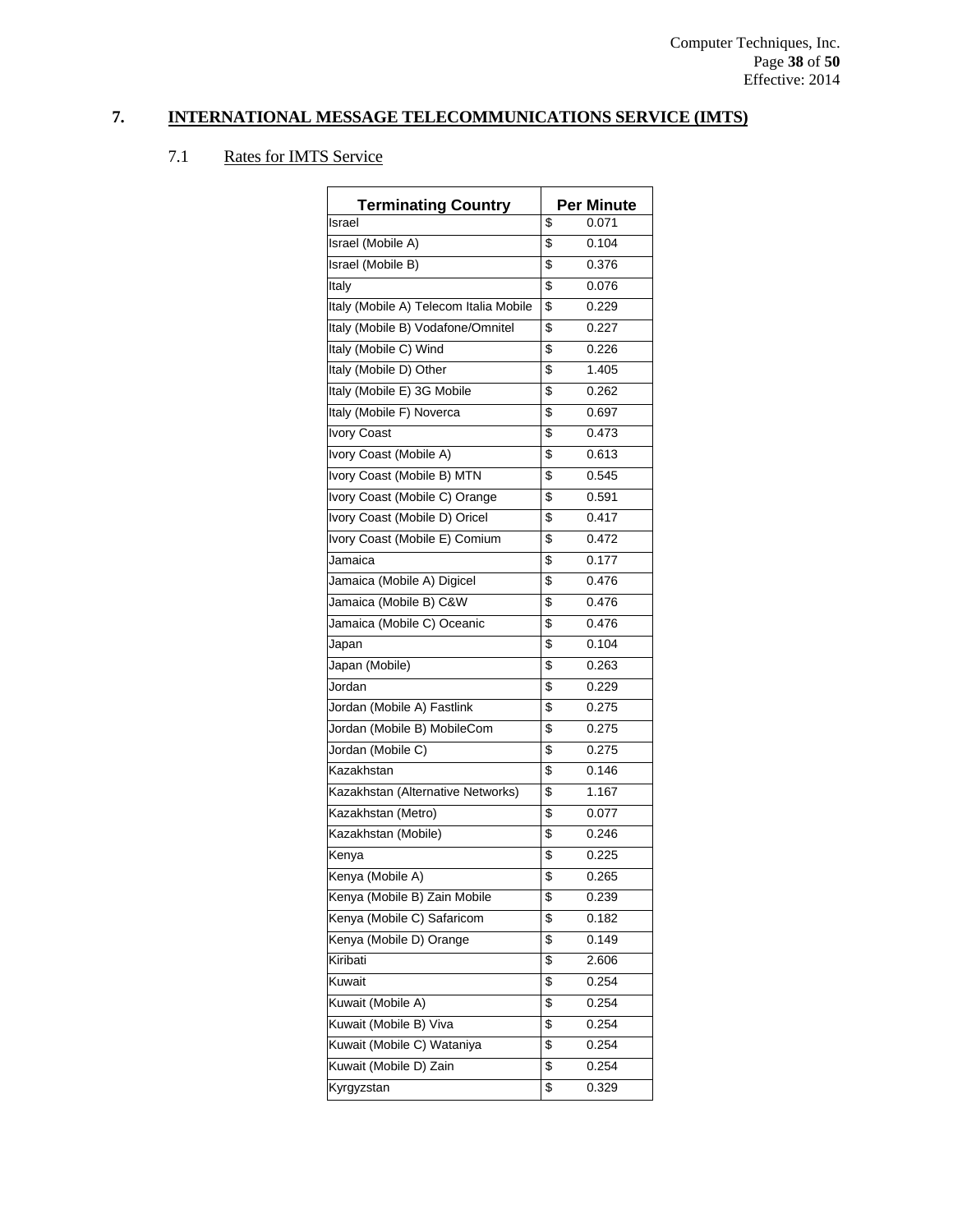## 7. INTERNATIONAL MESSAGE TELECOMMUNICATIONS SERVICE (IMTS)

### 7.1 Rates for IMTS Service

| Terminating Country | Per Minute |
|---|---|
| Israel | $ 0.071 |
| Israel (Mobile A) | $ 0.104 |
| Israel (Mobile B) | $ 0.376 |
| Italy | $ 0.076 |
| Italy (Mobile A) Telecom Italia Mobile | $ 0.229 |
| Italy (Mobile B) Vodafone/Omnitel | $ 0.227 |
| Italy (Mobile C) Wind | $ 0.226 |
| Italy (Mobile D) Other | $ 1.405 |
| Italy (Mobile E) 3G Mobile | $ 0.262 |
| Italy (Mobile F) Noverca | $ 0.697 |
| Ivory Coast | $ 0.473 |
| Ivory Coast (Mobile A) | $ 0.613 |
| Ivory Coast (Mobile B) MTN | $ 0.545 |
| Ivory Coast (Mobile C) Orange | $ 0.591 |
| Ivory Coast (Mobile D) Oricel | $ 0.417 |
| Ivory Coast (Mobile E) Comium | $ 0.472 |
| Jamaica | $ 0.177 |
| Jamaica (Mobile A) Digicel | $ 0.476 |
| Jamaica (Mobile B) C&W | $ 0.476 |
| Jamaica (Mobile C) Oceanic | $ 0.476 |
| Japan | $ 0.104 |
| Japan (Mobile) | $ 0.263 |
| Jordan | $ 0.229 |
| Jordan (Mobile A) Fastlink | $ 0.275 |
| Jordan (Mobile B) MobileCom | $ 0.275 |
| Jordan (Mobile C) | $ 0.275 |
| Kazakhstan | $ 0.146 |
| Kazakhstan (Alternative Networks) | $ 1.167 |
| Kazakhstan (Metro) | $ 0.077 |
| Kazakhstan (Mobile) | $ 0.246 |
| Kenya | $ 0.225 |
| Kenya (Mobile A) | $ 0.265 |
| Kenya (Mobile B) Zain Mobile | $ 0.239 |
| Kenya (Mobile C) Safaricom | $ 0.182 |
| Kenya (Mobile D) Orange | $ 0.149 |
| Kiribati | $ 2.606 |
| Kuwait | $ 0.254 |
| Kuwait (Mobile A) | $ 0.254 |
| Kuwait (Mobile B) Viva | $ 0.254 |
| Kuwait (Mobile C) Wataniya | $ 0.254 |
| Kuwait (Mobile D) Zain | $ 0.254 |
| Kyrgyzstan | $ 0.329 |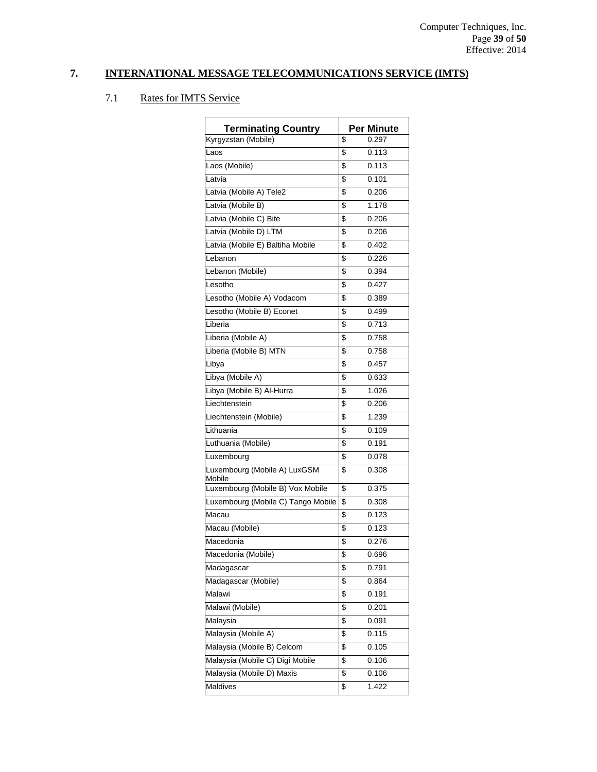## 7. INTERNATIONAL MESSAGE TELECOMMUNICATIONS SERVICE (IMTS)

### 7.1 Rates for IMTS Service

| Terminating Country | Per Minute |
|---|---|
| Kyrgyzstan (Mobile) | $ 0.297 |
| Laos | $ 0.113 |
| Laos (Mobile) | $ 0.113 |
| Latvia | $ 0.101 |
| Latvia (Mobile A) Tele2 | $ 0.206 |
| Latvia (Mobile B) | $ 1.178 |
| Latvia (Mobile C) Bite | $ 0.206 |
| Latvia (Mobile D) LTM | $ 0.206 |
| Latvia (Mobile E) Baltiha Mobile | $ 0.402 |
| Lebanon | $ 0.226 |
| Lebanon (Mobile) | $ 0.394 |
| Lesotho | $ 0.427 |
| Lesotho (Mobile A) Vodacom | $ 0.389 |
| Lesotho (Mobile B) Econet | $ 0.499 |
| Liberia | $ 0.713 |
| Liberia (Mobile A) | $ 0.758 |
| Liberia (Mobile B) MTN | $ 0.758 |
| Libya | $ 0.457 |
| Libya (Mobile A) | $ 0.633 |
| Libya (Mobile B) Al-Hurra | $ 1.026 |
| Liechtenstein | $ 0.206 |
| Liechtenstein (Mobile) | $ 1.239 |
| Lithuania | $ 0.109 |
| Luthuania (Mobile) | $ 0.191 |
| Luxembourg | $ 0.078 |
| Luxembourg (Mobile A) LuxGSM Mobile | $ 0.308 |
| Luxembourg (Mobile B) Vox Mobile | $ 0.375 |
| Luxembourg (Mobile C) Tango Mobile | $ 0.308 |
| Macau | $ 0.123 |
| Macau (Mobile) | $ 0.123 |
| Macedonia | $ 0.276 |
| Macedonia (Mobile) | $ 0.696 |
| Madagascar | $ 0.791 |
| Madagascar (Mobile) | $ 0.864 |
| Malawi | $ 0.191 |
| Malawi (Mobile) | $ 0.201 |
| Malaysia | $ 0.091 |
| Malaysia (Mobile A) | $ 0.115 |
| Malaysia (Mobile B) Celcom | $ 0.105 |
| Malaysia (Mobile C) Digi Mobile | $ 0.106 |
| Malaysia (Mobile D) Maxis | $ 0.106 |
| Maldives | $ 1.422 |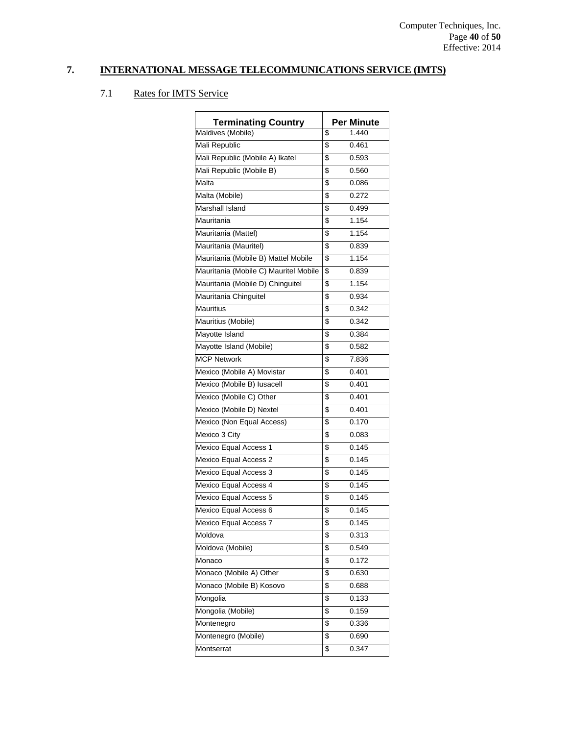## 7. INTERNATIONAL MESSAGE TELECOMMUNICATIONS SERVICE (IMTS)

### 7.1 Rates for IMTS Service

| Terminating Country | Per Minute |
|---|---|
| Maldives (Mobile) | $ 1.440 |
| Mali Republic | $ 0.461 |
| Mali Republic (Mobile A) Ikatel | $ 0.593 |
| Mali Republic (Mobile B) | $ 0.560 |
| Malta | $ 0.086 |
| Malta (Mobile) | $ 0.272 |
| Marshall Island | $ 0.499 |
| Mauritania | $ 1.154 |
| Mauritania (Mattel) | $ 1.154 |
| Mauritania (Mauritel) | $ 0.839 |
| Mauritania (Mobile B) Mattel Mobile | $ 1.154 |
| Mauritania (Mobile C) Mauritel Mobile | $ 0.839 |
| Mauritania (Mobile D) Chinguitel | $ 1.154 |
| Mauritania Chinguitel | $ 0.934 |
| Mauritius | $ 0.342 |
| Mauritius (Mobile) | $ 0.342 |
| Mayotte Island | $ 0.384 |
| Mayotte Island (Mobile) | $ 0.582 |
| MCP Network | $ 7.836 |
| Mexico (Mobile A) Movistar | $ 0.401 |
| Mexico (Mobile B) Iusacell | $ 0.401 |
| Mexico (Mobile C) Other | $ 0.401 |
| Mexico (Mobile D) Nextel | $ 0.401 |
| Mexico (Non Equal Access) | $ 0.170 |
| Mexico 3 City | $ 0.083 |
| Mexico Equal Access 1 | $ 0.145 |
| Mexico Equal Access 2 | $ 0.145 |
| Mexico Equal Access 3 | $ 0.145 |
| Mexico Equal Access 4 | $ 0.145 |
| Mexico Equal Access 5 | $ 0.145 |
| Mexico Equal Access 6 | $ 0.145 |
| Mexico Equal Access 7 | $ 0.145 |
| Moldova | $ 0.313 |
| Moldova (Mobile) | $ 0.549 |
| Monaco | $ 0.172 |
| Monaco (Mobile A) Other | $ 0.630 |
| Monaco (Mobile B) Kosovo | $ 0.688 |
| Mongolia | $ 0.133 |
| Mongolia (Mobile) | $ 0.159 |
| Montenegro | $ 0.336 |
| Montenegro (Mobile) | $ 0.690 |
| Montserrat | $ 0.347 |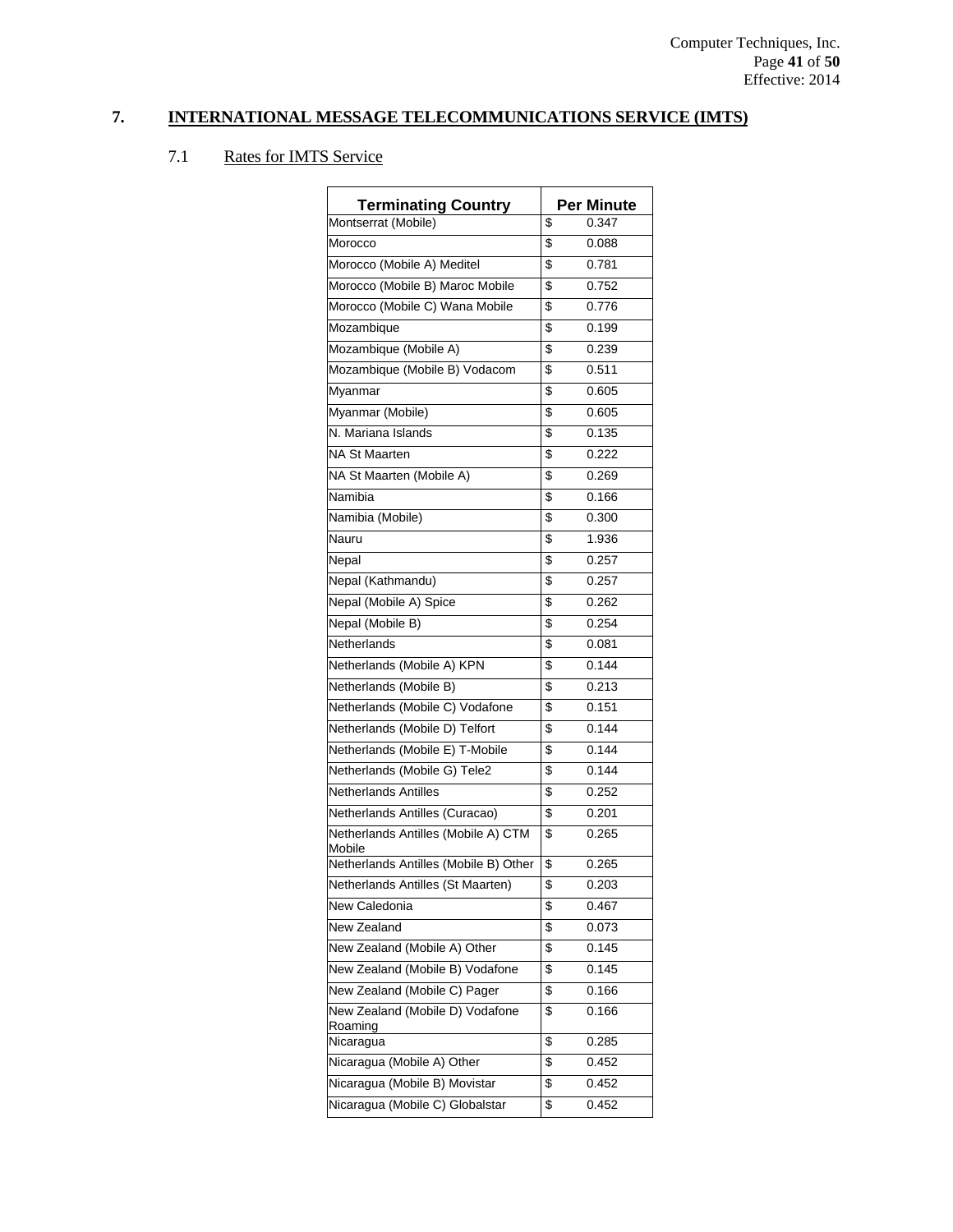## 7. INTERNATIONAL MESSAGE TELECOMMUNICATIONS SERVICE (IMTS)

### 7.1 Rates for IMTS Service

| Terminating Country | Per Minute |
|---|---|
| Montserrat (Mobile) | $ 0.347 |
| Morocco | $ 0.088 |
| Morocco (Mobile A) Meditel | $ 0.781 |
| Morocco (Mobile B) Maroc Mobile | $ 0.752 |
| Morocco (Mobile C) Wana Mobile | $ 0.776 |
| Mozambique | $ 0.199 |
| Mozambique (Mobile A) | $ 0.239 |
| Mozambique (Mobile B) Vodacom | $ 0.511 |
| Myanmar | $ 0.605 |
| Myanmar (Mobile) | $ 0.605 |
| N. Mariana Islands | $ 0.135 |
| NA St Maarten | $ 0.222 |
| NA St Maarten (Mobile A) | $ 0.269 |
| Namibia | $ 0.166 |
| Namibia (Mobile) | $ 0.300 |
| Nauru | $ 1.936 |
| Nepal | $ 0.257 |
| Nepal (Kathmandu) | $ 0.257 |
| Nepal (Mobile A) Spice | $ 0.262 |
| Nepal (Mobile B) | $ 0.254 |
| Netherlands | $ 0.081 |
| Netherlands (Mobile A) KPN | $ 0.144 |
| Netherlands (Mobile B) | $ 0.213 |
| Netherlands (Mobile C) Vodafone | $ 0.151 |
| Netherlands (Mobile D) Telfort | $ 0.144 |
| Netherlands (Mobile E) T-Mobile | $ 0.144 |
| Netherlands (Mobile G) Tele2 | $ 0.144 |
| Netherlands Antilles | $ 0.252 |
| Netherlands Antilles (Curacao) | $ 0.201 |
| Netherlands Antilles (Mobile A) CTM Mobile | $ 0.265 |
| Netherlands Antilles (Mobile B) Other | $ 0.265 |
| Netherlands Antilles (St Maarten) | $ 0.203 |
| New Caledonia | $ 0.467 |
| New Zealand | $ 0.073 |
| New Zealand (Mobile A) Other | $ 0.145 |
| New Zealand (Mobile B) Vodafone | $ 0.145 |
| New Zealand (Mobile C) Pager | $ 0.166 |
| New Zealand (Mobile D) Vodafone Roaming | $ 0.166 |
| Nicaragua | $ 0.285 |
| Nicaragua (Mobile A) Other | $ 0.452 |
| Nicaragua (Mobile B) Movistar | $ 0.452 |
| Nicaragua (Mobile C) Globalstar | $ 0.452 |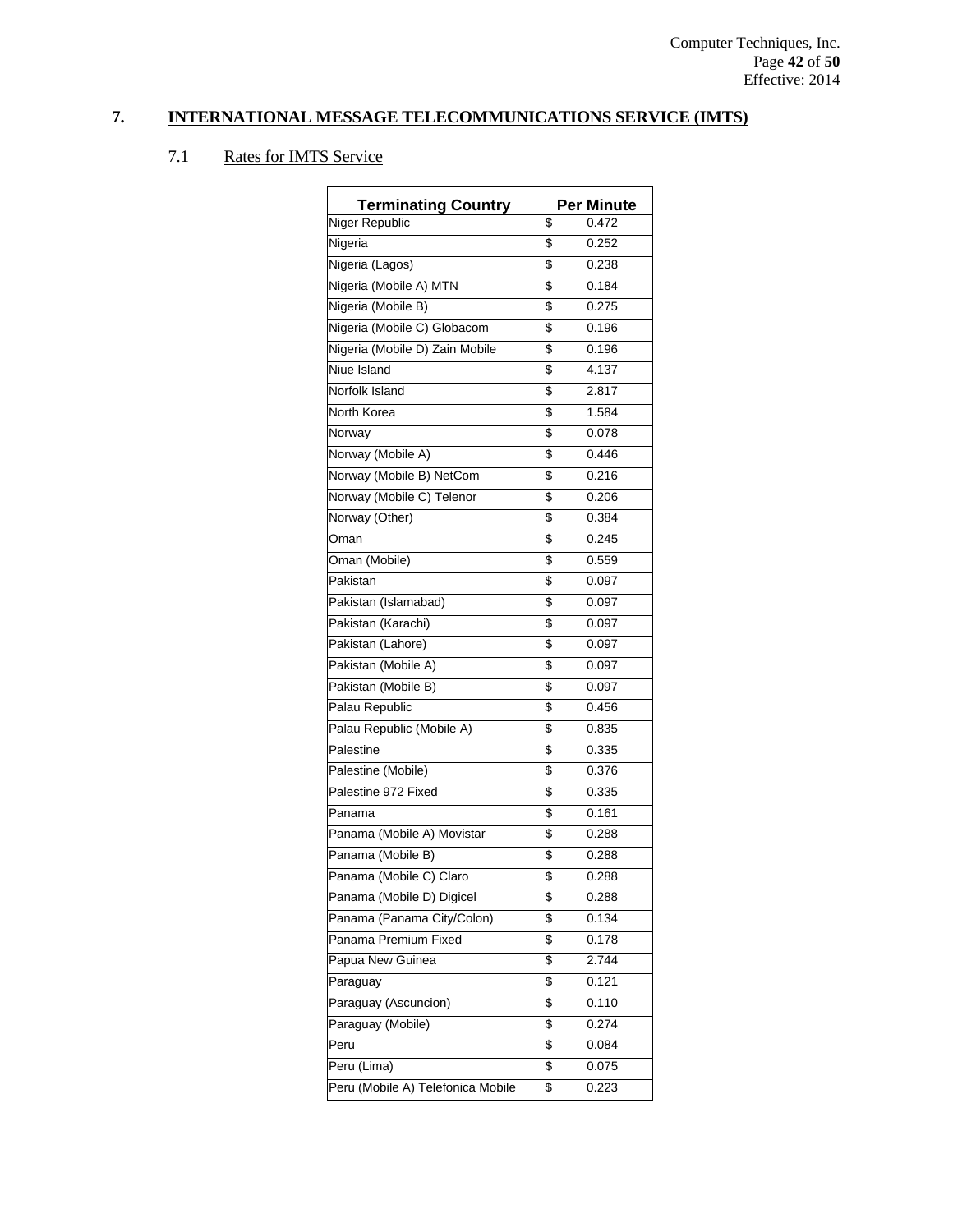## 7. INTERNATIONAL MESSAGE TELECOMMUNICATIONS SERVICE (IMTS)

### 7.1 Rates for IMTS Service

| Terminating Country | Per Minute |
|---|---|
| Niger Republic | $ 0.472 |
| Nigeria | $ 0.252 |
| Nigeria (Lagos) | $ 0.238 |
| Nigeria (Mobile A) MTN | $ 0.184 |
| Nigeria (Mobile B) | $ 0.275 |
| Nigeria (Mobile C) Globacom | $ 0.196 |
| Nigeria (Mobile D) Zain Mobile | $ 0.196 |
| Niue Island | $ 4.137 |
| Norfolk Island | $ 2.817 |
| North Korea | $ 1.584 |
| Norway | $ 0.078 |
| Norway (Mobile A) | $ 0.446 |
| Norway (Mobile B) NetCom | $ 0.216 |
| Norway (Mobile C) Telenor | $ 0.206 |
| Norway (Other) | $ 0.384 |
| Oman | $ 0.245 |
| Oman (Mobile) | $ 0.559 |
| Pakistan | $ 0.097 |
| Pakistan (Islamabad) | $ 0.097 |
| Pakistan (Karachi) | $ 0.097 |
| Pakistan (Lahore) | $ 0.097 |
| Pakistan (Mobile A) | $ 0.097 |
| Pakistan (Mobile B) | $ 0.097 |
| Palau Republic | $ 0.456 |
| Palau Republic (Mobile A) | $ 0.835 |
| Palestine | $ 0.335 |
| Palestine (Mobile) | $ 0.376 |
| Palestine 972 Fixed | $ 0.335 |
| Panama | $ 0.161 |
| Panama (Mobile A) Movistar | $ 0.288 |
| Panama (Mobile B) | $ 0.288 |
| Panama (Mobile C) Claro | $ 0.288 |
| Panama (Mobile D) Digicel | $ 0.288 |
| Panama (Panama City/Colon) | $ 0.134 |
| Panama Premium Fixed | $ 0.178 |
| Papua New Guinea | $ 2.744 |
| Paraguay | $ 0.121 |
| Paraguay (Asuncion) | $ 0.110 |
| Paraguay (Mobile) | $ 0.274 |
| Peru | $ 0.084 |
| Peru (Lima) | $ 0.075 |
| Peru (Mobile A) Telefonica Mobile | $ 0.223 |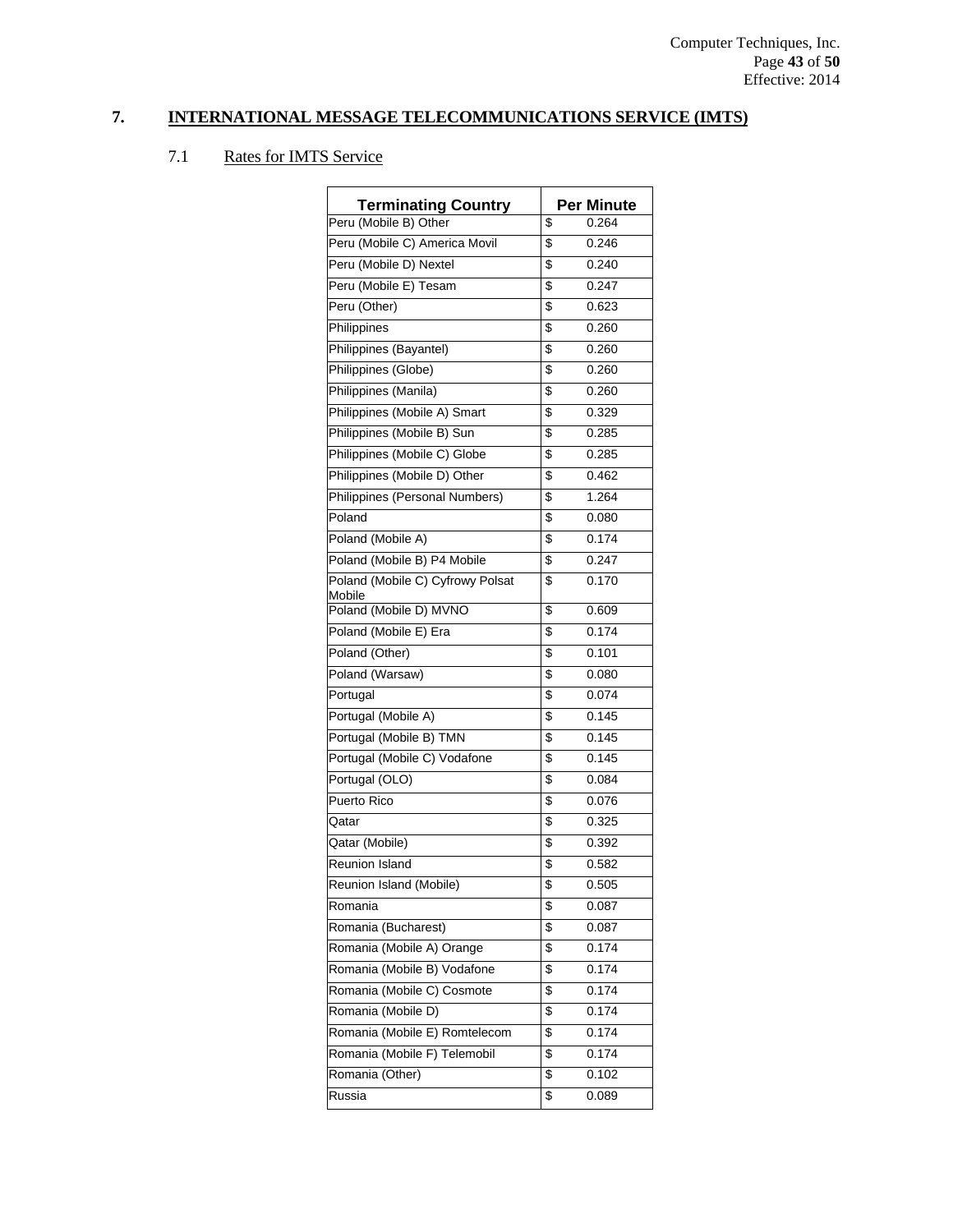## 7. INTERNATIONAL MESSAGE TELECOMMUNICATIONS SERVICE (IMTS)

### 7.1 Rates for IMTS Service

| Terminating Country | Per Minute |
|---|---|
| Peru (Mobile B) Other | $ 0.264 |
| Peru (Mobile C) America Movil | $ 0.246 |
| Peru (Mobile D) Nextel | $ 0.240 |
| Peru (Mobile E) Tesam | $ 0.247 |
| Peru (Other) | $ 0.623 |
| Philippines | $ 0.260 |
| Philippines (Bayantel) | $ 0.260 |
| Philippines (Globe) | $ 0.260 |
| Philippines (Manila) | $ 0.260 |
| Philippines (Mobile A) Smart | $ 0.329 |
| Philippines (Mobile B) Sun | $ 0.285 |
| Philippines (Mobile C) Globe | $ 0.285 |
| Philippines (Mobile D) Other | $ 0.462 |
| Philippines (Personal Numbers) | $ 1.264 |
| Poland | $ 0.080 |
| Poland (Mobile A) | $ 0.174 |
| Poland (Mobile B) P4 Mobile | $ 0.247 |
| Poland (Mobile C) Cyfrowy Polsat Mobile | $ 0.170 |
| Poland (Mobile D) MVNO | $ 0.609 |
| Poland (Mobile E) Era | $ 0.174 |
| Poland (Other) | $ 0.101 |
| Poland (Warsaw) | $ 0.080 |
| Portugal | $ 0.074 |
| Portugal (Mobile A) | $ 0.145 |
| Portugal (Mobile B) TMN | $ 0.145 |
| Portugal (Mobile C) Vodafone | $ 0.145 |
| Portugal (OLO) | $ 0.084 |
| Puerto Rico | $ 0.076 |
| Qatar | $ 0.325 |
| Qatar (Mobile) | $ 0.392 |
| Reunion Island | $ 0.582 |
| Reunion Island (Mobile) | $ 0.505 |
| Romania | $ 0.087 |
| Romania (Bucharest) | $ 0.087 |
| Romania (Mobile A) Orange | $ 0.174 |
| Romania (Mobile B) Vodafone | $ 0.174 |
| Romania (Mobile C) Cosmote | $ 0.174 |
| Romania (Mobile D) | $ 0.174 |
| Romania (Mobile E) Romtelecom | $ 0.174 |
| Romania (Mobile F) Telemobil | $ 0.174 |
| Romania (Other) | $ 0.102 |
| Russia | $ 0.089 |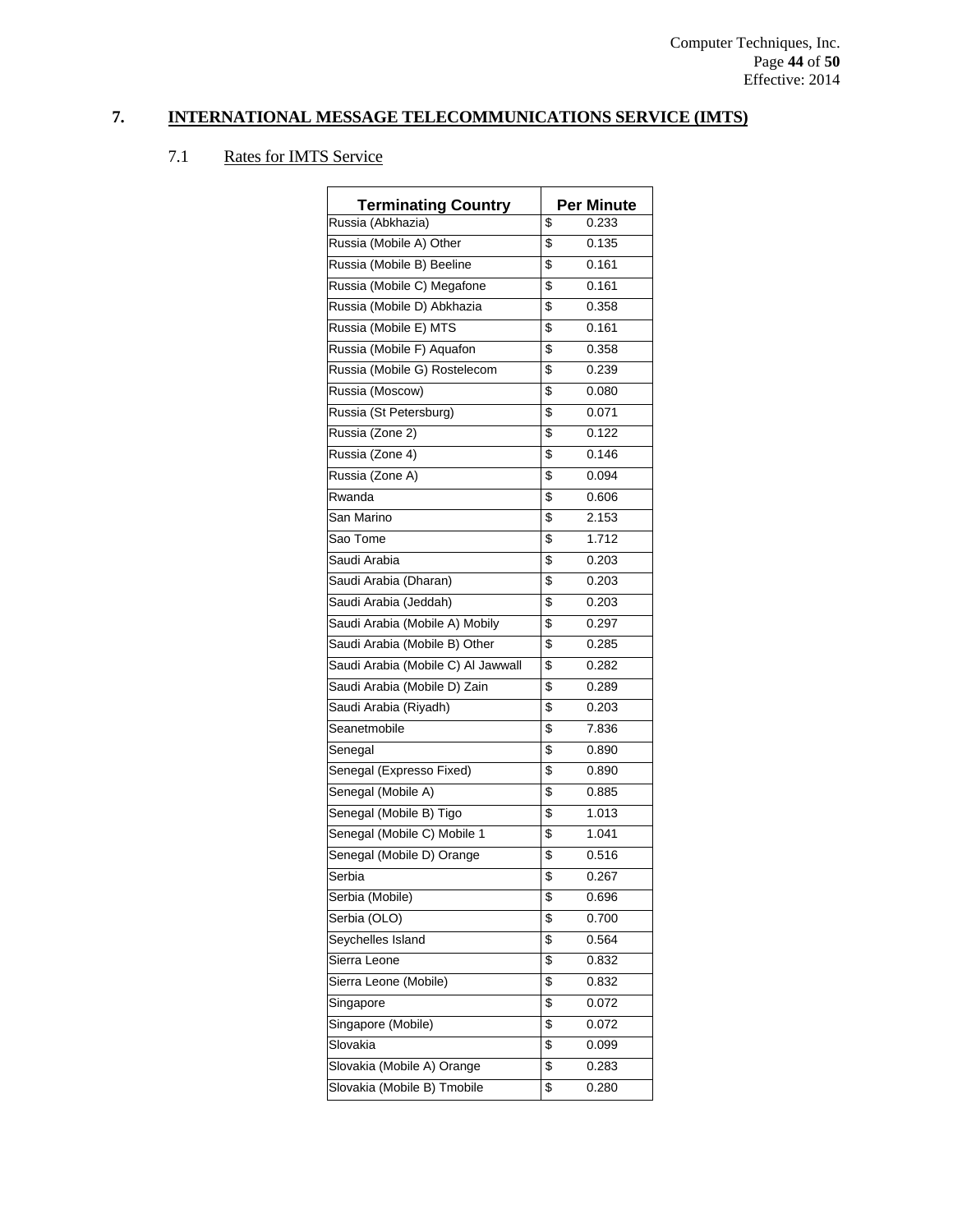## 7. INTERNATIONAL MESSAGE TELECOMMUNICATIONS SERVICE (IMTS)

### 7.1 Rates for IMTS Service

| Terminating Country | Per Minute |
|---|---|
| Russia (Abkhazia) | $ 0.233 |
| Russia (Mobile A) Other | $ 0.135 |
| Russia (Mobile B) Beeline | $ 0.161 |
| Russia (Mobile C) Megafone | $ 0.161 |
| Russia (Mobile D) Abkhazia | $ 0.358 |
| Russia (Mobile E) MTS | $ 0.161 |
| Russia (Mobile F) Aquafon | $ 0.358 |
| Russia (Mobile G) Rostelecom | $ 0.239 |
| Russia (Moscow) | $ 0.080 |
| Russia (St Petersburg) | $ 0.071 |
| Russia (Zone 2) | $ 0.122 |
| Russia (Zone 4) | $ 0.146 |
| Russia (Zone A) | $ 0.094 |
| Rwanda | $ 0.606 |
| San Marino | $ 2.153 |
| Sao Tome | $ 1.712 |
| Saudi Arabia | $ 0.203 |
| Saudi Arabia (Dharan) | $ 0.203 |
| Saudi Arabia (Jeddah) | $ 0.203 |
| Saudi Arabia (Mobile A) Mobily | $ 0.297 |
| Saudi Arabia (Mobile B) Other | $ 0.285 |
| Saudi Arabia (Mobile C) Al Jawwall | $ 0.282 |
| Saudi Arabia (Mobile D) Zain | $ 0.289 |
| Saudi Arabia (Riyadh) | $ 0.203 |
| Seanetmobile | $ 7.836 |
| Senegal | $ 0.890 |
| Senegal (Expresso Fixed) | $ 0.890 |
| Senegal (Mobile A) | $ 0.885 |
| Senegal (Mobile B) Tigo | $ 1.013 |
| Senegal (Mobile C) Mobile 1 | $ 1.041 |
| Senegal (Mobile D) Orange | $ 0.516 |
| Serbia | $ 0.267 |
| Serbia (Mobile) | $ 0.696 |
| Serbia (OLO) | $ 0.700 |
| Seychelles Island | $ 0.564 |
| Sierra Leone | $ 0.832 |
| Sierra Leone (Mobile) | $ 0.832 |
| Singapore | $ 0.072 |
| Singapore (Mobile) | $ 0.072 |
| Slovakia | $ 0.099 |
| Slovakia (Mobile A) Orange | $ 0.283 |
| Slovakia (Mobile B) Tmobile | $ 0.280 |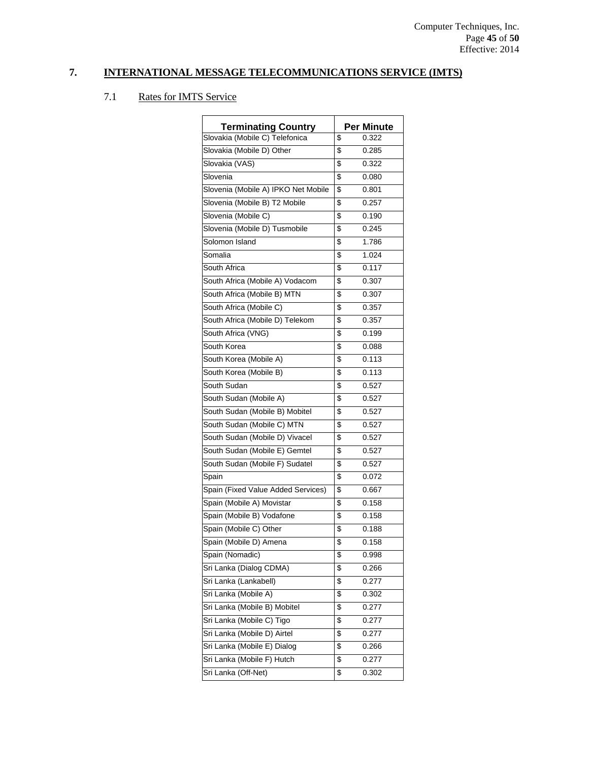## 7. INTERNATIONAL MESSAGE TELECOMMUNICATIONS SERVICE (IMTS)

### 7.1 Rates for IMTS Service

| Terminating Country | Per Minute |
|---|---|
| Slovakia (Mobile C) Telefonica | $ 0.322 |
| Slovakia (Mobile D) Other | $ 0.285 |
| Slovakia (VAS) | $ 0.322 |
| Slovenia | $ 0.080 |
| Slovenia (Mobile A) IPKO Net Mobile | $ 0.801 |
| Slovenia (Mobile B) T2 Mobile | $ 0.257 |
| Slovenia (Mobile C) | $ 0.190 |
| Slovenia (Mobile D) Tusmobile | $ 0.245 |
| Solomon Island | $ 1.786 |
| Somalia | $ 1.024 |
| South Africa | $ 0.117 |
| South Africa (Mobile A) Vodacom | $ 0.307 |
| South Africa (Mobile B) MTN | $ 0.307 |
| South Africa (Mobile C) | $ 0.357 |
| South Africa (Mobile D) Telekom | $ 0.357 |
| South Africa (VNG) | $ 0.199 |
| South Korea | $ 0.088 |
| South Korea (Mobile A) | $ 0.113 |
| South Korea (Mobile B) | $ 0.113 |
| South Sudan | $ 0.527 |
| South Sudan (Mobile A) | $ 0.527 |
| South Sudan (Mobile B) Mobitel | $ 0.527 |
| South Sudan (Mobile C) MTN | $ 0.527 |
| South Sudan (Mobile D) Vivacel | $ 0.527 |
| South Sudan (Mobile E) Gemtel | $ 0.527 |
| South Sudan (Mobile F) Sudatel | $ 0.527 |
| Spain | $ 0.072 |
| Spain (Fixed Value Added Services) | $ 0.667 |
| Spain (Mobile A) Movistar | $ 0.158 |
| Spain (Mobile B) Vodafone | $ 0.158 |
| Spain (Mobile C) Other | $ 0.188 |
| Spain (Mobile D) Amena | $ 0.158 |
| Spain (Nomadic) | $ 0.998 |
| Sri Lanka (Dialog CDMA) | $ 0.266 |
| Sri Lanka (Lankabell) | $ 0.277 |
| Sri Lanka (Mobile A) | $ 0.302 |
| Sri Lanka (Mobile B) Mobitel | $ 0.277 |
| Sri Lanka (Mobile C) Tigo | $ 0.277 |
| Sri Lanka (Mobile D) Airtel | $ 0.277 |
| Sri Lanka (Mobile E) Dialog | $ 0.266 |
| Sri Lanka (Mobile F) Hutch | $ 0.277 |
| Sri Lanka (Off-Net) | $ 0.302 |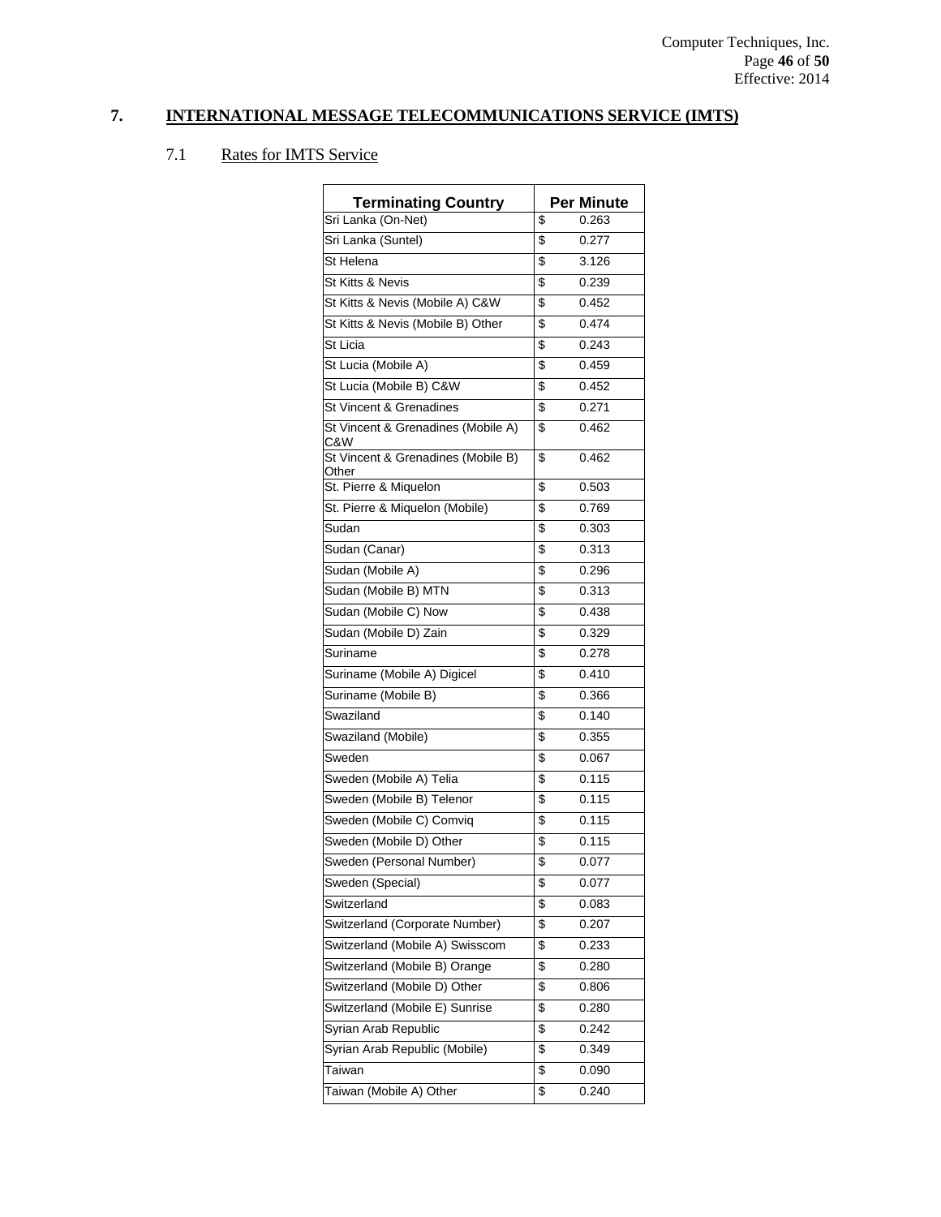## 7. INTERNATIONAL MESSAGE TELECOMMUNICATIONS SERVICE (IMTS)

### 7.1 Rates for IMTS Service

| Terminating Country | Per Minute |
|---|---|
| Sri Lanka (On-Net) | $ 0.263 |
| Sri Lanka (Suntel) | $ 0.277 |
| St Helena | $ 3.126 |
| St Kitts & Nevis | $ 0.239 |
| St Kitts & Nevis (Mobile A) C&W | $ 0.452 |
| St Kitts & Nevis (Mobile B) Other | $ 0.474 |
| St Licia | $ 0.243 |
| St Lucia (Mobile A) | $ 0.459 |
| St Lucia (Mobile B) C&W | $ 0.452 |
| St Vincent & Grenadines | $ 0.271 |
| St Vincent & Grenadines (Mobile A) C&W | $ 0.462 |
| St Vincent & Grenadines (Mobile B) Other | $ 0.462 |
| St. Pierre & Miquelon | $ 0.503 |
| St. Pierre & Miquelon (Mobile) | $ 0.769 |
| Sudan | $ 0.303 |
| Sudan (Canar) | $ 0.313 |
| Sudan (Mobile A) | $ 0.296 |
| Sudan (Mobile B) MTN | $ 0.313 |
| Sudan (Mobile C) Now | $ 0.438 |
| Sudan (Mobile D) Zain | $ 0.329 |
| Suriname | $ 0.278 |
| Suriname (Mobile A) Digicel | $ 0.410 |
| Suriname (Mobile B) | $ 0.366 |
| Swaziland | $ 0.140 |
| Swaziland (Mobile) | $ 0.355 |
| Sweden | $ 0.067 |
| Sweden (Mobile A) Telia | $ 0.115 |
| Sweden (Mobile B) Telenor | $ 0.115 |
| Sweden (Mobile C) Comviq | $ 0.115 |
| Sweden (Mobile D) Other | $ 0.115 |
| Sweden (Personal Number) | $ 0.077 |
| Sweden (Special) | $ 0.077 |
| Switzerland | $ 0.083 |
| Switzerland (Corporate Number) | $ 0.207 |
| Switzerland (Mobile A) Swisscom | $ 0.233 |
| Switzerland (Mobile B) Orange | $ 0.280 |
| Switzerland (Mobile D) Other | $ 0.806 |
| Switzerland (Mobile E) Sunrise | $ 0.280 |
| Syrian Arab Republic | $ 0.242 |
| Syrian Arab Republic (Mobile) | $ 0.349 |
| Taiwan | $ 0.090 |
| Taiwan (Mobile A) Other | $ 0.240 |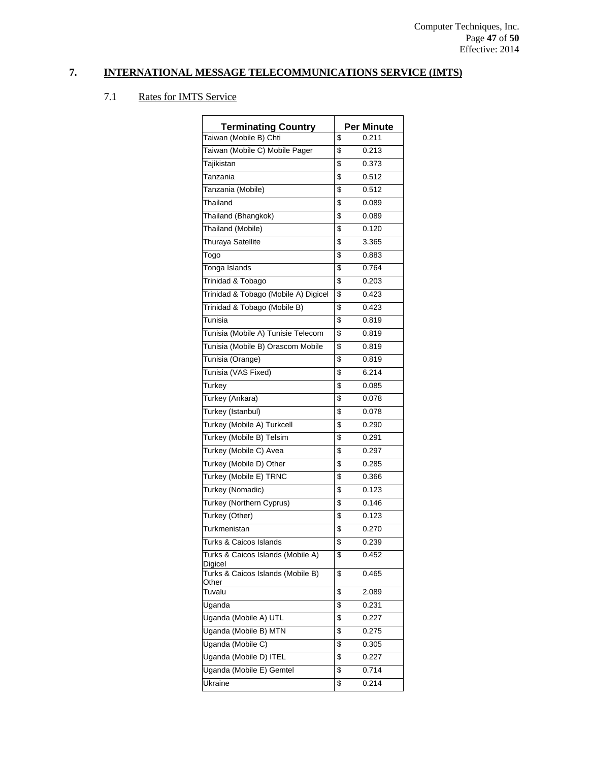## 7. INTERNATIONAL MESSAGE TELECOMMUNICATIONS SERVICE (IMTS)

### 7.1 Rates for IMTS Service

| Terminating Country | Per Minute |
|---|---|
| Taiwan (Mobile B) Chti | $ 0.211 |
| Taiwan (Mobile C) Mobile Pager | $ 0.213 |
| Tajikistan | $ 0.373 |
| Tanzania | $ 0.512 |
| Tanzania (Mobile) | $ 0.512 |
| Thailand | $ 0.089 |
| Thailand (Bhangkok) | $ 0.089 |
| Thailand (Mobile) | $ 0.120 |
| Thuraya Satellite | $ 3.365 |
| Togo | $ 0.883 |
| Tonga Islands | $ 0.764 |
| Trinidad & Tobago | $ 0.203 |
| Trinidad & Tobago (Mobile A) Digicel | $ 0.423 |
| Trinidad & Tobago (Mobile B) | $ 0.423 |
| Tunisia | $ 0.819 |
| Tunisia (Mobile A) Tunisie Telecom | $ 0.819 |
| Tunisia (Mobile B) Orascom Mobile | $ 0.819 |
| Tunisia (Orange) | $ 0.819 |
| Tunisia (VAS Fixed) | $ 6.214 |
| Turkey | $ 0.085 |
| Turkey (Ankara) | $ 0.078 |
| Turkey (Istanbul) | $ 0.078 |
| Turkey (Mobile A) Turkcell | $ 0.290 |
| Turkey (Mobile B) Telsim | $ 0.291 |
| Turkey (Mobile C) Avea | $ 0.297 |
| Turkey (Mobile D) Other | $ 0.285 |
| Turkey (Mobile E) TRNC | $ 0.366 |
| Turkey (Nomadic) | $ 0.123 |
| Turkey (Northern Cyprus) | $ 0.146 |
| Turkey (Other) | $ 0.123 |
| Turkmenistan | $ 0.270 |
| Turks & Caicos Islands | $ 0.239 |
| Turks & Caicos Islands (Mobile A) Digicel | $ 0.452 |
| Turks & Caicos Islands (Mobile B) Other | $ 0.465 |
| Tuvalu | $ 2.089 |
| Uganda | $ 0.231 |
| Uganda (Mobile A) UTL | $ 0.227 |
| Uganda (Mobile B) MTN | $ 0.275 |
| Uganda (Mobile C) | $ 0.305 |
| Uganda (Mobile D) ITEL | $ 0.227 |
| Uganda (Mobile E) Gemtel | $ 0.714 |
| Ukraine | $ 0.214 |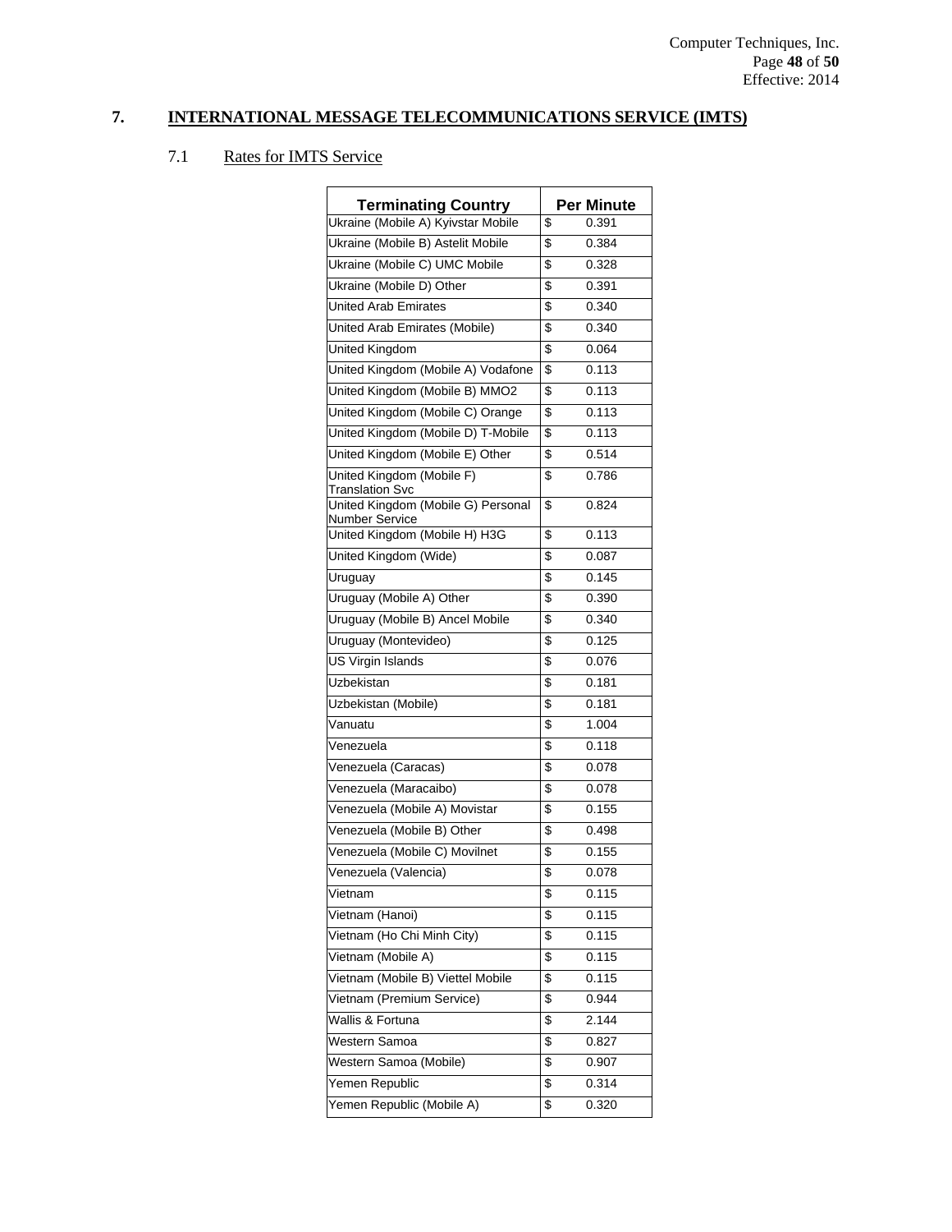## 7. INTERNATIONAL MESSAGE TELECOMMUNICATIONS SERVICE (IMTS)

### 7.1 Rates for IMTS Service

| Terminating Country | Per Minute |
|---|---|
| Ukraine (Mobile A) Kyivstar Mobile | $ 0.391 |
| Ukraine (Mobile B) Astelit Mobile | $ 0.384 |
| Ukraine (Mobile C) UMC Mobile | $ 0.328 |
| Ukraine (Mobile D) Other | $ 0.391 |
| United Arab Emirates | $ 0.340 |
| United Arab Emirates (Mobile) | $ 0.340 |
| United Kingdom | $ 0.064 |
| United Kingdom (Mobile A) Vodafone | $ 0.113 |
| United Kingdom (Mobile B) MMO2 | $ 0.113 |
| United Kingdom (Mobile C) Orange | $ 0.113 |
| United Kingdom (Mobile D) T-Mobile | $ 0.113 |
| United Kingdom (Mobile E) Other | $ 0.514 |
| United Kingdom (Mobile F) Translation Svc | $ 0.786 |
| United Kingdom (Mobile G) Personal Number Service | $ 0.824 |
| United Kingdom (Mobile H) H3G | $ 0.113 |
| United Kingdom (Wide) | $ 0.087 |
| Uruguay | $ 0.145 |
| Uruguay (Mobile A) Other | $ 0.390 |
| Uruguay (Mobile B) Ancel Mobile | $ 0.340 |
| Uruguay (Montevideo) | $ 0.125 |
| US Virgin Islands | $ 0.076 |
| Uzbekistan | $ 0.181 |
| Uzbekistan (Mobile) | $ 0.181 |
| Vanuatu | $ 1.004 |
| Venezuela | $ 0.118 |
| Venezuela (Caracas) | $ 0.078 |
| Venezuela (Maracaibo) | $ 0.078 |
| Venezuela (Mobile A) Movistar | $ 0.155 |
| Venezuela (Mobile B) Other | $ 0.498 |
| Venezuela (Mobile C) Movilnet | $ 0.155 |
| Venezuela (Valencia) | $ 0.078 |
| Vietnam | $ 0.115 |
| Vietnam (Hanoi) | $ 0.115 |
| Vietnam (Ho Chi Minh City) | $ 0.115 |
| Vietnam (Mobile A) | $ 0.115 |
| Vietnam (Mobile B) Viettel Mobile | $ 0.115 |
| Vietnam (Premium Service) | $ 0.944 |
| Wallis & Fortuna | $ 2.144 |
| Western Samoa | $ 0.827 |
| Western Samoa (Mobile) | $ 0.907 |
| Yemen Republic | $ 0.314 |
| Yemen Republic (Mobile A) | $ 0.320 |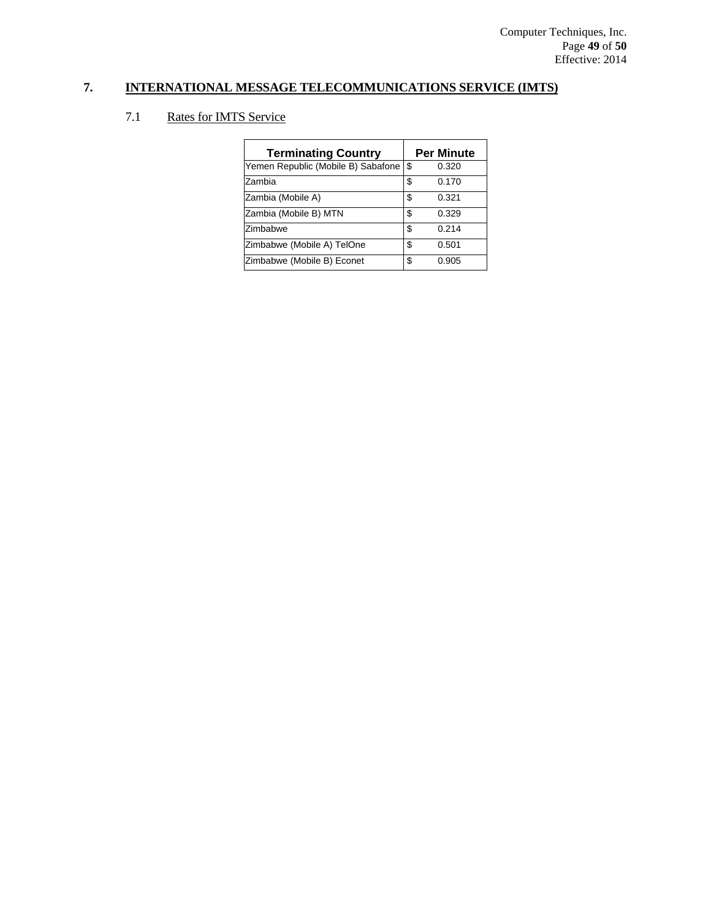## 7. INTERNATIONAL MESSAGE TELECOMMUNICATIONS SERVICE (IMTS)

### 7.1 Rates for IMTS Service

| Terminating Country | Per Minute |
|---|---|
| Yemen Republic (Mobile B) Sabafone | $ 0.320 |
| Zambia | $ 0.170 |
| Zambia (Mobile A) | $ 0.321 |
| Zambia (Mobile B) MTN | $ 0.329 |
| Zimbabwe | $ 0.214 |
| Zimbabwe (Mobile A) TelOne | $ 0.501 |
| Zimbabwe (Mobile B) Econet | $ 0.905 |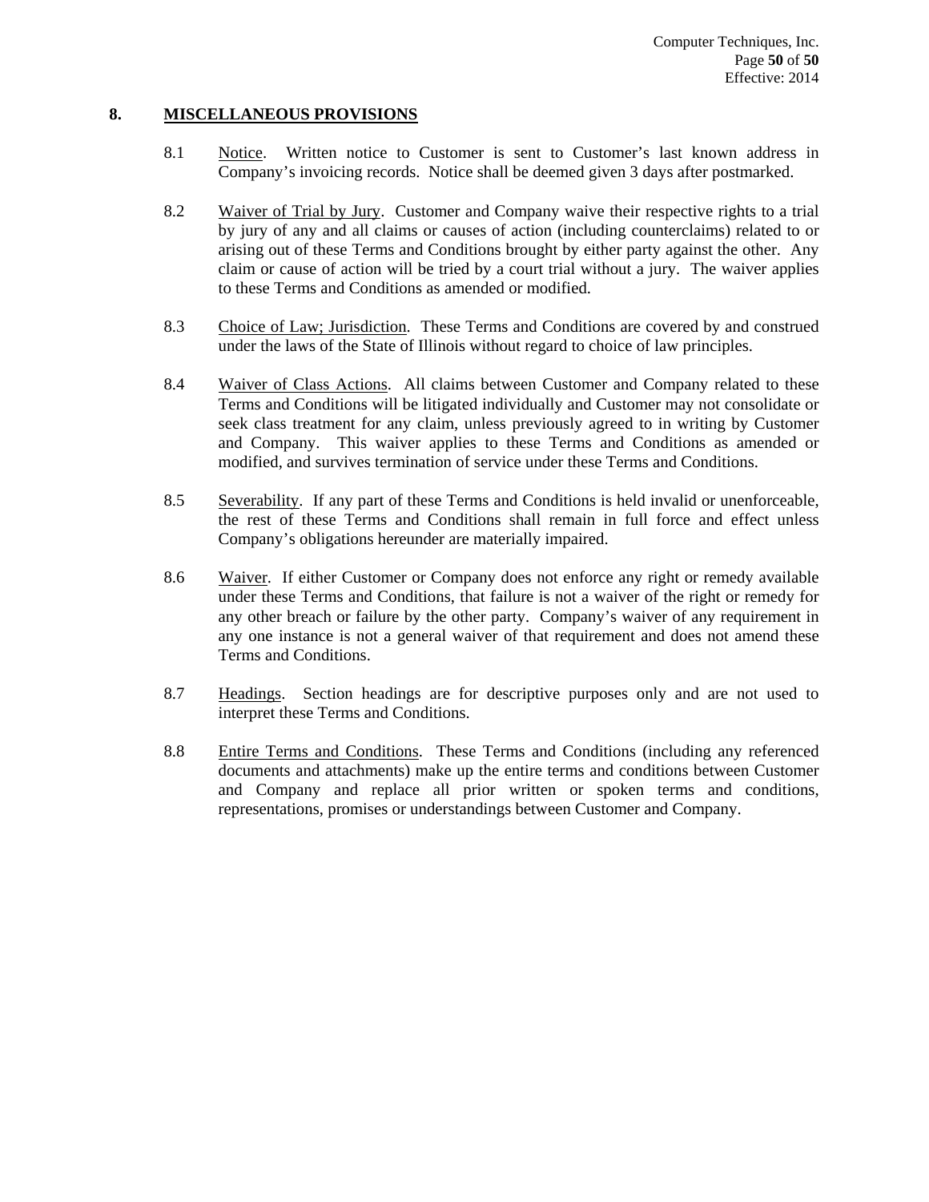## 8. MISCELLANEOUS PROVISIONS

8.1 Notice. Written notice to Customer is sent to Customer's last known address in Company's invoicing records. Notice shall be deemed given 3 days after postmarked.

8.2 Waiver of Trial by Jury. Customer and Company waive their respective rights to a trial by jury of any and all claims or causes of action (including counterclaims) related to or arising out of these Terms and Conditions brought by either party against the other. Any claim or cause of action will be tried by a court trial without a jury. The waiver applies to these Terms and Conditions as amended or modified.

8.3 Choice of Law; Jurisdiction. These Terms and Conditions are covered by and construed under the laws of the State of Illinois without regard to choice of law principles.

8.4 Waiver of Class Actions. All claims between Customer and Company related to these Terms and Conditions will be litigated individually and Customer may not consolidate or seek class treatment for any claim, unless previously agreed to in writing by Customer and Company. This waiver applies to these Terms and Conditions as amended or modified, and survives termination of service under these Terms and Conditions.

8.5 Severability. If any part of these Terms and Conditions is held invalid or unenforceable, the rest of these Terms and Conditions shall remain in full force and effect unless Company's obligations hereunder are materially impaired.

8.6 Waiver. If either Customer or Company does not enforce any right or remedy available under these Terms and Conditions, that failure is not a waiver of the right or remedy for any other breach or failure by the other party. Company's waiver of any requirement in any one instance is not a general waiver of that requirement and does not amend these Terms and Conditions.

8.7 Headings. Section headings are for descriptive purposes only and are not used to interpret these Terms and Conditions.

8.8 Entire Terms and Conditions. These Terms and Conditions (including any referenced documents and attachments) make up the entire terms and conditions between Customer and Company and replace all prior written or spoken terms and conditions, representations, promises or understandings between Customer and Company.